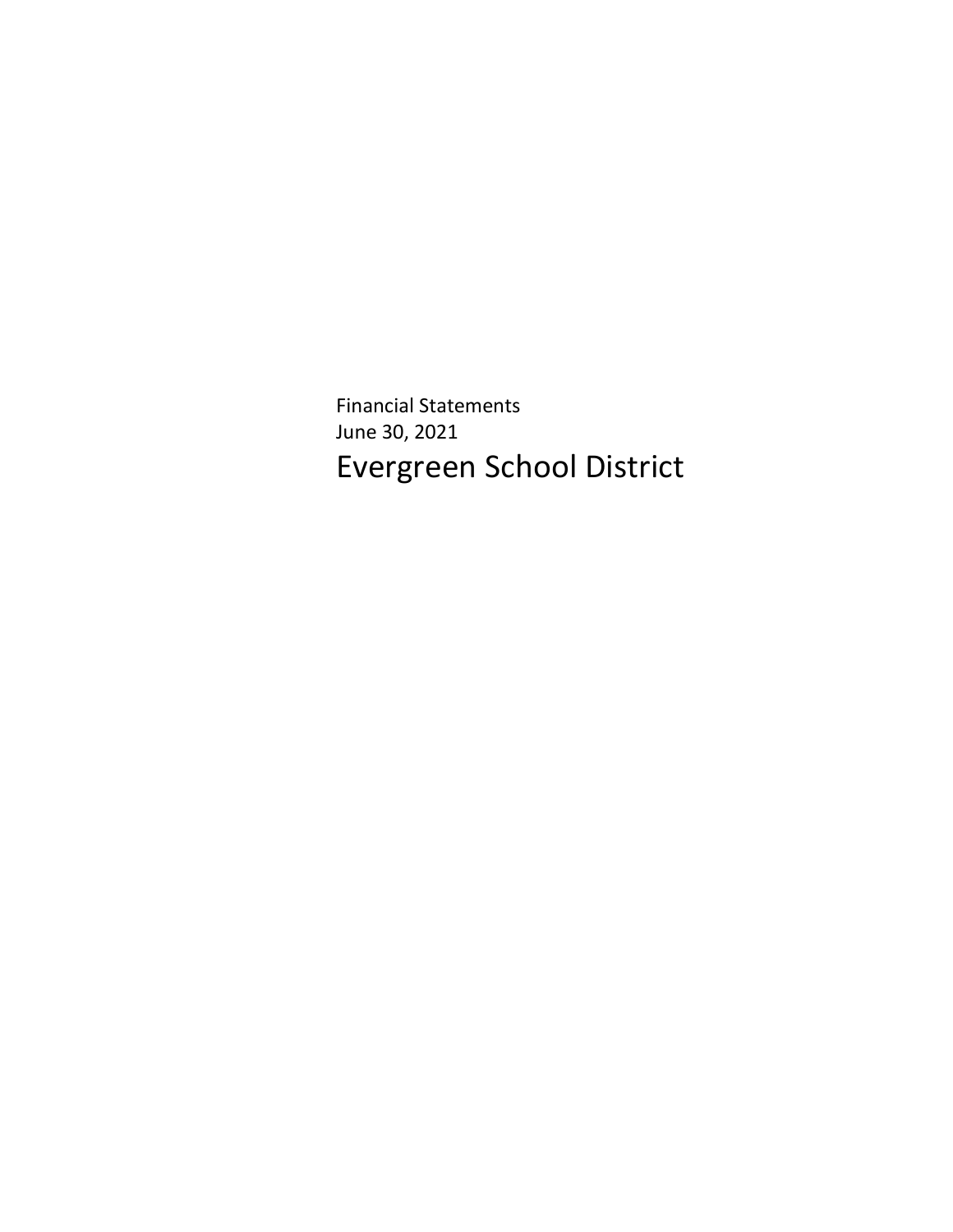Financial Statements
June 30, 2021

# Evergreen School District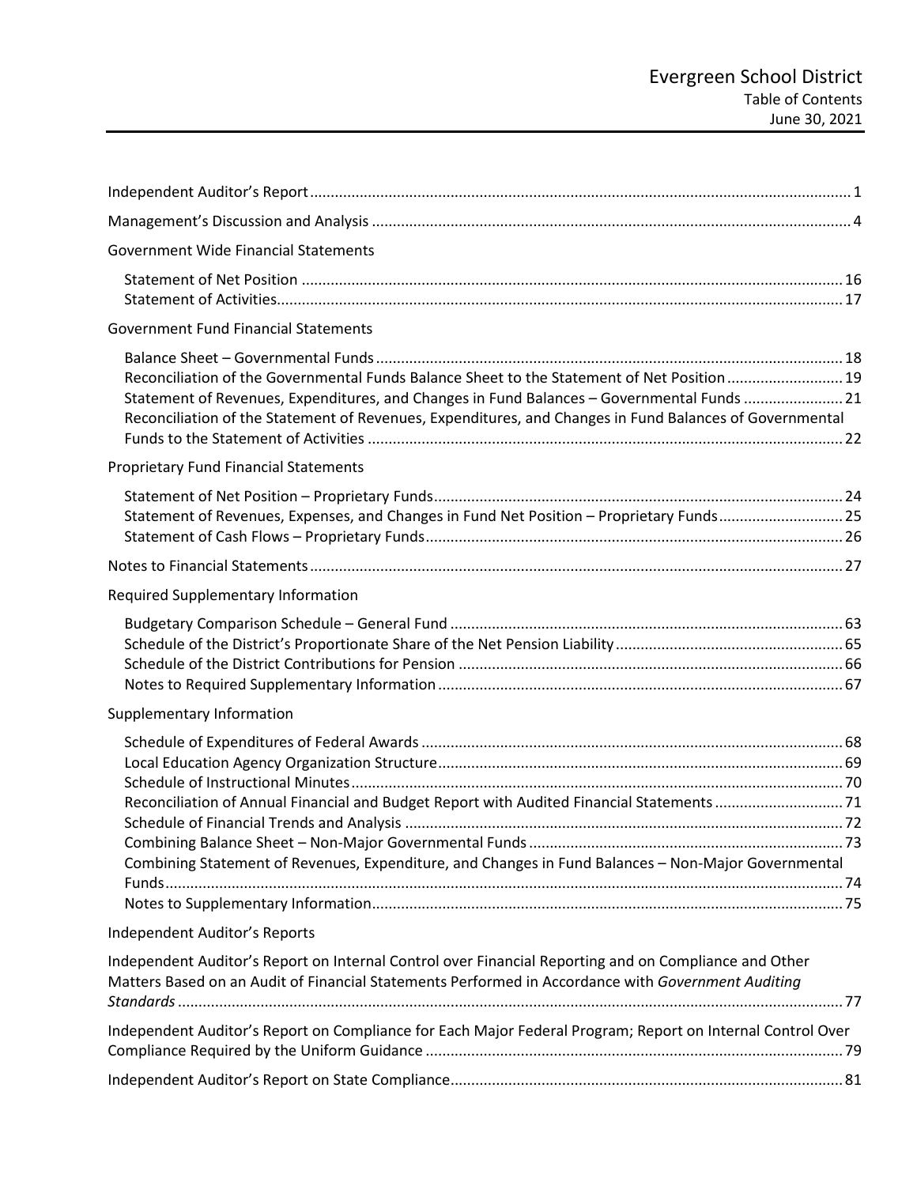# Evergreen School District

Table of Contents

June 30, 2021

| | |
|---|---|
| Independent Auditor's Report | 1 |
| Management's Discussion and Analysis | 4 |
| **Government Wide Financial Statements** | |
| Statement of Net Position | 16 |
| Statement of Activities | 17 |
| **Government Fund Financial Statements** | |
| Balance Sheet – Governmental Funds | 18 |
| Reconciliation of the Governmental Funds Balance Sheet to the Statement of Net Position | 19 |
| Statement of Revenues, Expenditures, and Changes in Fund Balances – Governmental Funds | 21 |
| Reconciliation of the Statement of Revenues, Expenditures, and Changes in Fund Balances of Governmental Funds to the Statement of Activities | 22 |
| **Proprietary Fund Financial Statements** | |
| Statement of Net Position – Proprietary Funds | 24 |
| Statement of Revenues, Expenses, and Changes in Fund Net Position – Proprietary Funds | 25 |
| Statement of Cash Flows – Proprietary Funds | 26 |
| Notes to Financial Statements | 27 |
| **Required Supplementary Information** | |
| Budgetary Comparison Schedule – General Fund | 63 |
| Schedule of the District's Proportionate Share of the Net Pension Liability | 65 |
| Schedule of the District Contributions for Pension | 66 |
| Notes to Required Supplementary Information | 67 |
| **Supplementary Information** | |
| Schedule of Expenditures of Federal Awards | 68 |
| Local Education Agency Organization Structure | 69 |
| Schedule of Instructional Minutes | 70 |
| Reconciliation of Annual Financial and Budget Report with Audited Financial Statements | 71 |
| Schedule of Financial Trends and Analysis | 72 |
| Combining Balance Sheet – Non-Major Governmental Funds | 73 |
| Combining Statement of Revenues, Expenditure, and Changes in Fund Balances – Non-Major Governmental Funds | 74 |
| Notes to Supplementary Information | 75 |
| **Independent Auditor's Reports** | |
| Independent Auditor's Report on Internal Control over Financial Reporting and on Compliance and Other Matters Based on an Audit of Financial Statements Performed in Accordance with *Government Auditing Standards* | 77 |
| Independent Auditor's Report on Compliance for Each Major Federal Program; Report on Internal Control Over Compliance Required by the Uniform Guidance | 79 |
| Independent Auditor's Report on State Compliance | 81 |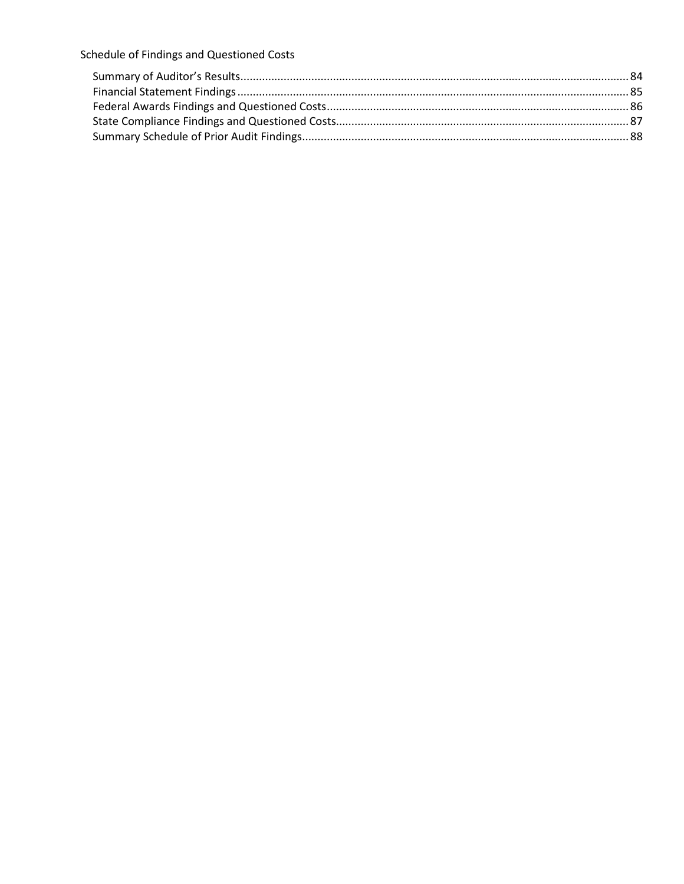Schedule of Findings and Questioned Costs

- Summary of Auditor's Results ........ 84
- Financial Statement Findings ........ 85
- Federal Awards Findings and Questioned Costs ........ 86
- State Compliance Findings and Questioned Costs ........ 87
- Summary Schedule of Prior Audit Findings ........ 88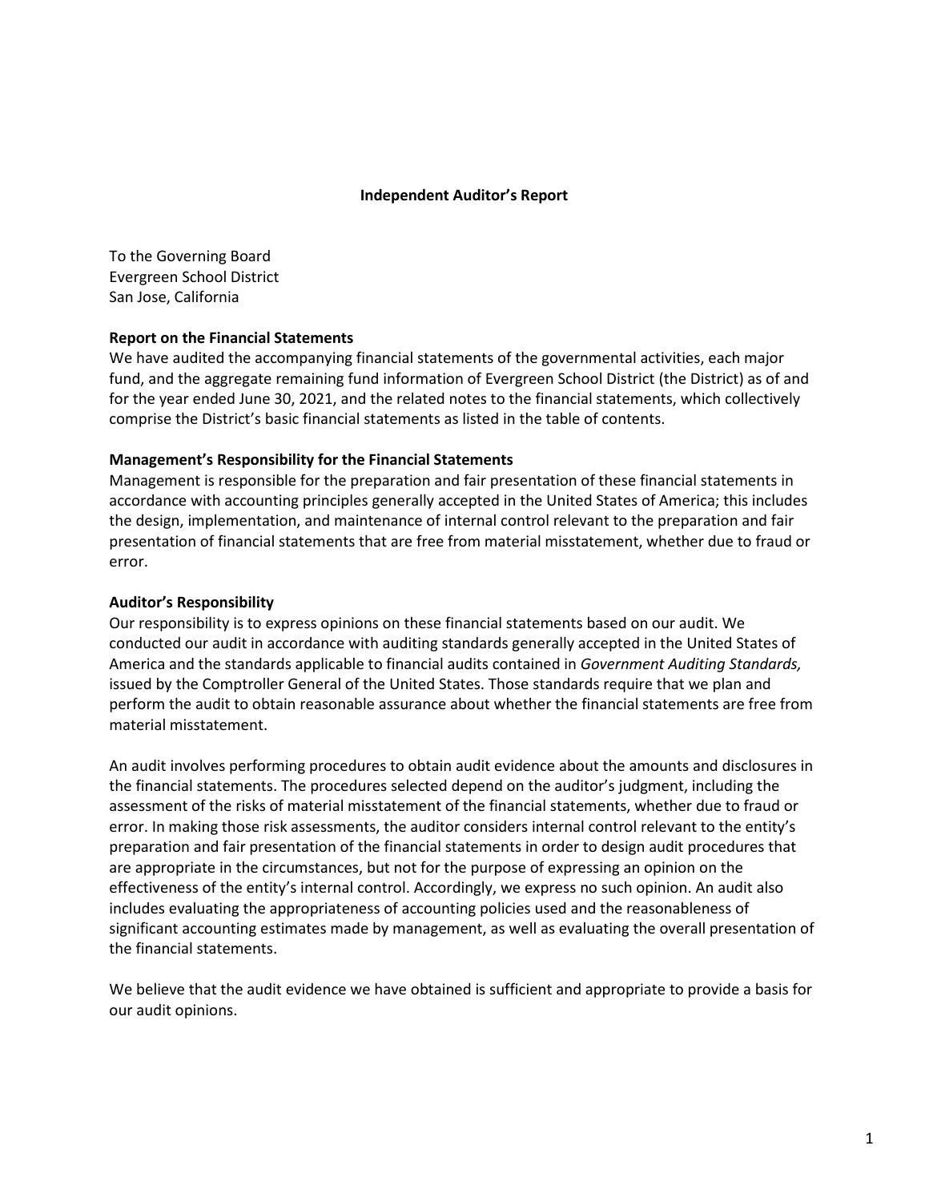## Independent Auditor's Report

To the Governing Board
Evergreen School District
San Jose, California

### Report on the Financial Statements

We have audited the accompanying financial statements of the governmental activities, each major fund, and the aggregate remaining fund information of Evergreen School District (the District) as of and for the year ended June 30, 2021, and the related notes to the financial statements, which collectively comprise the District's basic financial statements as listed in the table of contents.

### Management's Responsibility for the Financial Statements

Management is responsible for the preparation and fair presentation of these financial statements in accordance with accounting principles generally accepted in the United States of America; this includes the design, implementation, and maintenance of internal control relevant to the preparation and fair presentation of financial statements that are free from material misstatement, whether due to fraud or error.

### Auditor's Responsibility

Our responsibility is to express opinions on these financial statements based on our audit. We conducted our audit in accordance with auditing standards generally accepted in the United States of America and the standards applicable to financial audits contained in *Government Auditing Standards,* issued by the Comptroller General of the United States. Those standards require that we plan and perform the audit to obtain reasonable assurance about whether the financial statements are free from material misstatement.

An audit involves performing procedures to obtain audit evidence about the amounts and disclosures in the financial statements. The procedures selected depend on the auditor's judgment, including the assessment of the risks of material misstatement of the financial statements, whether due to fraud or error. In making those risk assessments, the auditor considers internal control relevant to the entity's preparation and fair presentation of the financial statements in order to design audit procedures that are appropriate in the circumstances, but not for the purpose of expressing an opinion on the effectiveness of the entity's internal control. Accordingly, we express no such opinion. An audit also includes evaluating the appropriateness of accounting policies used and the reasonableness of significant accounting estimates made by management, as well as evaluating the overall presentation of the financial statements.

We believe that the audit evidence we have obtained is sufficient and appropriate to provide a basis for our audit opinions.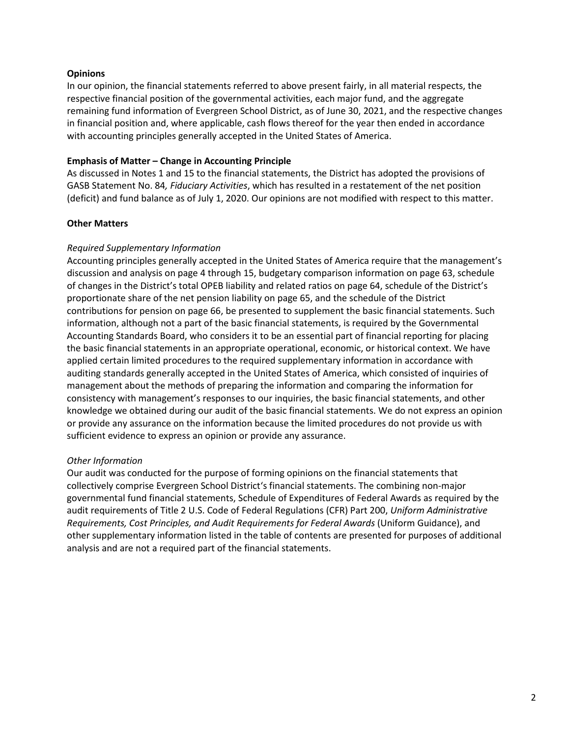**Opinions**

In our opinion, the financial statements referred to above present fairly, in all material respects, the respective financial position of the governmental activities, each major fund, and the aggregate remaining fund information of Evergreen School District, as of June 30, 2021, and the respective changes in financial position and, where applicable, cash flows thereof for the year then ended in accordance with accounting principles generally accepted in the United States of America.

**Emphasis of Matter – Change in Accounting Principle**

As discussed in Notes 1 and 15 to the financial statements, the District has adopted the provisions of GASB Statement No. 84*, Fiduciary Activities*, which has resulted in a restatement of the net position (deficit) and fund balance as of July 1, 2020. Our opinions are not modified with respect to this matter.

**Other Matters**

*Required Supplementary Information*

Accounting principles generally accepted in the United States of America require that the management's discussion and analysis on page 4 through 15, budgetary comparison information on page 63, schedule of changes in the District's total OPEB liability and related ratios on page 64, schedule of the District's proportionate share of the net pension liability on page 65, and the schedule of the District contributions for pension on page 66, be presented to supplement the basic financial statements. Such information, although not a part of the basic financial statements, is required by the Governmental Accounting Standards Board, who considers it to be an essential part of financial reporting for placing the basic financial statements in an appropriate operational, economic, or historical context. We have applied certain limited procedures to the required supplementary information in accordance with auditing standards generally accepted in the United States of America, which consisted of inquiries of management about the methods of preparing the information and comparing the information for consistency with management's responses to our inquiries, the basic financial statements, and other knowledge we obtained during our audit of the basic financial statements. We do not express an opinion or provide any assurance on the information because the limited procedures do not provide us with sufficient evidence to express an opinion or provide any assurance.

*Other Information*

Our audit was conducted for the purpose of forming opinions on the financial statements that collectively comprise Evergreen School District's financial statements. The combining non-major governmental fund financial statements, Schedule of Expenditures of Federal Awards as required by the audit requirements of Title 2 U.S. Code of Federal Regulations (CFR) Part 200, *Uniform Administrative Requirements, Cost Principles, and Audit Requirements for Federal Awards* (Uniform Guidance), and other supplementary information listed in the table of contents are presented for purposes of additional analysis and are not a required part of the financial statements.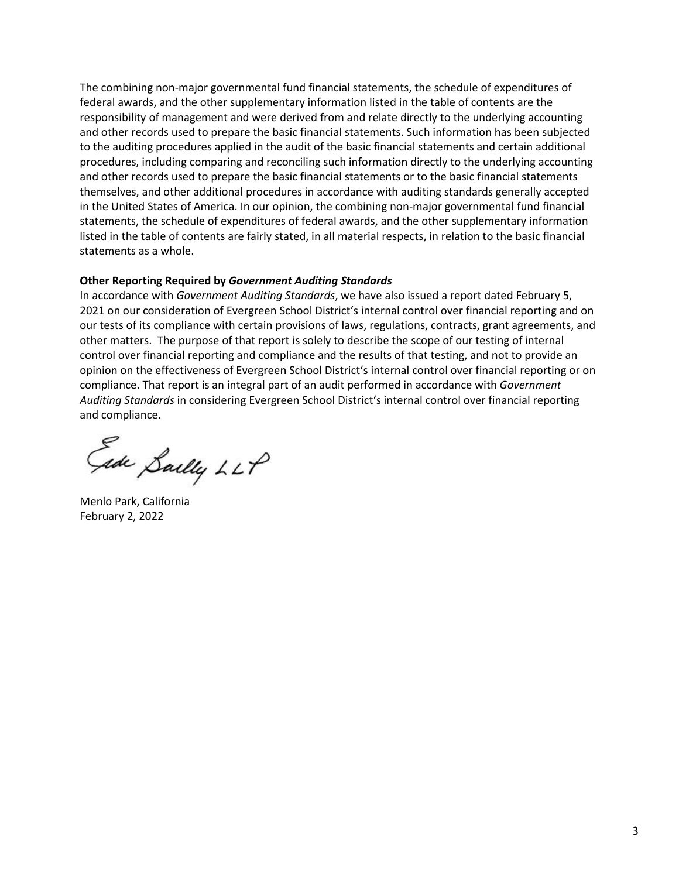The combining non-major governmental fund financial statements, the schedule of expenditures of federal awards, and the other supplementary information listed in the table of contents are the responsibility of management and were derived from and relate directly to the underlying accounting and other records used to prepare the basic financial statements. Such information has been subjected to the auditing procedures applied in the audit of the basic financial statements and certain additional procedures, including comparing and reconciling such information directly to the underlying accounting and other records used to prepare the basic financial statements or to the basic financial statements themselves, and other additional procedures in accordance with auditing standards generally accepted in the United States of America. In our opinion, the combining non-major governmental fund financial statements, the schedule of expenditures of federal awards, and the other supplementary information listed in the table of contents are fairly stated, in all material respects, in relation to the basic financial statements as a whole.

**Other Reporting Required by *Government Auditing Standards***

In accordance with *Government Auditing Standards*, we have also issued a report dated February 5, 2021 on our consideration of Evergreen School District's internal control over financial reporting and on our tests of its compliance with certain provisions of laws, regulations, contracts, grant agreements, and other matters. The purpose of that report is solely to describe the scope of our testing of internal control over financial reporting and compliance and the results of that testing, and not to provide an opinion on the effectiveness of Evergreen School District's internal control over financial reporting or on compliance. That report is an integral part of an audit performed in accordance with *Government Auditing Standards* in considering Evergreen School District's internal control over financial reporting and compliance.

Eide Bailly LLP

Menlo Park, California
February 2, 2022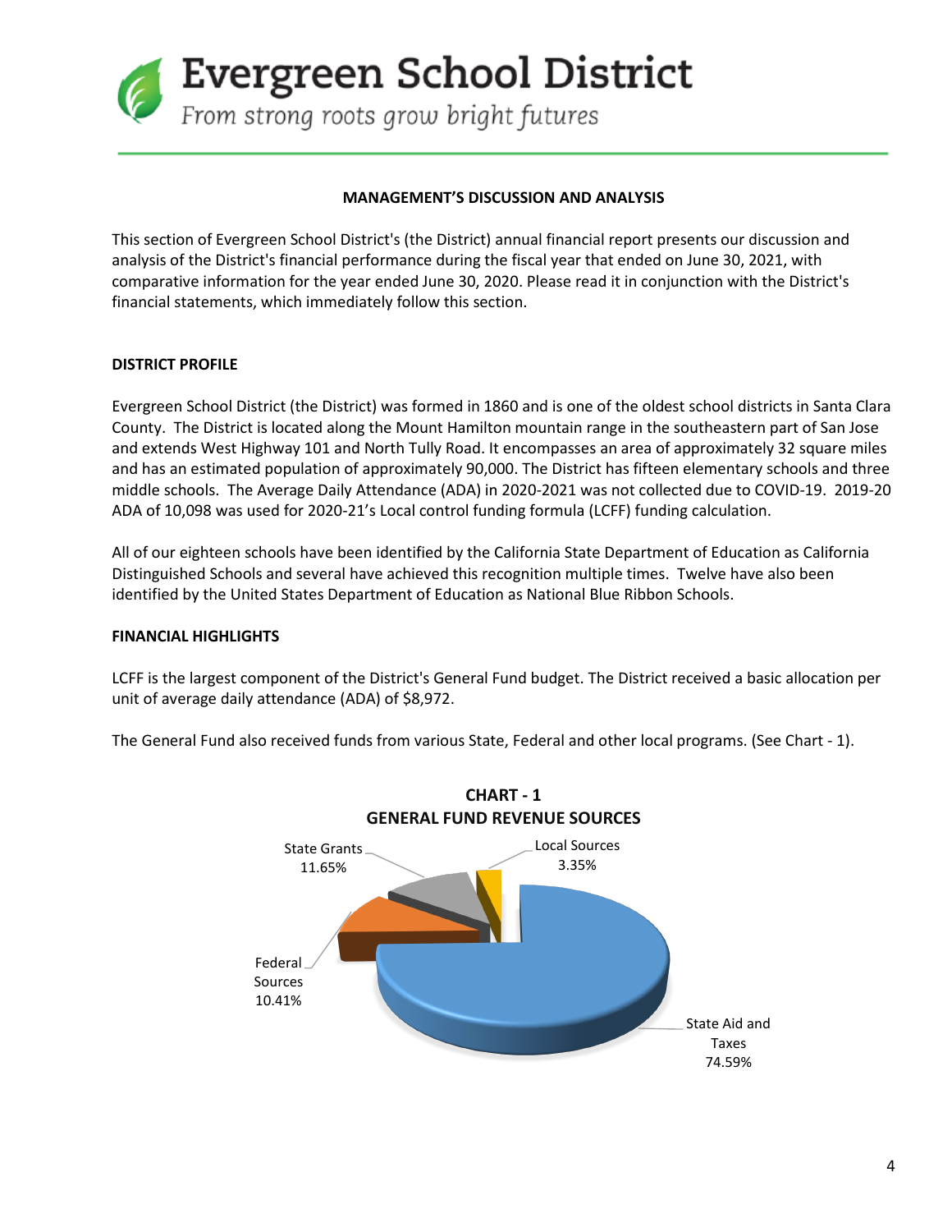# Evergreen School District

*From strong roots grow bright futures*

## MANAGEMENT'S DISCUSSION AND ANALYSIS

This section of Evergreen School District's (the District) annual financial report presents our discussion and analysis of the District's financial performance during the fiscal year that ended on June 30, 2021, with comparative information for the year ended June 30, 2020. Please read it in conjunction with the District's financial statements, which immediately follow this section.

### DISTRICT PROFILE

Evergreen School District (the District) was formed in 1860 and is one of the oldest school districts in Santa Clara County. The District is located along the Mount Hamilton mountain range in the southeastern part of San Jose and extends West Highway 101 and North Tully Road. It encompasses an area of approximately 32 square miles and has an estimated population of approximately 90,000. The District has fifteen elementary schools and three middle schools. The Average Daily Attendance (ADA) in 2020-2021 was not collected due to COVID-19. 2019-20 ADA of 10,098 was used for 2020-21's Local control funding formula (LCFF) funding calculation.

All of our eighteen schools have been identified by the California State Department of Education as California Distinguished Schools and several have achieved this recognition multiple times. Twelve have also been identified by the United States Department of Education as National Blue Ribbon Schools.

### FINANCIAL HIGHLIGHTS

LCFF is the largest component of the District's General Fund budget. The District received a basic allocation per unit of average daily attendance (ADA) of $8,972.

The General Fund also received funds from various State, Federal and other local programs. (See Chart - 1).

**CHART - 1**
**GENERAL FUND REVENUE SOURCES**

| Source | Percentage |
|---|---|
| State Aid and Taxes | 74.59% |
| State Grants | 11.65% |
| Federal Sources | 10.41% |
| Local Sources | 3.35% |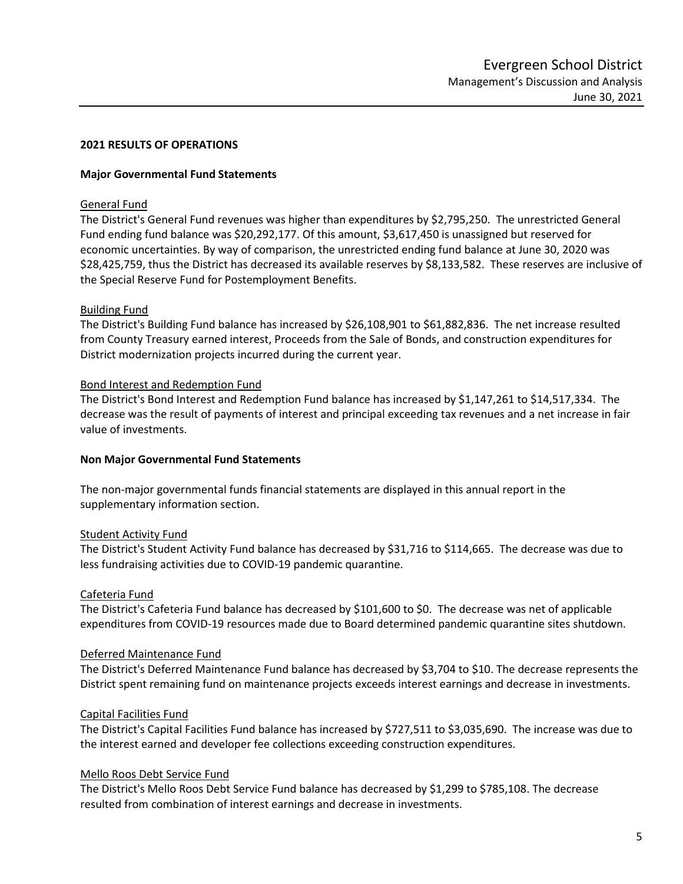## 2021 RESULTS OF OPERATIONS

### Major Governmental Fund Statements

General Fund

The District's General Fund revenues was higher than expenditures by $2,795,250. The unrestricted General Fund ending fund balance was $20,292,177. Of this amount, $3,617,450 is unassigned but reserved for economic uncertainties. By way of comparison, the unrestricted ending fund balance at June 30, 2020 was $28,425,759, thus the District has decreased its available reserves by $8,133,582. These reserves are inclusive of the Special Reserve Fund for Postemployment Benefits.

Building Fund

The District's Building Fund balance has increased by $26,108,901 to $61,882,836. The net increase resulted from County Treasury earned interest, Proceeds from the Sale of Bonds, and construction expenditures for District modernization projects incurred during the current year.

Bond Interest and Redemption Fund

The District's Bond Interest and Redemption Fund balance has increased by $1,147,261 to $14,517,334. The decrease was the result of payments of interest and principal exceeding tax revenues and a net increase in fair value of investments.

### Non Major Governmental Fund Statements

The non-major governmental funds financial statements are displayed in this annual report in the supplementary information section.

Student Activity Fund

The District's Student Activity Fund balance has decreased by $31,716 to $114,665. The decrease was due to less fundraising activities due to COVID-19 pandemic quarantine.

Cafeteria Fund

The District's Cafeteria Fund balance has decreased by $101,600 to $0. The decrease was net of applicable expenditures from COVID-19 resources made due to Board determined pandemic quarantine sites shutdown.

Deferred Maintenance Fund

The District's Deferred Maintenance Fund balance has decreased by $3,704 to $10. The decrease represents the District spent remaining fund on maintenance projects exceeds interest earnings and decrease in investments.

Capital Facilities Fund

The District's Capital Facilities Fund balance has increased by $727,511 to $3,035,690. The increase was due to the interest earned and developer fee collections exceeding construction expenditures.

Mello Roos Debt Service Fund

The District's Mello Roos Debt Service Fund balance has decreased by $1,299 to $785,108. The decrease resulted from combination of interest earnings and decrease in investments.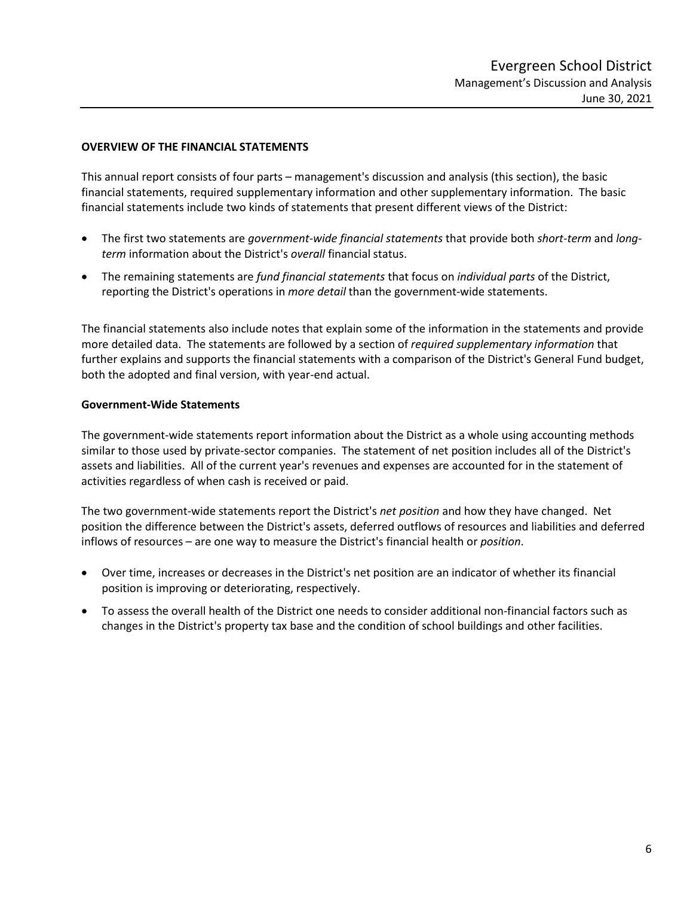## OVERVIEW OF THE FINANCIAL STATEMENTS

This annual report consists of four parts – management's discussion and analysis (this section), the basic financial statements, required supplementary information and other supplementary information. The basic financial statements include two kinds of statements that present different views of the District:

- The first two statements are *government-wide financial statements* that provide both *short-term* and *long-term* information about the District's *overall* financial status.
- The remaining statements are *fund financial statements* that focus on *individual parts* of the District, reporting the District's operations in *more detail* than the government-wide statements.

The financial statements also include notes that explain some of the information in the statements and provide more detailed data. The statements are followed by a section of *required supplementary information* that further explains and supports the financial statements with a comparison of the District's General Fund budget, both the adopted and final version, with year-end actual.

### Government-Wide Statements

The government-wide statements report information about the District as a whole using accounting methods similar to those used by private-sector companies. The statement of net position includes all of the District's assets and liabilities. All of the current year's revenues and expenses are accounted for in the statement of activities regardless of when cash is received or paid.

The two government-wide statements report the District's *net position* and how they have changed. Net position the difference between the District's assets, deferred outflows of resources and liabilities and deferred inflows of resources – are one way to measure the District's financial health or *position*.

- Over time, increases or decreases in the District's net position are an indicator of whether its financial position is improving or deteriorating, respectively.
- To assess the overall health of the District one needs to consider additional non-financial factors such as changes in the District's property tax base and the condition of school buildings and other facilities.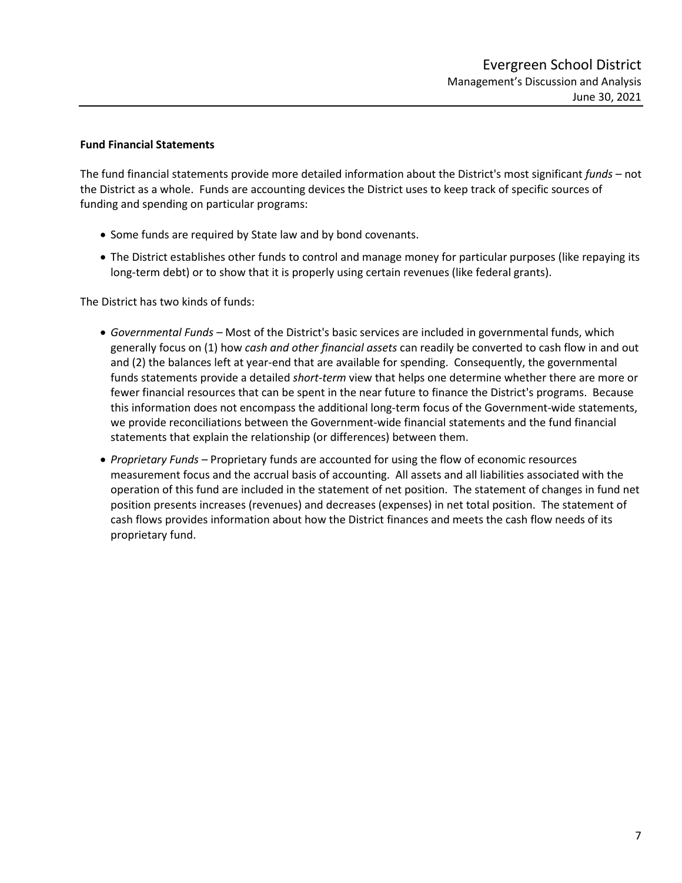### Fund Financial Statements

The fund financial statements provide more detailed information about the District's most significant *funds* – not the District as a whole. Funds are accounting devices the District uses to keep track of specific sources of funding and spending on particular programs:

- Some funds are required by State law and by bond covenants.
- The District establishes other funds to control and manage money for particular purposes (like repaying its long-term debt) or to show that it is properly using certain revenues (like federal grants).

The District has two kinds of funds:

- *Governmental Funds* – Most of the District's basic services are included in governmental funds, which generally focus on (1) how *cash and other financial assets* can readily be converted to cash flow in and out and (2) the balances left at year-end that are available for spending. Consequently, the governmental funds statements provide a detailed *short-term* view that helps one determine whether there are more or fewer financial resources that can be spent in the near future to finance the District's programs. Because this information does not encompass the additional long-term focus of the Government-wide statements, we provide reconciliations between the Government-wide financial statements and the fund financial statements that explain the relationship (or differences) between them.
- *Proprietary Funds* – Proprietary funds are accounted for using the flow of economic resources measurement focus and the accrual basis of accounting. All assets and all liabilities associated with the operation of this fund are included in the statement of net position. The statement of changes in fund net position presents increases (revenues) and decreases (expenses) in net total position. The statement of cash flows provides information about how the District finances and meets the cash flow needs of its proprietary fund.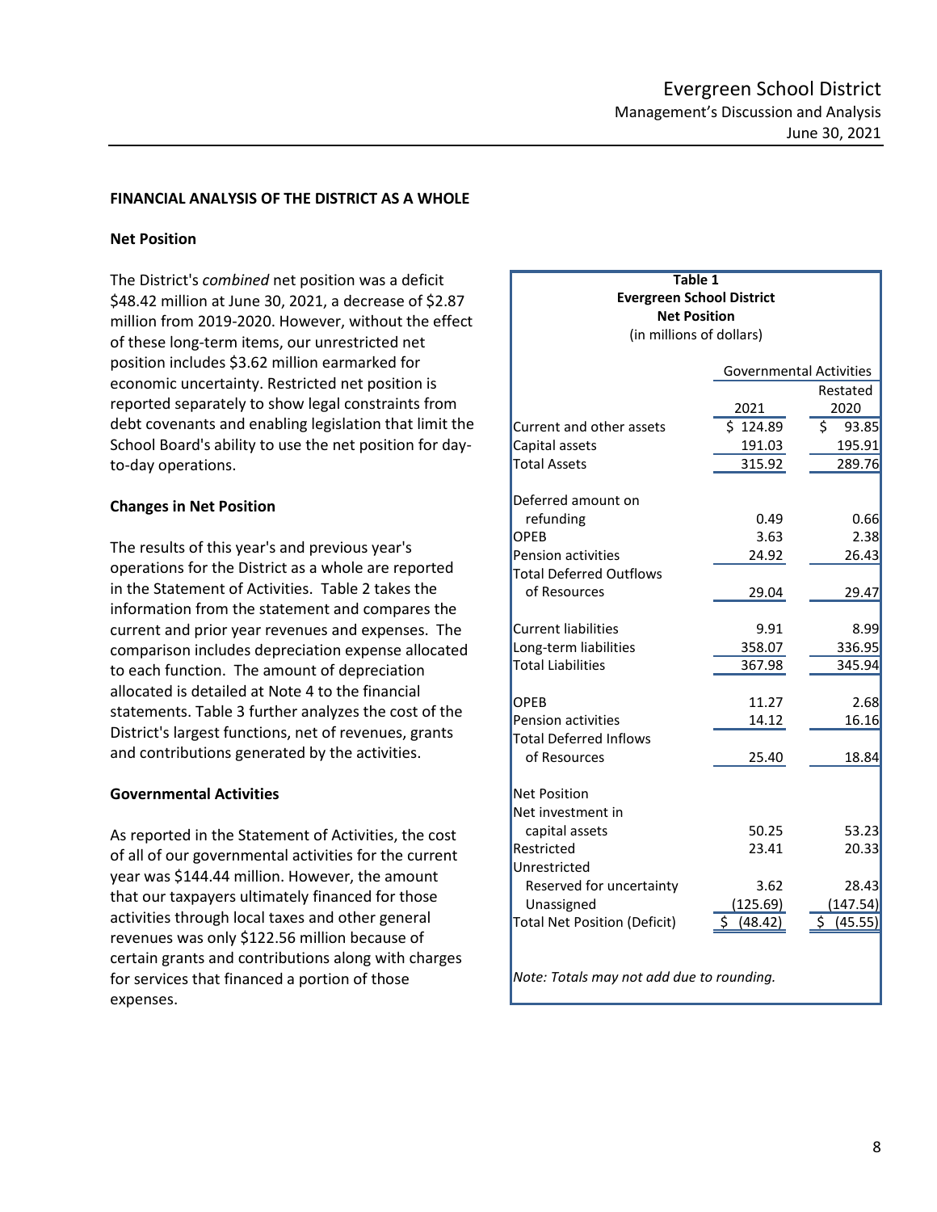## FINANCIAL ANALYSIS OF THE DISTRICT AS A WHOLE

### Net Position

The District's *combined* net position was a deficit $48.42 million at June 30, 2021, a decrease of $2.87 million from 2019-2020. However, without the effect of these long-term items, our unrestricted net position includes $3.62 million earmarked for economic uncertainty. Restricted net position is reported separately to show legal constraints from debt covenants and enabling legislation that limit the School Board's ability to use the net position for day-to-day operations.

### Changes in Net Position

The results of this year's and previous year's operations for the District as a whole are reported in the Statement of Activities. Table 2 takes the information from the statement and compares the current and prior year revenues and expenses. The comparison includes depreciation expense allocated to each function. The amount of depreciation allocated is detailed at Note 4 to the financial statements. Table 3 further analyzes the cost of the District's largest functions, net of revenues, grants and contributions generated by the activities.

### Governmental Activities

As reported in the Statement of Activities, the cost of all of our governmental activities for the current year was $144.44 million. However, the amount that our taxpayers ultimately financed for those activities through local taxes and other general revenues was only $122.56 million because of certain grants and contributions along with charges for services that financed a portion of those expenses.

**Table 1**
**Evergreen School District**
**Net Position**
(in millions of dollars)

| | Governmental Activities | |
|---|---|---|
| | 2021 | Restated 2020 |
| Current and other assets | $ 124.89 | $ 93.85 |
| Capital assets | 191.03 | 195.91 |
| Total Assets | 315.92 | 289.76 |
| | | |
| Deferred amount on refunding | 0.49 | 0.66 |
| OPEB | 3.63 | 2.38 |
| Pension activities | 24.92 | 26.43 |
| Total Deferred Outflows of Resources | 29.04 | 29.47 |
| | | |
| Current liabilities | 9.91 | 8.99 |
| Long-term liabilities | 358.07 | 336.95 |
| Total Liabilities | 367.98 | 345.94 |
| | | |
| OPEB | 11.27 | 2.68 |
| Pension activities | 14.12 | 16.16 |
| Total Deferred Inflows of Resources | 25.40 | 18.84 |
| | | |
| Net Position | | |
| Net investment in capital assets | 50.25 | 53.23 |
| Restricted | 23.41 | 20.33 |
| Unrestricted | | |
| Reserved for uncertainty | 3.62 | 28.43 |
| Unassigned | (125.69) | (147.54) |
| Total Net Position (Deficit) | $ (48.42) | $ (45.55) |

*Note: Totals may not add due to rounding.*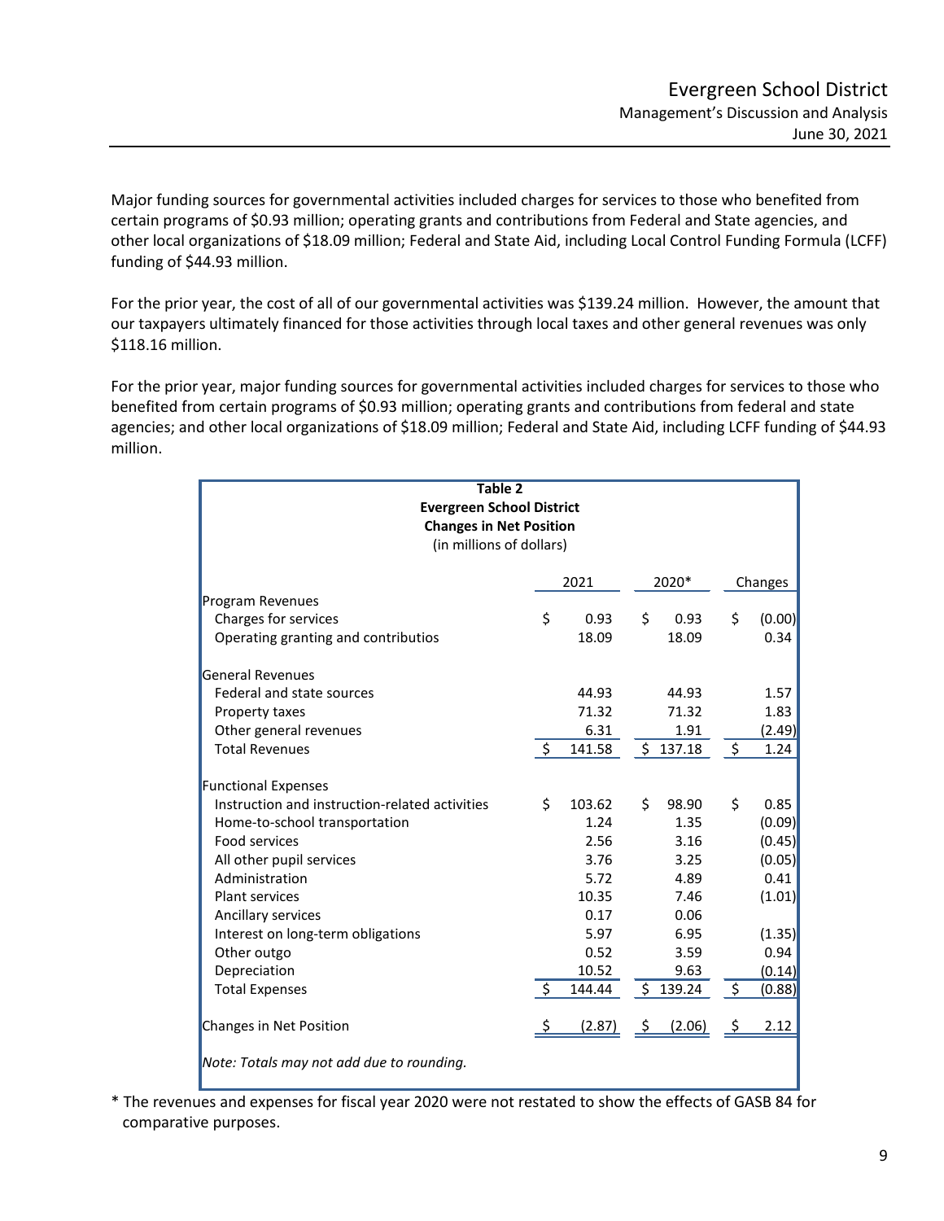Major funding sources for governmental activities included charges for services to those who benefited from certain programs of $0.93 million; operating grants and contributions from Federal and State agencies, and other local organizations of $18.09 million; Federal and State Aid, including Local Control Funding Formula (LCFF) funding of $44.93 million.

For the prior year, the cost of all of our governmental activities was $139.24 million. However, the amount that our taxpayers ultimately financed for those activities through local taxes and other general revenues was only $118.16 million.

For the prior year, major funding sources for governmental activities included charges for services to those who benefited from certain programs of $0.93 million; operating grants and contributions from federal and state agencies; and other local organizations of $18.09 million; Federal and State Aid, including LCFF funding of $44.93 million.

**Table 2**
**Evergreen School District**
**Changes in Net Position**
(in millions of dollars)

| | 2021 | 2020* | Changes |
|---|---|---|---|
| Program Revenues | | | |
| Charges for services | $ 0.93 | $ 0.93 | $ (0.00) |
| Operating granting and contributios | 18.09 | 18.09 | 0.34 |
| General Revenues | | | |
| Federal and state sources | 44.93 | 44.93 | 1.57 |
| Property taxes | 71.32 | 71.32 | 1.83 |
| Other general revenues | 6.31 | 1.91 | (2.49) |
| Total Revenues | $ 141.58 | $ 137.18 | $ 1.24 |
| Functional Expenses | | | |
| Instruction and instruction-related activities | $ 103.62 | $ 98.90 | $ 0.85 |
| Home-to-school transportation | 1.24 | 1.35 | (0.09) |
| Food services | 2.56 | 3.16 | (0.45) |
| All other pupil services | 3.76 | 3.25 | (0.05) |
| Administration | 5.72 | 4.89 | 0.41 |
| Plant services | 10.35 | 7.46 | (1.01) |
| Ancillary services | 0.17 | 0.06 | |
| Interest on long-term obligations | 5.97 | 6.95 | (1.35) |
| Other outgo | 0.52 | 3.59 | 0.94 |
| Depreciation | 10.52 | 9.63 | (0.14) |
| Total Expenses | $ 144.44 | $ 139.24 | $ (0.88) |
| Changes in Net Position | $ (2.87) | $ (2.06) | $ 2.12 |

*Note: Totals may not add due to rounding.*

* The revenues and expenses for fiscal year 2020 were not restated to show the effects of GASB 84 for comparative purposes.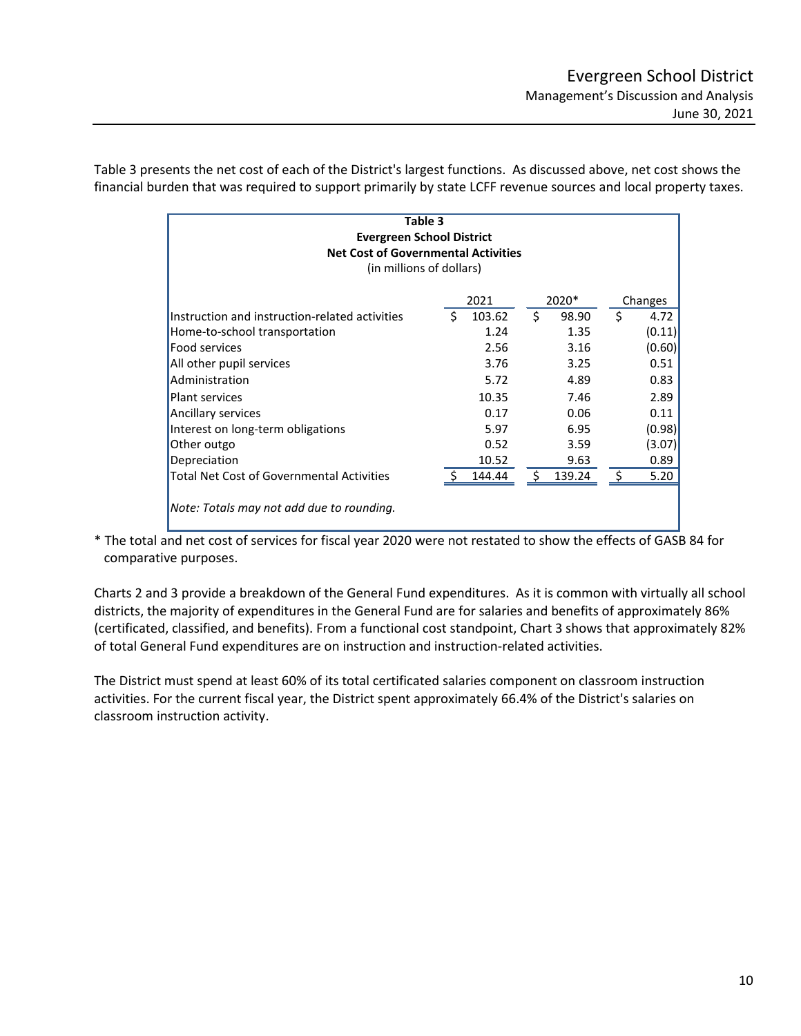Table 3 presents the net cost of each of the District's largest functions. As discussed above, net cost shows the financial burden that was required to support primarily by state LCFF revenue sources and local property taxes.

**Table 3**
**Evergreen School District**
**Net Cost of Governmental Activities**
(in millions of dollars)

| | 2021 | 2020* | Changes |
|---|---|---|---|
| Instruction and instruction-related activities | $ 103.62 | $ 98.90 | $ 4.72 |
| Home-to-school transportation | 1.24 | 1.35 | (0.11) |
| Food services | 2.56 | 3.16 | (0.60) |
| All other pupil services | 3.76 | 3.25 | 0.51 |
| Administration | 5.72 | 4.89 | 0.83 |
| Plant services | 10.35 | 7.46 | 2.89 |
| Ancillary services | 0.17 | 0.06 | 0.11 |
| Interest on long-term obligations | 5.97 | 6.95 | (0.98) |
| Other outgo | 0.52 | 3.59 | (3.07) |
| Depreciation | 10.52 | 9.63 | 0.89 |
| Total Net Cost of Governmental Activities | $ 144.44 | $ 139.24 | $ 5.20 |

*Note: Totals may not add due to rounding.*

* The total and net cost of services for fiscal year 2020 were not restated to show the effects of GASB 84 for comparative purposes.

Charts 2 and 3 provide a breakdown of the General Fund expenditures. As it is common with virtually all school districts, the majority of expenditures in the General Fund are for salaries and benefits of approximately 86% (certificated, classified, and benefits). From a functional cost standpoint, Chart 3 shows that approximately 82% of total General Fund expenditures are on instruction and instruction-related activities.

The District must spend at least 60% of its total certificated salaries component on classroom instruction activities. For the current fiscal year, the District spent approximately 66.4% of the District's salaries on classroom instruction activity.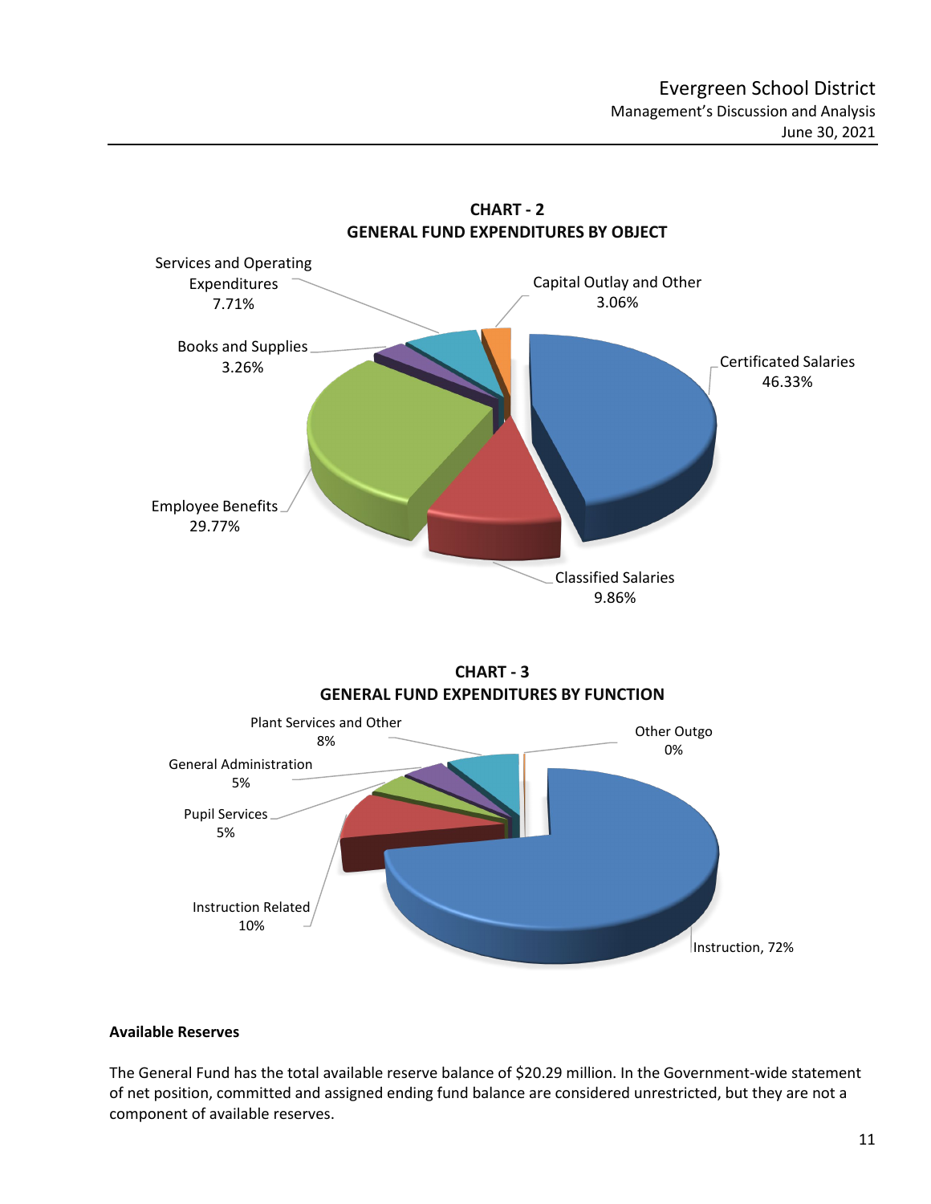**CHART - 2**
**GENERAL FUND EXPENDITURES BY OBJECT**

| Category | Percentage |
|---|---|
| Certificated Salaries | 46.33% |
| Classified Salaries | 9.86% |
| Employee Benefits | 29.77% |
| Books and Supplies | 3.26% |
| Services and Operating Expenditures | 7.71% |
| Capital Outlay and Other | 3.06% |

**CHART - 3**
**GENERAL FUND EXPENDITURES BY FUNCTION**

| Category | Percentage |
|---|---|
| Instruction | 72% |
| Instruction Related | 10% |
| Pupil Services | 5% |
| General Administration | 5% |
| Plant Services and Other | 8% |
| Other Outgo | 0% |

**Available Reserves**

The General Fund has the total available reserve balance of $20.29 million. In the Government-wide statement of net position, committed and assigned ending fund balance are considered unrestricted, but they are not a component of available reserves.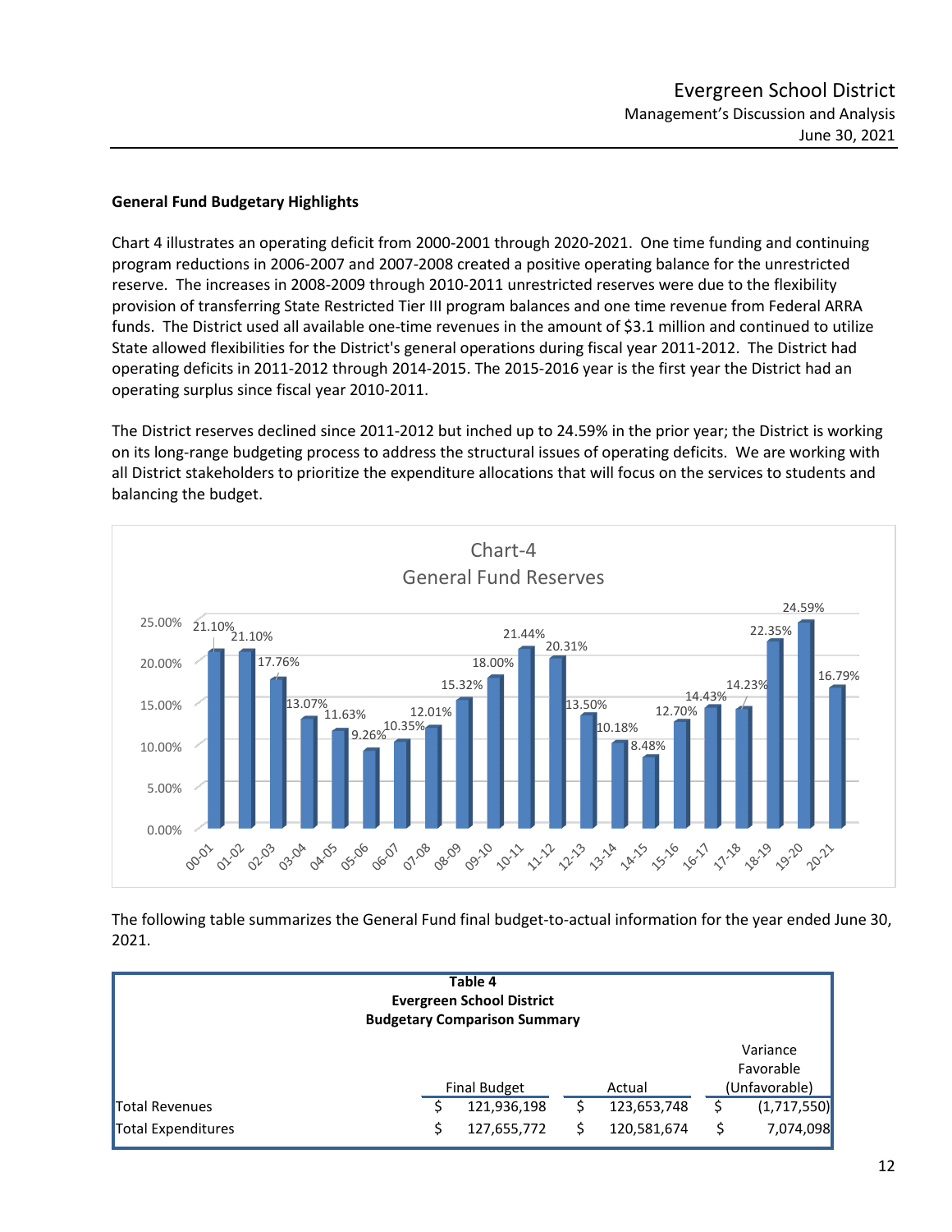### General Fund Budgetary Highlights

Chart 4 illustrates an operating deficit from 2000-2001 through 2020-2021. One time funding and continuing program reductions in 2006-2007 and 2007-2008 created a positive operating balance for the unrestricted reserve. The increases in 2008-2009 through 2010-2011 unrestricted reserves were due to the flexibility provision of transferring State Restricted Tier III program balances and one time revenue from Federal ARRA funds. The District used all available one-time revenues in the amount of $3.1 million and continued to utilize State allowed flexibilities for the District's general operations during fiscal year 2011-2012. The District had operating deficits in 2011-2012 through 2014-2015. The 2015-2016 year is the first year the District had an operating surplus since fiscal year 2010-2011.

The District reserves declined since 2011-2012 but inched up to 24.59% in the prior year; the District is working on its long-range budgeting process to address the structural issues of operating deficits. We are working with all District stakeholders to prioritize the expenditure allocations that will focus on the services to students and balancing the budget.

Chart-4
General Fund Reserves

| Year | Reserve |
|---|---|
| 00-01 | 21.10% |
| 01-02 | 21.10% |
| 02-03 | 17.76% |
| 03-04 | 13.07% |
| 04-05 | 11.63% |
| 05-06 | 9.26% |
| 06-07 | 10.35% |
| 07-08 | 12.01% |
| 08-09 | 15.32% |
| 09-10 | 18.00% |
| 10-11 | 21.44% |
| 11-12 | 20.31% |
| 12-13 | 13.50% |
| 13-14 | 10.18% |
| 14-15 | 8.48% |
| 15-16 | 12.70% |
| 16-17 | 14.43% |
| 17-18 | 14.23% |
| 18-19 | 22.35% |
| 19-20 | 24.59% |
| 20-21 | 16.79% |

The following table summarizes the General Fund final budget-to-actual information for the year ended June 30, 2021.

**Table 4**
**Evergreen School District**
**Budgetary Comparison Summary**

| | Final Budget | Actual | Variance Favorable (Unfavorable) |
|---|---|---|---|
| Total Revenues | $ 121,936,198 | $ 123,653,748 | $ (1,717,550) |
| Total Expenditures | $ 127,655,772 | $ 120,581,674 | $ 7,074,098 |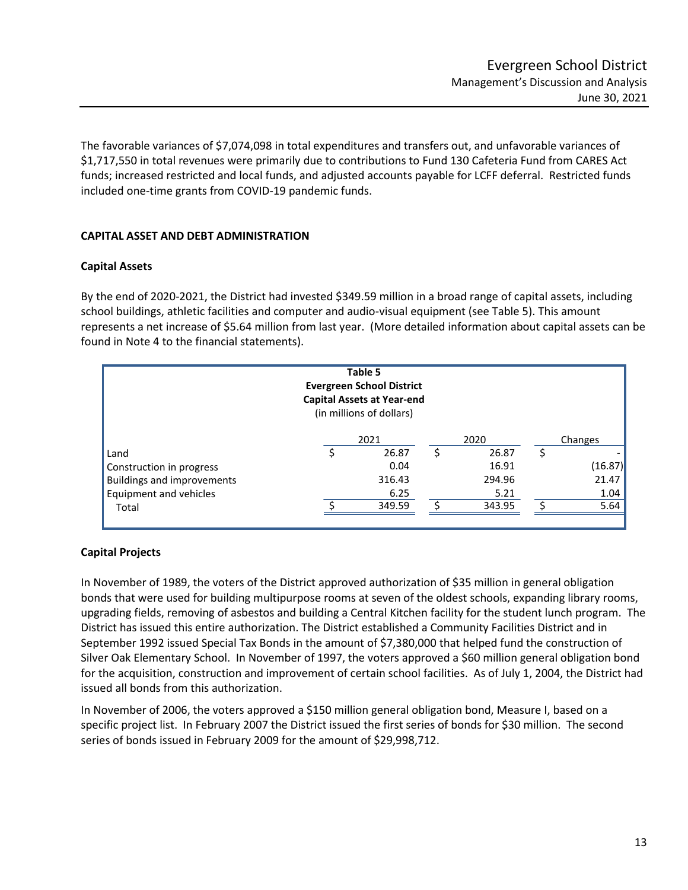The favorable variances of $7,074,098 in total expenditures and transfers out, and unfavorable variances of $1,717,550 in total revenues were primarily due to contributions to Fund 130 Cafeteria Fund from CARES Act funds; increased restricted and local funds, and adjusted accounts payable for LCFF deferral. Restricted funds included one-time grants from COVID-19 pandemic funds.

## CAPITAL ASSET AND DEBT ADMINISTRATION

### Capital Assets

By the end of 2020-2021, the District had invested $349.59 million in a broad range of capital assets, including school buildings, athletic facilities and computer and audio-visual equipment (see Table 5). This amount represents a net increase of $5.64 million from last year. (More detailed information about capital assets can be found in Note 4 to the financial statements).

**Table 5**
**Evergreen School District**
**Capital Assets at Year-end**
(in millions of dollars)

| | 2021 | 2020 | Changes |
|---|---|---|---|
| Land | $ 26.87 | $ 26.87 | $ - |
| Construction in progress | 0.04 | 16.91 | (16.87) |
| Buildings and improvements | 316.43 | 294.96 | 21.47 |
| Equipment and vehicles | 6.25 | 5.21 | 1.04 |
| Total | $ 349.59 | $ 343.95 | $ 5.64 |

### Capital Projects

In November of 1989, the voters of the District approved authorization of $35 million in general obligation bonds that were used for building multipurpose rooms at seven of the oldest schools, expanding library rooms, upgrading fields, removing of asbestos and building a Central Kitchen facility for the student lunch program. The District has issued this entire authorization. The District established a Community Facilities District and in September 1992 issued Special Tax Bonds in the amount of $7,380,000 that helped fund the construction of Silver Oak Elementary School. In November of 1997, the voters approved a $60 million general obligation bond for the acquisition, construction and improvement of certain school facilities. As of July 1, 2004, the District had issued all bonds from this authorization.

In November of 2006, the voters approved a $150 million general obligation bond, Measure I, based on a specific project list. In February 2007 the District issued the first series of bonds for $30 million. The second series of bonds issued in February 2009 for the amount of $29,998,712.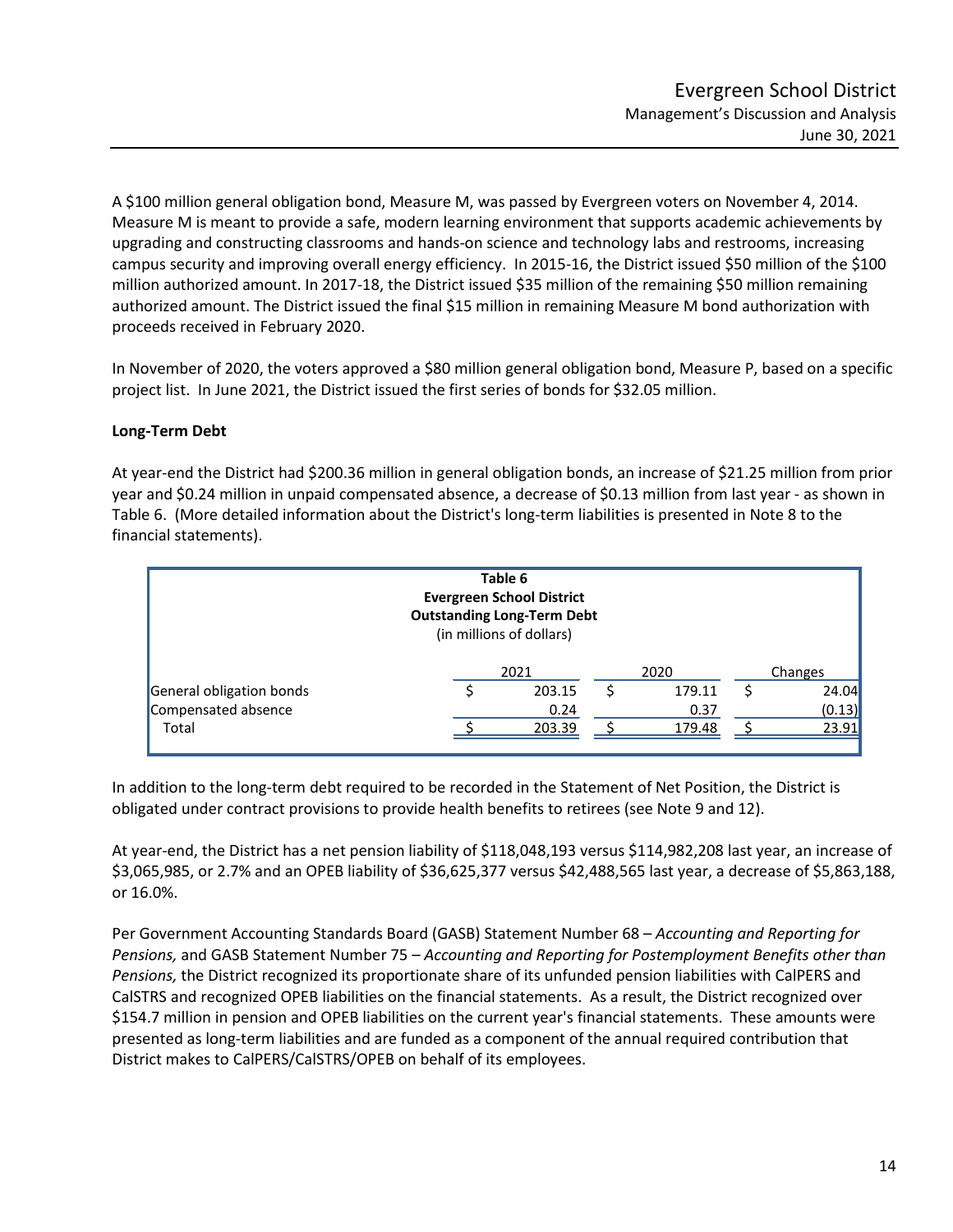A $100 million general obligation bond, Measure M, was passed by Evergreen voters on November 4, 2014. Measure M is meant to provide a safe, modern learning environment that supports academic achievements by upgrading and constructing classrooms and hands-on science and technology labs and restrooms, increasing campus security and improving overall energy efficiency. In 2015-16, the District issued $50 million of the $100 million authorized amount. In 2017-18, the District issued $35 million of the remaining $50 million remaining authorized amount. The District issued the final $15 million in remaining Measure M bond authorization with proceeds received in February 2020.

In November of 2020, the voters approved a $80 million general obligation bond, Measure P, based on a specific project list. In June 2021, the District issued the first series of bonds for $32.05 million.

**Long-Term Debt**

At year-end the District had $200.36 million in general obligation bonds, an increase of $21.25 million from prior year and $0.24 million in unpaid compensated absence, a decrease of $0.13 million from last year - as shown in Table 6. (More detailed information about the District's long-term liabilities is presented in Note 8 to the financial statements).

**Table 6**
**Evergreen School District**
**Outstanding Long-Term Debt**
(in millions of dollars)

| | 2021 | 2020 | Changes |
|---|---|---|---|
| General obligation bonds | $ 203.15 | $ 179.11 | $ 24.04 |
| Compensated absence | 0.24 | 0.37 | (0.13) |
| Total | $ 203.39 | $ 179.48 | $ 23.91 |

In addition to the long-term debt required to be recorded in the Statement of Net Position, the District is obligated under contract provisions to provide health benefits to retirees (see Note 9 and 12).

At year-end, the District has a net pension liability of $118,048,193 versus $114,982,208 last year, an increase of $3,065,985, or 2.7% and an OPEB liability of $36,625,377 versus $42,488,565 last year, a decrease of $5,863,188, or 16.0%.

Per Government Accounting Standards Board (GASB) Statement Number 68 – *Accounting and Reporting for Pensions,* and GASB Statement Number 75 – *Accounting and Reporting for Postemployment Benefits other than Pensions,* the District recognized its proportionate share of its unfunded pension liabilities with CalPERS and CalSTRS and recognized OPEB liabilities on the financial statements. As a result, the District recognized over $154.7 million in pension and OPEB liabilities on the current year's financial statements. These amounts were presented as long-term liabilities and are funded as a component of the annual required contribution that District makes to CalPERS/CalSTRS/OPEB on behalf of its employees.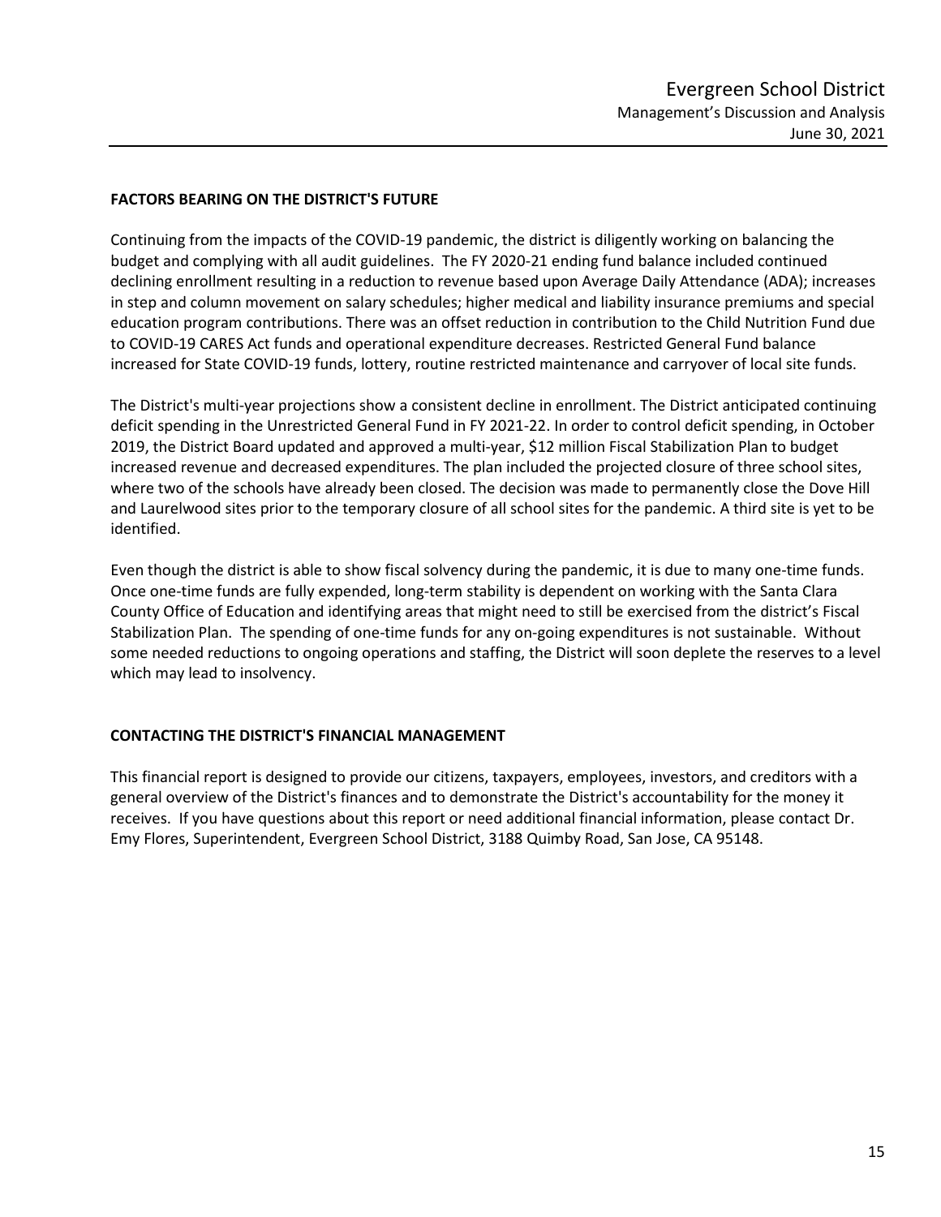## FACTORS BEARING ON THE DISTRICT'S FUTURE

Continuing from the impacts of the COVID-19 pandemic, the district is diligently working on balancing the budget and complying with all audit guidelines. The FY 2020-21 ending fund balance included continued declining enrollment resulting in a reduction to revenue based upon Average Daily Attendance (ADA); increases in step and column movement on salary schedules; higher medical and liability insurance premiums and special education program contributions. There was an offset reduction in contribution to the Child Nutrition Fund due to COVID-19 CARES Act funds and operational expenditure decreases. Restricted General Fund balance increased for State COVID-19 funds, lottery, routine restricted maintenance and carryover of local site funds.

The District's multi-year projections show a consistent decline in enrollment. The District anticipated continuing deficit spending in the Unrestricted General Fund in FY 2021-22. In order to control deficit spending, in October 2019, the District Board updated and approved a multi-year, $12 million Fiscal Stabilization Plan to budget increased revenue and decreased expenditures. The plan included the projected closure of three school sites, where two of the schools have already been closed. The decision was made to permanently close the Dove Hill and Laurelwood sites prior to the temporary closure of all school sites for the pandemic. A third site is yet to be identified.

Even though the district is able to show fiscal solvency during the pandemic, it is due to many one-time funds. Once one-time funds are fully expended, long-term stability is dependent on working with the Santa Clara County Office of Education and identifying areas that might need to still be exercised from the district's Fiscal Stabilization Plan. The spending of one-time funds for any on-going expenditures is not sustainable. Without some needed reductions to ongoing operations and staffing, the District will soon deplete the reserves to a level which may lead to insolvency.

## CONTACTING THE DISTRICT'S FINANCIAL MANAGEMENT

This financial report is designed to provide our citizens, taxpayers, employees, investors, and creditors with a general overview of the District's finances and to demonstrate the District's accountability for the money it receives. If you have questions about this report or need additional financial information, please contact Dr. Emy Flores, Superintendent, Evergreen School District, 3188 Quimby Road, San Jose, CA 95148.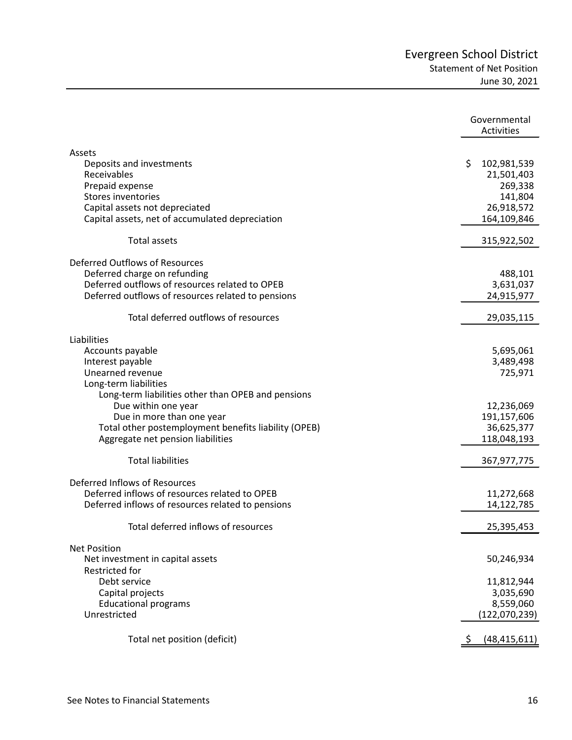# Evergreen School District

## Statement of Net Position

### June 30, 2021

| | Governmental Activities |
|---|---|
| **Assets** | |
| Deposits and investments | $ 102,981,539 |
| Receivables | 21,501,403 |
| Prepaid expense | 269,338 |
| Stores inventories | 141,804 |
| Capital assets not depreciated | 26,918,572 |
| Capital assets, net of accumulated depreciation | 164,109,846 |
| Total assets | 315,922,502 |
| **Deferred Outflows of Resources** | |
| Deferred charge on refunding | 488,101 |
| Deferred outflows of resources related to OPEB | 3,631,037 |
| Deferred outflows of resources related to pensions | 24,915,977 |
| Total deferred outflows of resources | 29,035,115 |
| **Liabilities** | |
| Accounts payable | 5,695,061 |
| Interest payable | 3,489,498 |
| Unearned revenue | 725,971 |
| Long-term liabilities | |
| Long-term liabilities other than OPEB and pensions | |
| Due within one year | 12,236,069 |
| Due in more than one year | 191,157,606 |
| Total other postemployment benefits liability (OPEB) | 36,625,377 |
| Aggregate net pension liabilities | 118,048,193 |
| Total liabilities | 367,977,775 |
| **Deferred Inflows of Resources** | |
| Deferred inflows of resources related to OPEB | 11,272,668 |
| Deferred inflows of resources related to pensions | 14,122,785 |
| Total deferred inflows of resources | 25,395,453 |
| **Net Position** | |
| Net investment in capital assets | 50,246,934 |
| Restricted for | |
| Debt service | 11,812,944 |
| Capital projects | 3,035,690 |
| Educational programs | 8,559,060 |
| Unrestricted | (122,070,239) |
| Total net position (deficit) | $ (48,415,611) |

See Notes to Financial Statements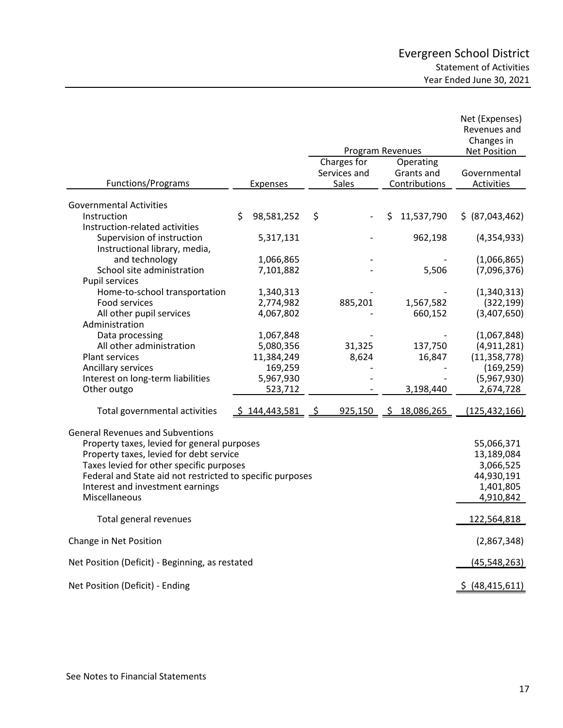# Evergreen School District

## Statement of Activities

### Year Ended June 30, 2021

| Functions/Programs | Expenses | Program Revenues: Charges for Services and Sales | Program Revenues: Operating Grants and Contributions | Net (Expenses) Revenues and Changes in Net Position: Governmental Activities |
|---|---|---|---|---|
| **Governmental Activities** | | | | |
| Instruction | $ 98,581,252 | $ - | $ 11,537,790 | $ (87,043,462) |
| Instruction-related activities | | | | |
| Supervision of instruction | 5,317,131 | - | 962,198 | (4,354,933) |
| Instructional library, media, and technology | 1,066,865 | - | - | (1,066,865) |
| School site administration | 7,101,882 | - | 5,506 | (7,096,376) |
| Pupil services | | | | |
| Home-to-school transportation | 1,340,313 | - | - | (1,340,313) |
| Food services | 2,774,982 | 885,201 | 1,567,582 | (322,199) |
| All other pupil services | 4,067,802 | - | 660,152 | (3,407,650) |
| Administration | | | | |
| Data processing | 1,067,848 | - | - | (1,067,848) |
| All other administration | 5,080,356 | 31,325 | 137,750 | (4,911,281) |
| Plant services | 11,384,249 | 8,624 | 16,847 | (11,358,778) |
| Ancillary services | 169,259 | - | - | (169,259) |
| Interest on long-term liabilities | 5,967,930 | - | - | (5,967,930) |
| Other outgo | 523,712 | - | 3,198,440 | 2,674,728 |
| Total governmental activities | $ 144,443,581 | $ 925,150 | $ 18,086,265 | (125,432,166) |
| **General Revenues and Subventions** | | | | |
| Property taxes, levied for general purposes | | | | 55,066,371 |
| Property taxes, levied for debt service | | | | 13,189,084 |
| Taxes levied for other specific purposes | | | | 3,066,525 |
| Federal and State aid not restricted to specific purposes | | | | 44,930,191 |
| Interest and investment earnings | | | | 1,401,805 |
| Miscellaneous | | | | 4,910,842 |
| Total general revenues | | | | 122,564,818 |
| Change in Net Position | | | | (2,867,348) |
| Net Position (Deficit) - Beginning, as restated | | | | (45,548,263) |
| Net Position (Deficit) - Ending | | | | $ (48,415,611) |

See Notes to Financial Statements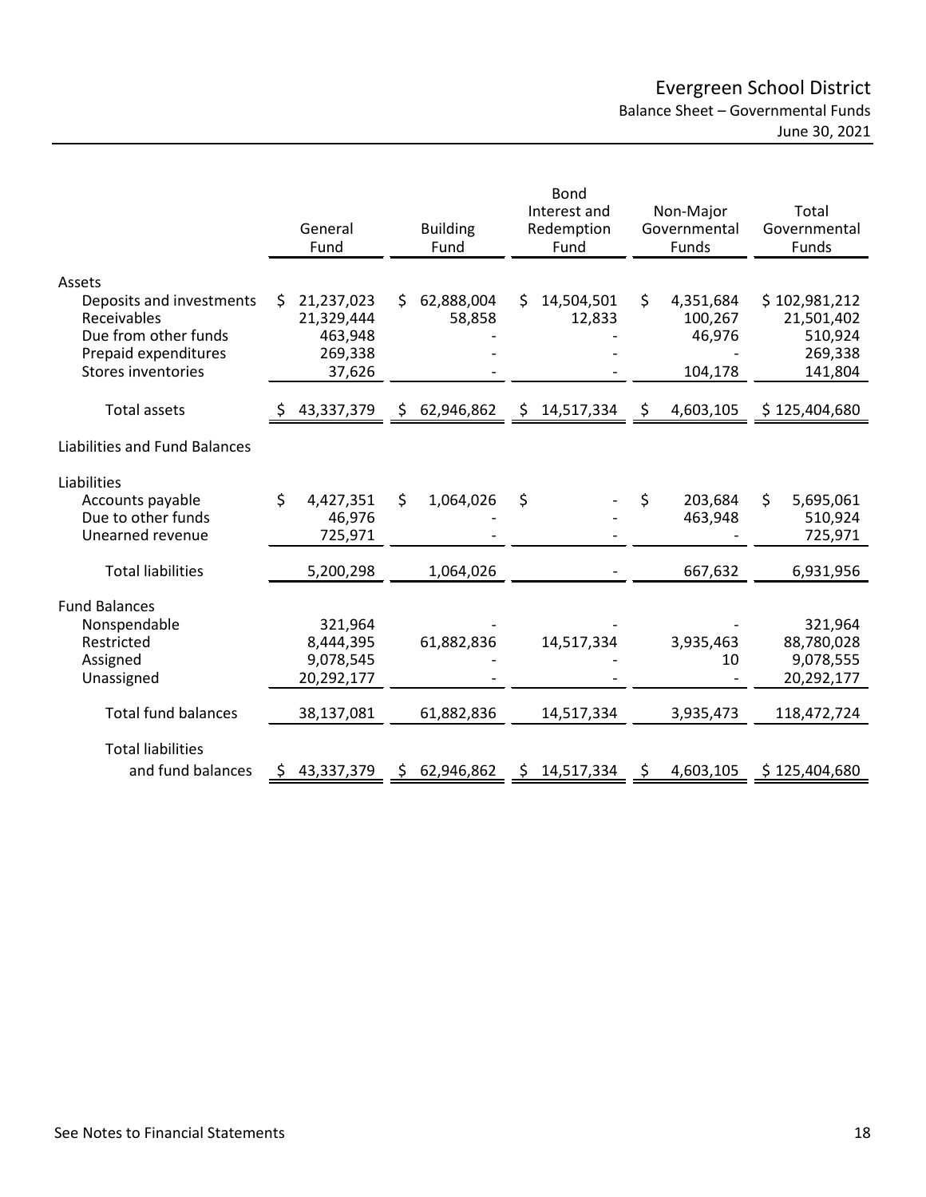# Evergreen School District

## Balance Sheet – Governmental Funds

June 30, 2021

| | General Fund | Building Fund | Bond Interest and Redemption Fund | Non-Major Governmental Funds | Total Governmental Funds |
|---|---|---|---|---|---|
| **Assets** | | | | | |
| Deposits and investments | $ 21,237,023 | $ 62,888,004 | $ 14,504,501 | $ 4,351,684 | $ 102,981,212 |
| Receivables | 21,329,444 | 58,858 | 12,833 | 100,267 | 21,501,402 |
| Due from other funds | 463,948 | - | - | 46,976 | 510,924 |
| Prepaid expenditures | 269,338 | - | - | - | 269,338 |
| Stores inventories | 37,626 | - | - | 104,178 | 141,804 |
| Total assets | $ 43,337,379 | $ 62,946,862 | $ 14,517,334 | $ 4,603,105 | $ 125,404,680 |
| **Liabilities and Fund Balances** | | | | | |
| **Liabilities** | | | | | |
| Accounts payable | $ 4,427,351 | $ 1,064,026 | $ - | $ 203,684 | $ 5,695,061 |
| Due to other funds | 46,976 | - | - | 463,948 | 510,924 |
| Unearned revenue | 725,971 | - | - | - | 725,971 |
| Total liabilities | 5,200,298 | 1,064,026 | - | 667,632 | 6,931,956 |
| **Fund Balances** | | | | | |
| Nonspendable | 321,964 | - | - | - | 321,964 |
| Restricted | 8,444,395 | 61,882,836 | 14,517,334 | 3,935,463 | 88,780,028 |
| Assigned | 9,078,545 | - | - | 10 | 9,078,555 |
| Unassigned | 20,292,177 | - | - | - | 20,292,177 |
| Total fund balances | 38,137,081 | 61,882,836 | 14,517,334 | 3,935,473 | 118,472,724 |
| Total liabilities and fund balances | $ 43,337,379 | $ 62,946,862 | $ 14,517,334 | $ 4,603,105 | $ 125,404,680 |

See Notes to Financial Statements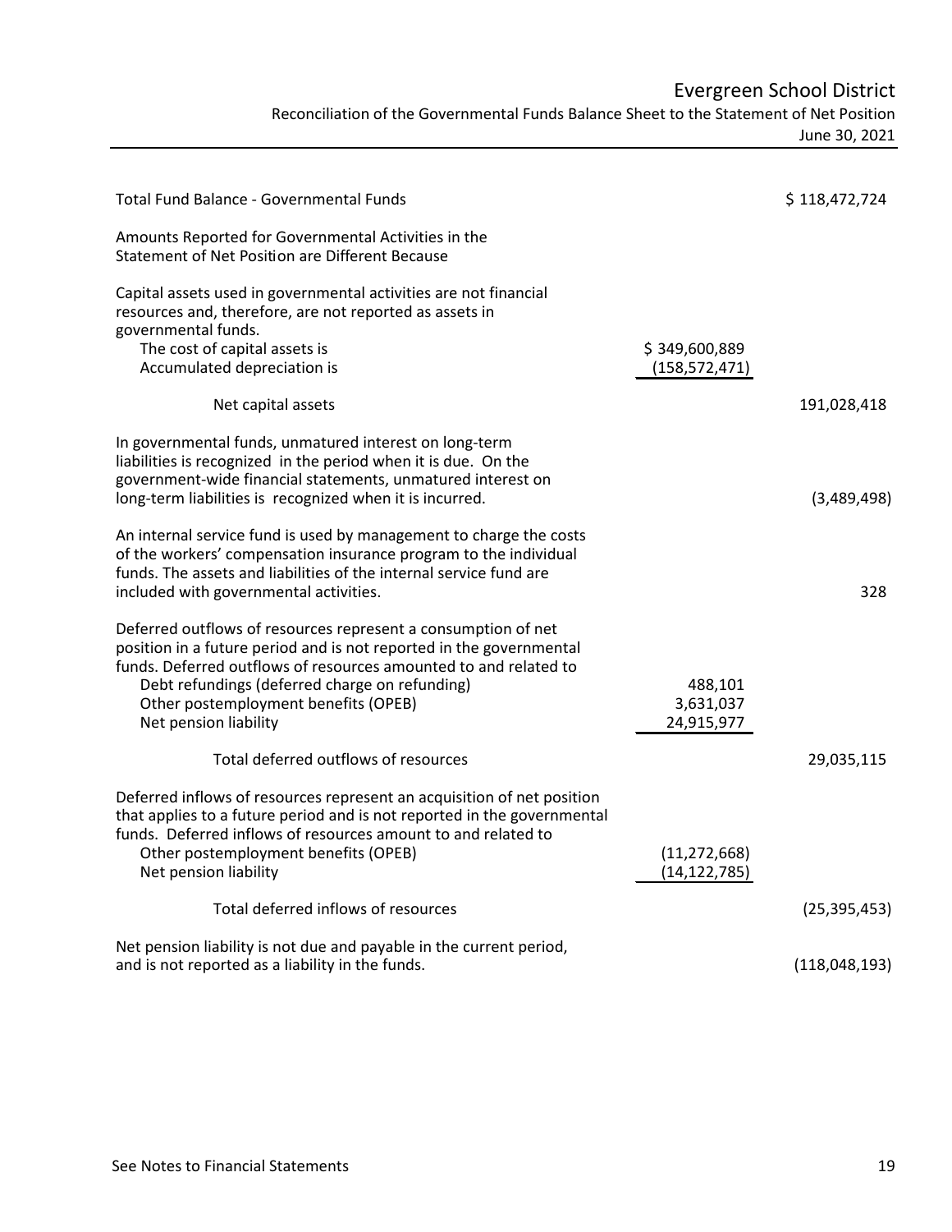# Evergreen School District

## Reconciliation of the Governmental Funds Balance Sheet to the Statement of Net Position

June 30, 2021

| | | |
|---|---|---|
| Total Fund Balance - Governmental Funds | | $ 118,472,724 |
| Amounts Reported for Governmental Activities in the Statement of Net Position are Different Because | | |
| Capital assets used in governmental activities are not financial resources and, therefore, are not reported as assets in governmental funds. | | |
| The cost of capital assets is | $ 349,600,889 | |
| Accumulated depreciation is | (158,572,471) | |
| Net capital assets | | 191,028,418 |
| In governmental funds, unmatured interest on long-term liabilities is recognized in the period when it is due. On the government-wide financial statements, unmatured interest on long-term liabilities is recognized when it is incurred. | | (3,489,498) |
| An internal service fund is used by management to charge the costs of the workers' compensation insurance program to the individual funds. The assets and liabilities of the internal service fund are included with governmental activities. | | 328 |
| Deferred outflows of resources represent a consumption of net position in a future period and is not reported in the governmental funds. Deferred outflows of resources amounted to and related to | | |
| Debt refundings (deferred charge on refunding) | 488,101 | |
| Other postemployment benefits (OPEB) | 3,631,037 | |
| Net pension liability | 24,915,977 | |
| Total deferred outflows of resources | | 29,035,115 |
| Deferred inflows of resources represent an acquisition of net position that applies to a future period and is not reported in the governmental funds. Deferred inflows of resources amount to and related to | | |
| Other postemployment benefits (OPEB) | (11,272,668) | |
| Net pension liability | (14,122,785) | |
| Total deferred inflows of resources | | (25,395,453) |
| Net pension liability is not due and payable in the current period, and is not reported as a liability in the funds. | | (118,048,193) |

See Notes to Financial Statements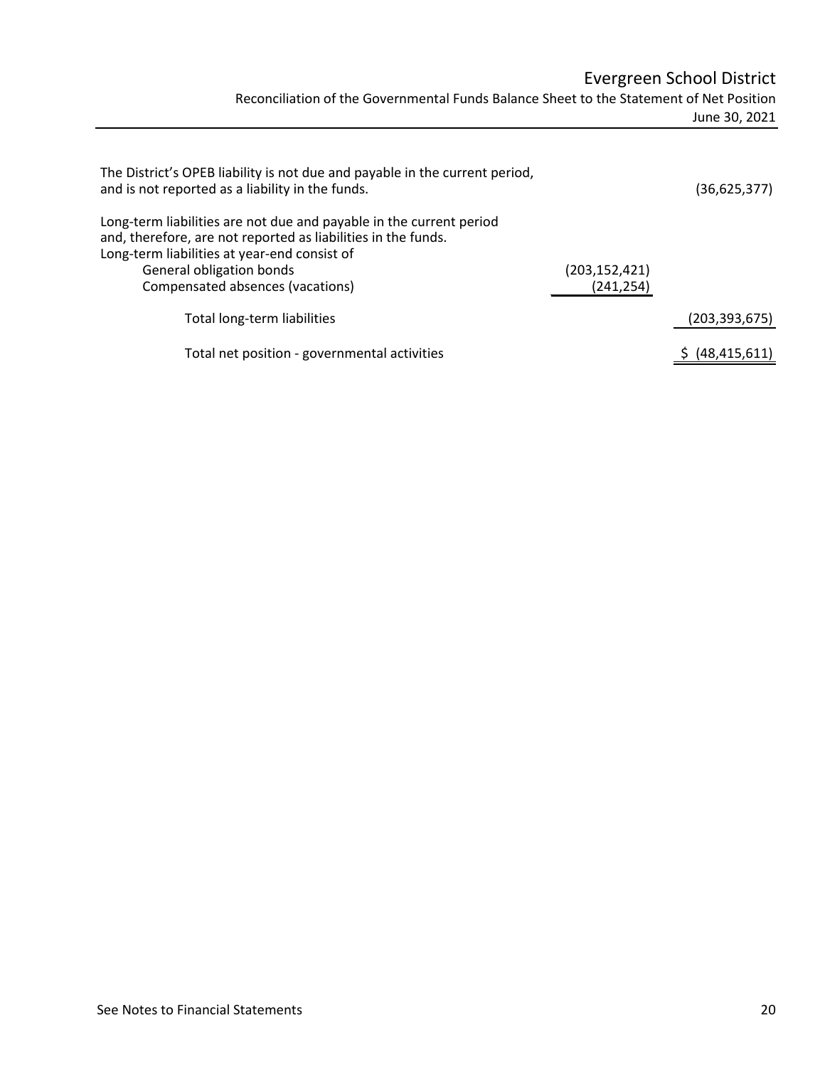# Evergreen School District

## Reconciliation of the Governmental Funds Balance Sheet to the Statement of Net Position

June 30, 2021

| | | |
|---|---|---|
| The District's OPEB liability is not due and payable in the current period, and is not reported as a liability in the funds. | | (36,625,377) |
| Long-term liabilities are not due and payable in the current period and, therefore, are not reported as liabilities in the funds. Long-term liabilities at year-end consist of | | |
| General obligation bonds | (203,152,421) | |
| Compensated absences (vacations) | (241,254) | |
| Total long-term liabilities | | (203,393,675) |
| Total net position - governmental activities | | $ (48,415,611) |

See Notes to Financial Statements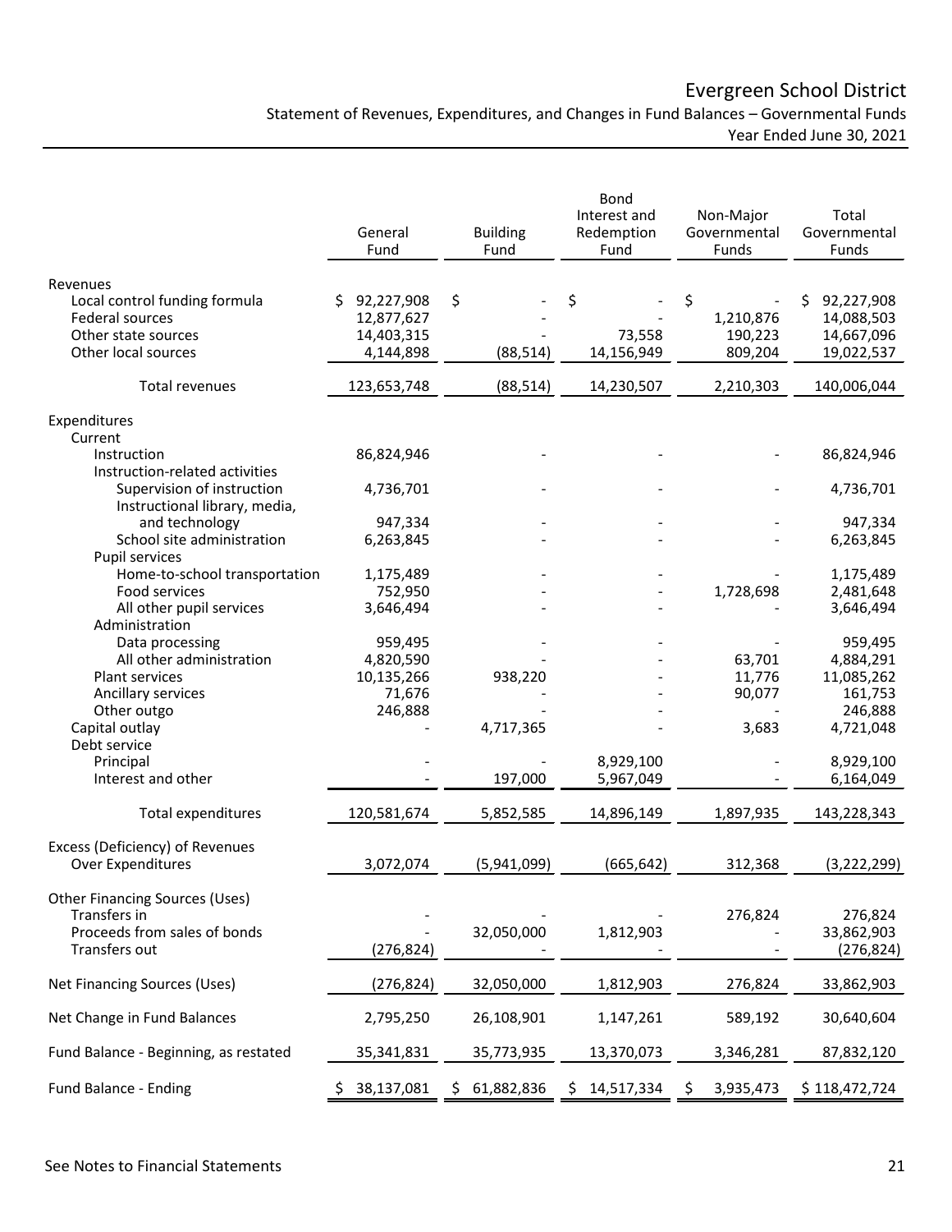# Evergreen School District

## Statement of Revenues, Expenditures, and Changes in Fund Balances – Governmental Funds

Year Ended June 30, 2021

| | General Fund | Building Fund | Bond Interest and Redemption Fund | Non-Major Governmental Funds | Total Governmental Funds |
|---|---|---|---|---|---|
| **Revenues** | | | | | |
| Local control funding formula | $ 92,227,908 | $ - | $ - | $ - | $ 92,227,908 |
| Federal sources | 12,877,627 | - | - | 1,210,876 | 14,088,503 |
| Other state sources | 14,403,315 | - | 73,558 | 190,223 | 14,667,096 |
| Other local sources | 4,144,898 | (88,514) | 14,156,949 | 809,204 | 19,022,537 |
| Total revenues | 123,653,748 | (88,514) | 14,230,507 | 2,210,303 | 140,006,044 |
| **Expenditures** | | | | | |
| Current | | | | | |
| Instruction | 86,824,946 | - | - | - | 86,824,946 |
| Instruction-related activities | | | | | |
| Supervision of instruction | 4,736,701 | - | - | - | 4,736,701 |
| Instructional library, media, and technology | 947,334 | - | - | - | 947,334 |
| School site administration | 6,263,845 | - | - | - | 6,263,845 |
| Pupil services | | | | | |
| Home-to-school transportation | 1,175,489 | - | - | - | 1,175,489 |
| Food services | 752,950 | - | - | 1,728,698 | 2,481,648 |
| All other pupil services | 3,646,494 | - | - | - | 3,646,494 |
| Administration | | | | | |
| Data processing | 959,495 | - | - | - | 959,495 |
| All other administration | 4,820,590 | - | - | 63,701 | 4,884,291 |
| Plant services | 10,135,266 | 938,220 | - | 11,776 | 11,085,262 |
| Ancillary services | 71,676 | - | - | 90,077 | 161,753 |
| Other outgo | 246,888 | - | - | - | 246,888 |
| Capital outlay | - | 4,717,365 | - | 3,683 | 4,721,048 |
| Debt service | | | | | |
| Principal | - | - | 8,929,100 | - | 8,929,100 |
| Interest and other | - | 197,000 | 5,967,049 | - | 6,164,049 |
| Total expenditures | 120,581,674 | 5,852,585 | 14,896,149 | 1,897,935 | 143,228,343 |
| **Excess (Deficiency) of Revenues Over Expenditures** | 3,072,074 | (5,941,099) | (665,642) | 312,368 | (3,222,299) |
| **Other Financing Sources (Uses)** | | | | | |
| Transfers in | - | - | - | 276,824 | 276,824 |
| Proceeds from sales of bonds | - | 32,050,000 | 1,812,903 | - | 33,862,903 |
| Transfers out | (276,824) | - | - | - | (276,824) |
| Net Financing Sources (Uses) | (276,824) | 32,050,000 | 1,812,903 | 276,824 | 33,862,903 |
| Net Change in Fund Balances | 2,795,250 | 26,108,901 | 1,147,261 | 589,192 | 30,640,604 |
| Fund Balance - Beginning, as restated | 35,341,831 | 35,773,935 | 13,370,073 | 3,346,281 | 87,832,120 |
| Fund Balance - Ending | $ 38,137,081 | $ 61,882,836 | $ 14,517,334 | $ 3,935,473 | $ 118,472,724 |

See Notes to Financial Statements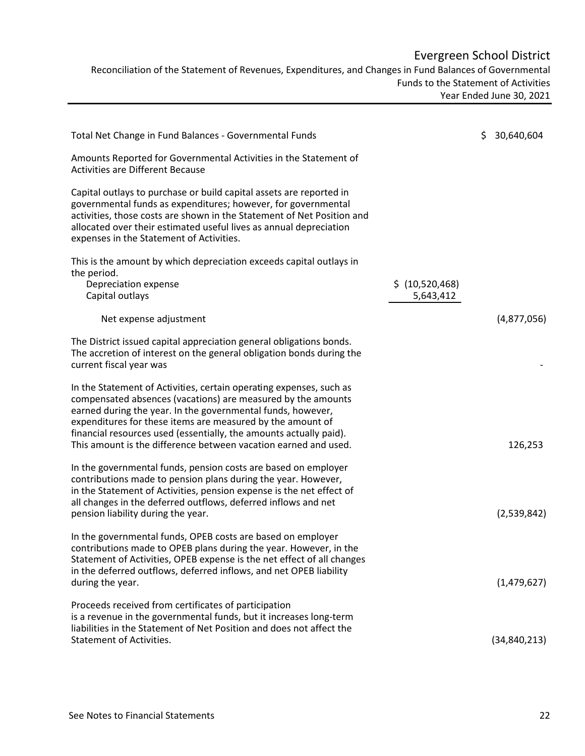# Evergreen School District

Reconciliation of the Statement of Revenues, Expenditures, and Changes in Fund Balances of Governmental Funds to the Statement of Activities
Year Ended June 30, 2021

| | | |
|---|---|---|
| Total Net Change in Fund Balances - Governmental Funds | | $ 30,640,604 |
| Amounts Reported for Governmental Activities in the Statement of Activities are Different Because | | |
| Capital outlays to purchase or build capital assets are reported in governmental funds as expenditures; however, for governmental activities, those costs are shown in the Statement of Net Position and allocated over their estimated useful lives as annual depreciation expenses in the Statement of Activities. | | |
| This is the amount by which depreciation exceeds capital outlays in the period. | | |
| Depreciation expense | $ (10,520,468) | |
| Capital outlays | 5,643,412 | |
| Net expense adjustment | | (4,877,056) |
| The District issued capital appreciation general obligations bonds. The accretion of interest on the general obligation bonds during the current fiscal year was | | - |
| In the Statement of Activities, certain operating expenses, such as compensated absences (vacations) are measured by the amounts earned during the year. In the governmental funds, however, expenditures for these items are measured by the amount of financial resources used (essentially, the amounts actually paid). This amount is the difference between vacation earned and used. | | 126,253 |
| In the governmental funds, pension costs are based on employer contributions made to pension plans during the year. However, in the Statement of Activities, pension expense is the net effect of all changes in the deferred outflows, deferred inflows and net pension liability during the year. | | (2,539,842) |
| In the governmental funds, OPEB costs are based on employer contributions made to OPEB plans during the year. However, in the Statement of Activities, OPEB expense is the net effect of all changes in the deferred outflows, deferred inflows, and net OPEB liability during the year. | | (1,479,627) |
| Proceeds received from certificates of participation is a revenue in the governmental funds, but it increases long-term liabilities in the Statement of Net Position and does not affect the Statement of Activities. | | (34,840,213) |

See Notes to Financial Statements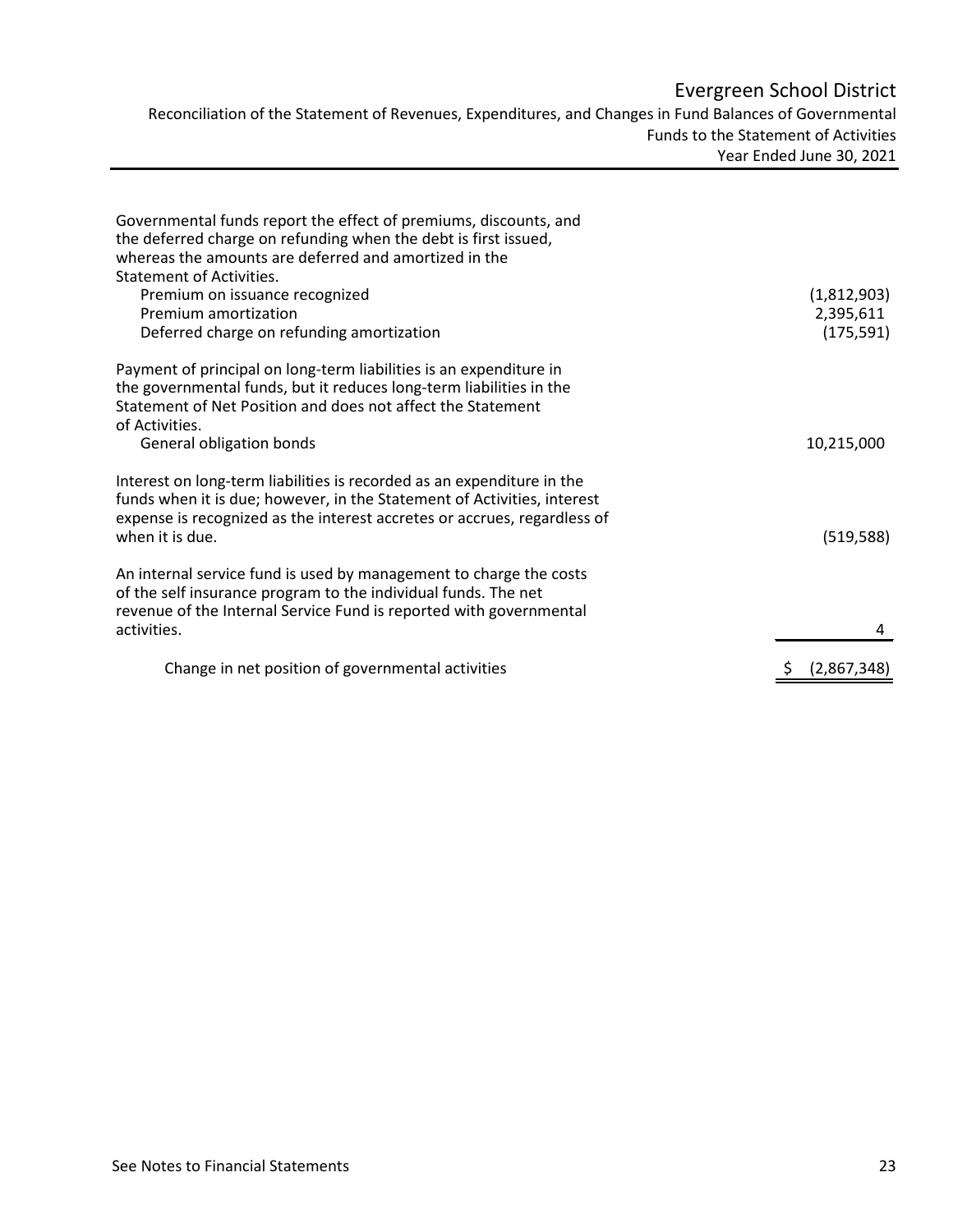# Evergreen School District

Reconciliation of the Statement of Revenues, Expenditures, and Changes in Fund Balances of Governmental Funds to the Statement of Activities

Year Ended June 30, 2021

| | |
|---|---:|
| Governmental funds report the effect of premiums, discounts, and the deferred charge on refunding when the debt is first issued, whereas the amounts are deferred and amortized in the Statement of Activities. | |
| Premium on issuance recognized | (1,812,903) |
| Premium amortization | 2,395,611 |
| Deferred charge on refunding amortization | (175,591) |
| Payment of principal on long-term liabilities is an expenditure in the governmental funds, but it reduces long-term liabilities in the Statement of Net Position and does not affect the Statement of Activities. | |
| General obligation bonds | 10,215,000 |
| Interest on long-term liabilities is recorded as an expenditure in the funds when it is due; however, in the Statement of Activities, interest expense is recognized as the interest accretes or accrues, regardless of when it is due. | (519,588) |
| An internal service fund is used by management to charge the costs of the self insurance program to the individual funds. The net revenue of the Internal Service Fund is reported with governmental activities. | 4 |
| Change in net position of governmental activities | $ (2,867,348) |

See Notes to Financial Statements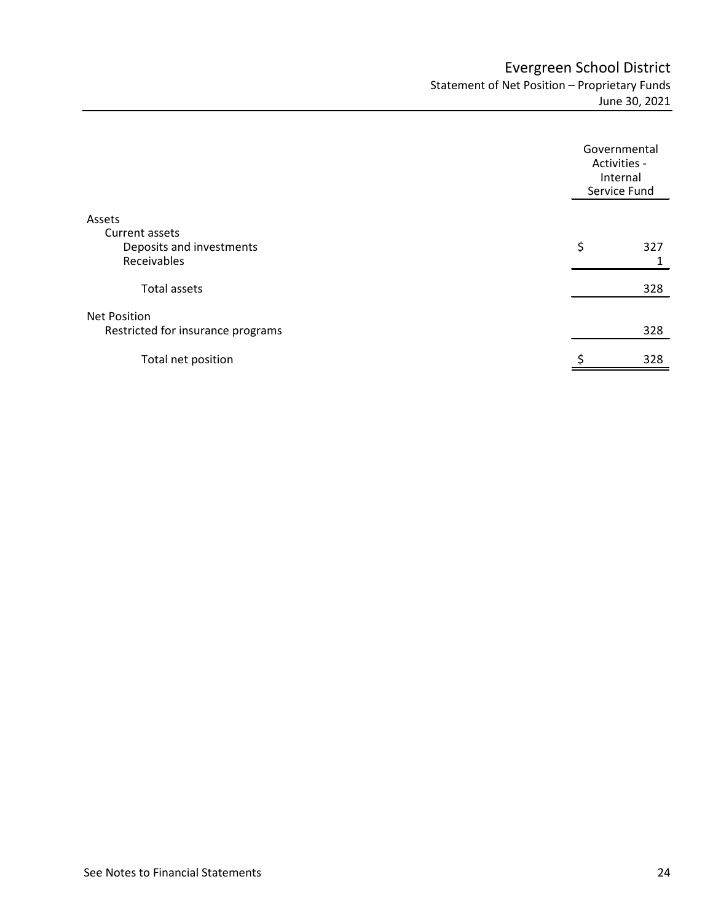# Evergreen School District

## Statement of Net Position – Proprietary Funds

June 30, 2021

| | Governmental Activities - Internal Service Fund |
|---|---|
| **Assets** | |
| Current assets | |
| Deposits and investments | $ 327 |
| Receivables | 1 |
| Total assets | 328 |
| **Net Position** | |
| Restricted for insurance programs | 328 |
| Total net position | $ 328 |

See Notes to Financial Statements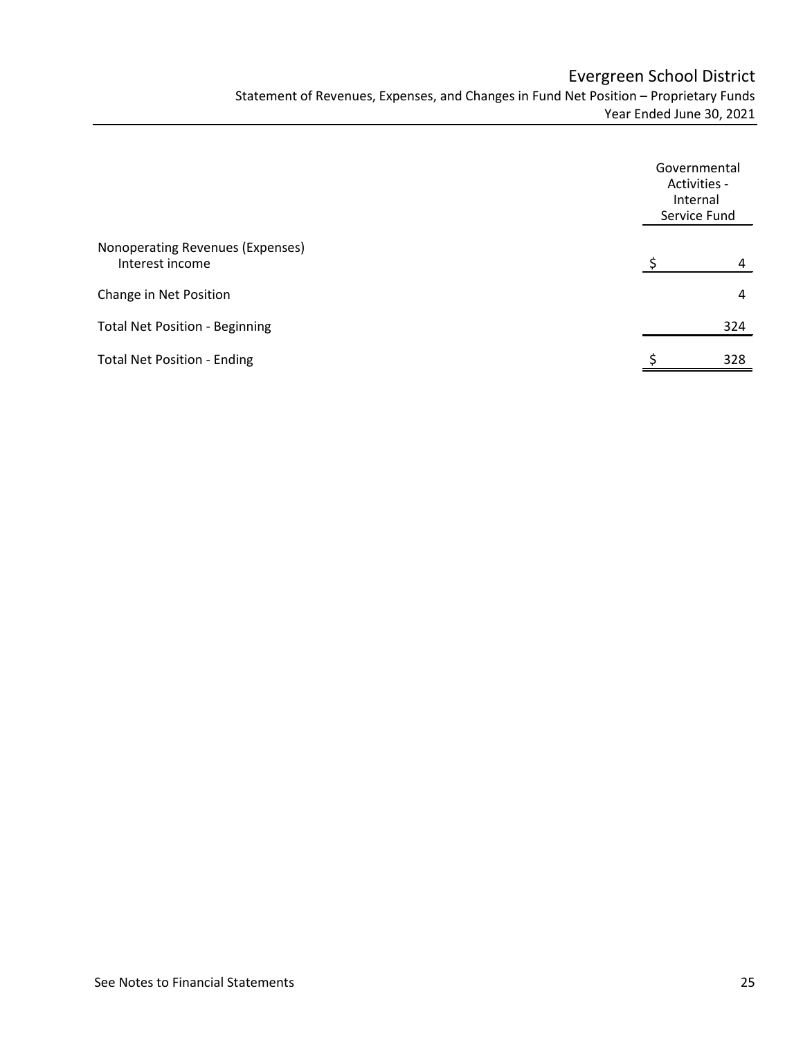# Evergreen School District

Statement of Revenues, Expenses, and Changes in Fund Net Position – Proprietary Funds
Year Ended June 30, 2021

| | Governmental Activities - Internal Service Fund |
|---|---|
| Nonoperating Revenues (Expenses) | |
| Interest income | $ 4 |
| Change in Net Position | 4 |
| Total Net Position - Beginning | 324 |
| Total Net Position - Ending | $ 328 |

See Notes to Financial Statements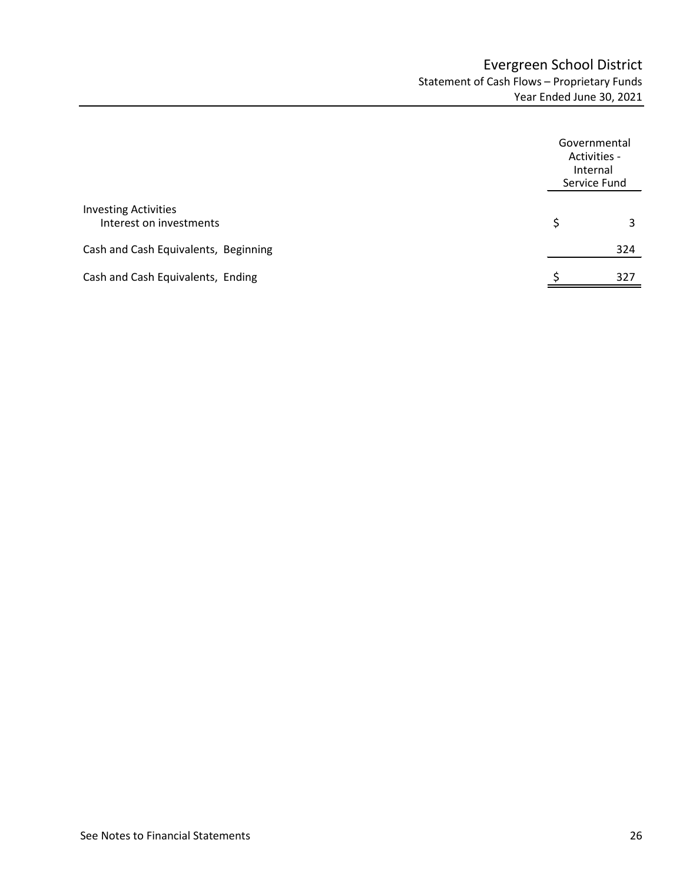# Evergreen School District

## Statement of Cash Flows – Proprietary Funds

### Year Ended June 30, 2021

| | Governmental Activities - Internal Service Fund |
|---|---|
| **Investing Activities** | |
| Interest on investments | $ 3 |
| Cash and Cash Equivalents, Beginning | 324 |
| Cash and Cash Equivalents, Ending | $ 327 |

See Notes to Financial Statements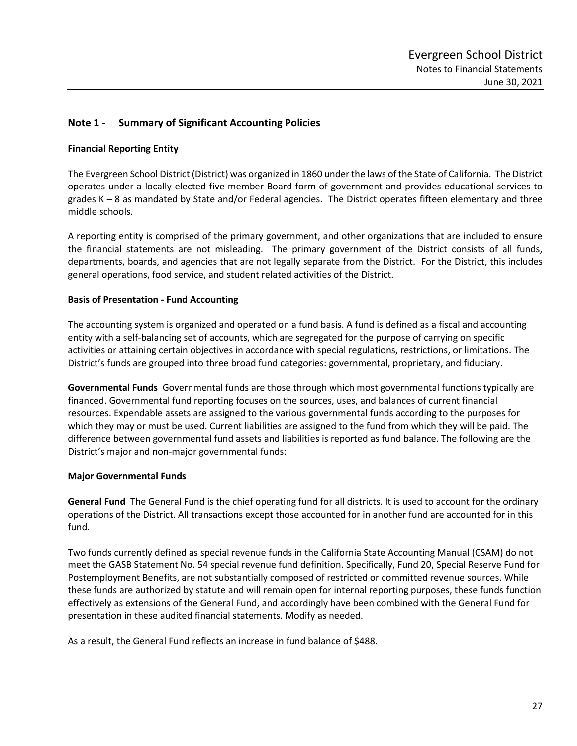## Note 1 - Summary of Significant Accounting Policies

**Financial Reporting Entity**

The Evergreen School District (District) was organized in 1860 under the laws of the State of California. The District operates under a locally elected five-member Board form of government and provides educational services to grades K – 8 as mandated by State and/or Federal agencies. The District operates fifteen elementary and three middle schools.

A reporting entity is comprised of the primary government, and other organizations that are included to ensure the financial statements are not misleading. The primary government of the District consists of all funds, departments, boards, and agencies that are not legally separate from the District. For the District, this includes general operations, food service, and student related activities of the District.

**Basis of Presentation - Fund Accounting**

The accounting system is organized and operated on a fund basis. A fund is defined as a fiscal and accounting entity with a self-balancing set of accounts, which are segregated for the purpose of carrying on specific activities or attaining certain objectives in accordance with special regulations, restrictions, or limitations. The District's funds are grouped into three broad fund categories: governmental, proprietary, and fiduciary.

**Governmental Funds** Governmental funds are those through which most governmental functions typically are financed. Governmental fund reporting focuses on the sources, uses, and balances of current financial resources. Expendable assets are assigned to the various governmental funds according to the purposes for which they may or must be used. Current liabilities are assigned to the fund from which they will be paid. The difference between governmental fund assets and liabilities is reported as fund balance. The following are the District's major and non-major governmental funds:

**Major Governmental Funds**

**General Fund** The General Fund is the chief operating fund for all districts. It is used to account for the ordinary operations of the District. All transactions except those accounted for in another fund are accounted for in this fund.

Two funds currently defined as special revenue funds in the California State Accounting Manual (CSAM) do not meet the GASB Statement No. 54 special revenue fund definition. Specifically, Fund 20, Special Reserve Fund for Postemployment Benefits, are not substantially composed of restricted or committed revenue sources. While these funds are authorized by statute and will remain open for internal reporting purposes, these funds function effectively as extensions of the General Fund, and accordingly have been combined with the General Fund for presentation in these audited financial statements. Modify as needed.

As a result, the General Fund reflects an increase in fund balance of $488.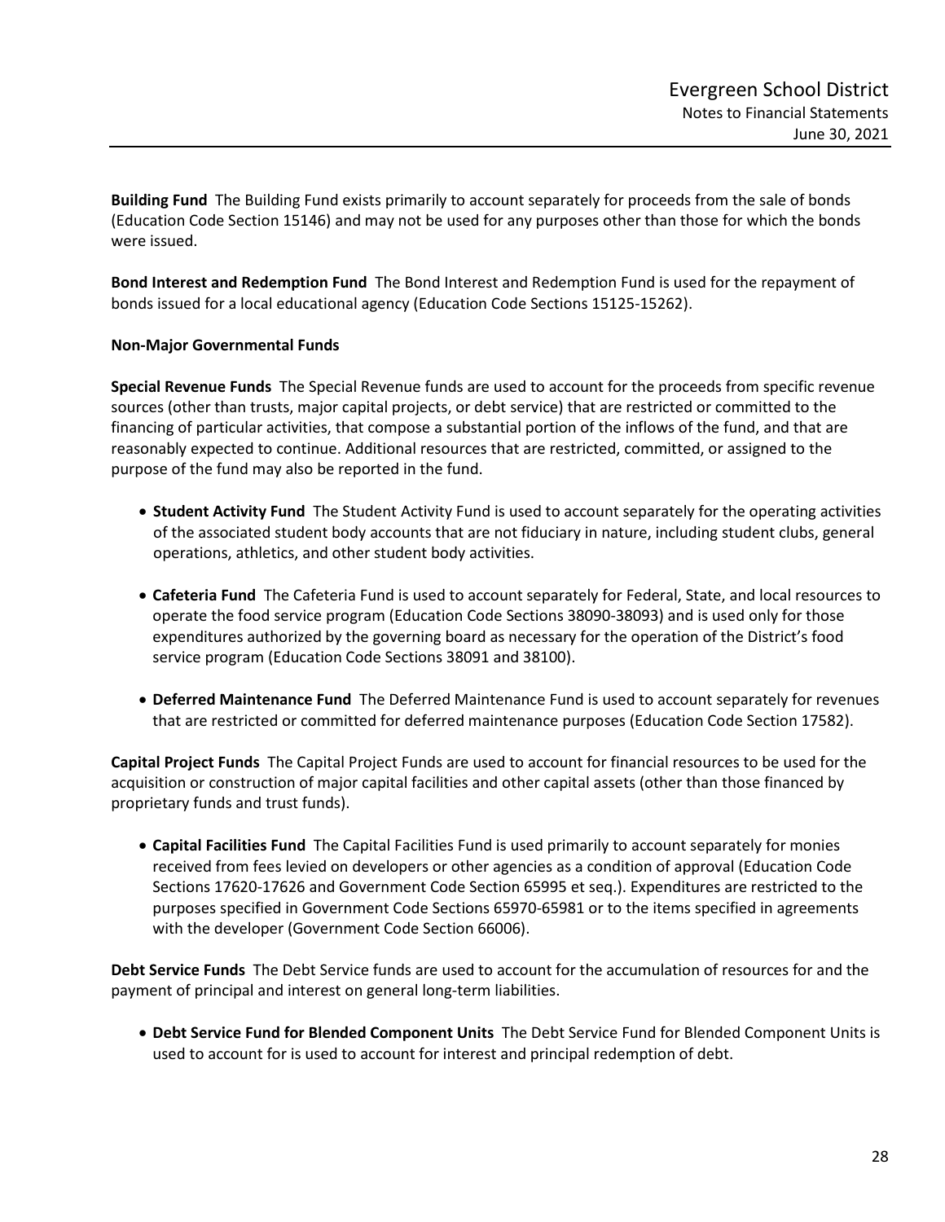**Building Fund** The Building Fund exists primarily to account separately for proceeds from the sale of bonds (Education Code Section 15146) and may not be used for any purposes other than those for which the bonds were issued.

**Bond Interest and Redemption Fund** The Bond Interest and Redemption Fund is used for the repayment of bonds issued for a local educational agency (Education Code Sections 15125-15262).

**Non-Major Governmental Funds**

**Special Revenue Funds** The Special Revenue funds are used to account for the proceeds from specific revenue sources (other than trusts, major capital projects, or debt service) that are restricted or committed to the financing of particular activities, that compose a substantial portion of the inflows of the fund, and that are reasonably expected to continue. Additional resources that are restricted, committed, or assigned to the purpose of the fund may also be reported in the fund.

- **Student Activity Fund** The Student Activity Fund is used to account separately for the operating activities of the associated student body accounts that are not fiduciary in nature, including student clubs, general operations, athletics, and other student body activities.
- **Cafeteria Fund** The Cafeteria Fund is used to account separately for Federal, State, and local resources to operate the food service program (Education Code Sections 38090-38093) and is used only for those expenditures authorized by the governing board as necessary for the operation of the District's food service program (Education Code Sections 38091 and 38100).
- **Deferred Maintenance Fund** The Deferred Maintenance Fund is used to account separately for revenues that are restricted or committed for deferred maintenance purposes (Education Code Section 17582).

**Capital Project Funds** The Capital Project Funds are used to account for financial resources to be used for the acquisition or construction of major capital facilities and other capital assets (other than those financed by proprietary funds and trust funds).

- **Capital Facilities Fund** The Capital Facilities Fund is used primarily to account separately for monies received from fees levied on developers or other agencies as a condition of approval (Education Code Sections 17620-17626 and Government Code Section 65995 et seq.). Expenditures are restricted to the purposes specified in Government Code Sections 65970-65981 or to the items specified in agreements with the developer (Government Code Section 66006).

**Debt Service Funds** The Debt Service funds are used to account for the accumulation of resources for and the payment of principal and interest on general long-term liabilities.

- **Debt Service Fund for Blended Component Units** The Debt Service Fund for Blended Component Units is used to account for is used to account for interest and principal redemption of debt.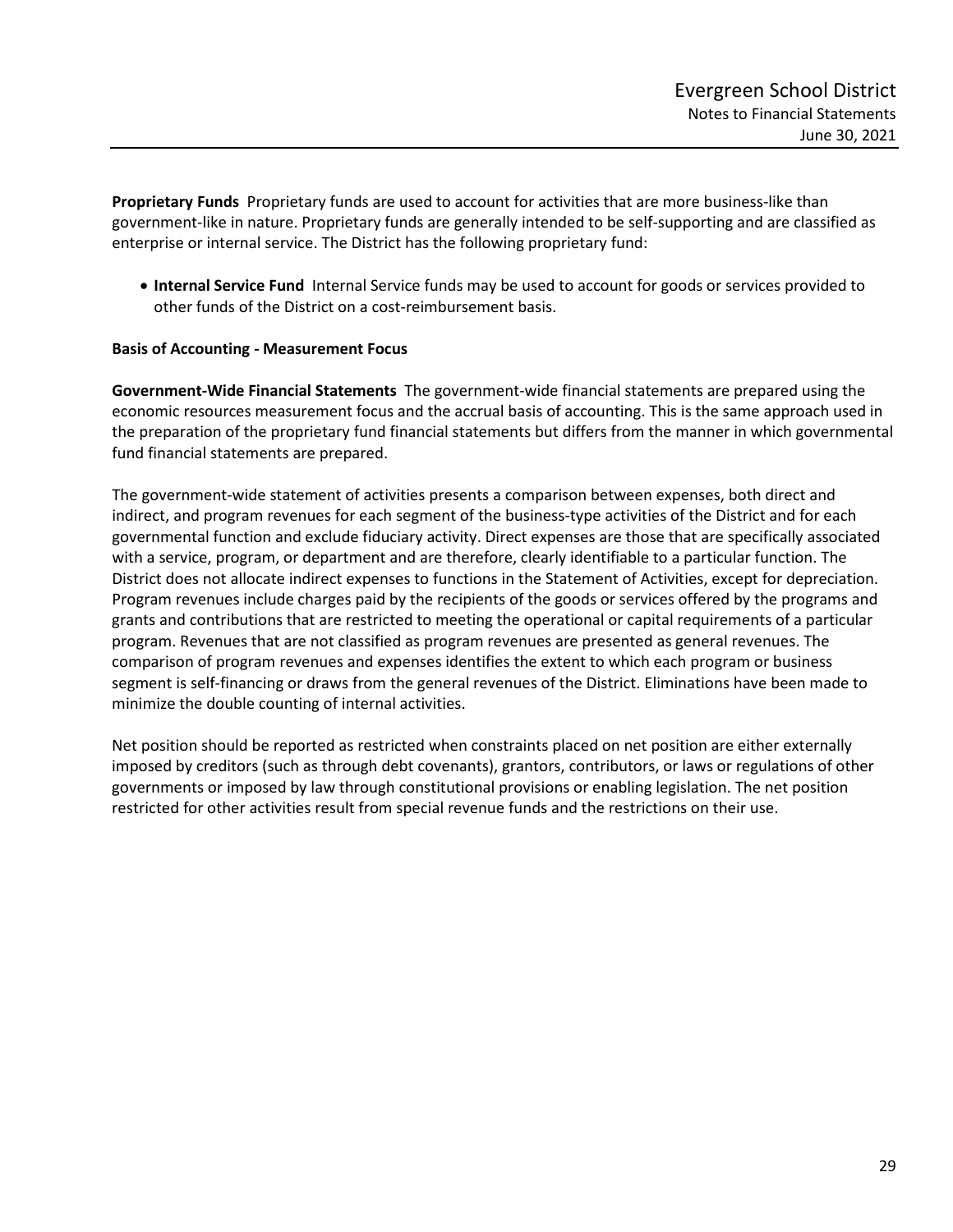**Proprietary Funds** Proprietary funds are used to account for activities that are more business-like than government-like in nature. Proprietary funds are generally intended to be self-supporting and are classified as enterprise or internal service. The District has the following proprietary fund:

- **Internal Service Fund** Internal Service funds may be used to account for goods or services provided to other funds of the District on a cost-reimbursement basis.

**Basis of Accounting - Measurement Focus**

**Government-Wide Financial Statements** The government-wide financial statements are prepared using the economic resources measurement focus and the accrual basis of accounting. This is the same approach used in the preparation of the proprietary fund financial statements but differs from the manner in which governmental fund financial statements are prepared.

The government-wide statement of activities presents a comparison between expenses, both direct and indirect, and program revenues for each segment of the business-type activities of the District and for each governmental function and exclude fiduciary activity. Direct expenses are those that are specifically associated with a service, program, or department and are therefore, clearly identifiable to a particular function. The District does not allocate indirect expenses to functions in the Statement of Activities, except for depreciation. Program revenues include charges paid by the recipients of the goods or services offered by the programs and grants and contributions that are restricted to meeting the operational or capital requirements of a particular program. Revenues that are not classified as program revenues are presented as general revenues. The comparison of program revenues and expenses identifies the extent to which each program or business segment is self-financing or draws from the general revenues of the District. Eliminations have been made to minimize the double counting of internal activities.

Net position should be reported as restricted when constraints placed on net position are either externally imposed by creditors (such as through debt covenants), grantors, contributors, or laws or regulations of other governments or imposed by law through constitutional provisions or enabling legislation. The net position restricted for other activities result from special revenue funds and the restrictions on their use.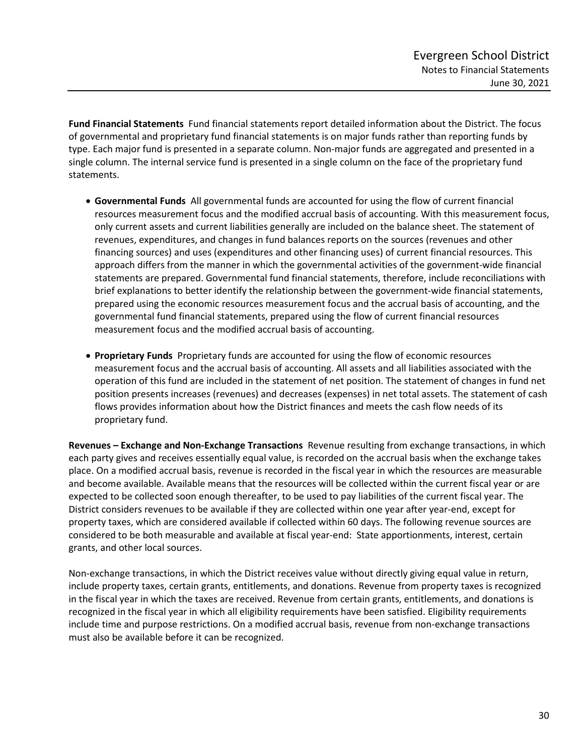**Fund Financial Statements** Fund financial statements report detailed information about the District. The focus of governmental and proprietary fund financial statements is on major funds rather than reporting funds by type. Each major fund is presented in a separate column. Non-major funds are aggregated and presented in a single column. The internal service fund is presented in a single column on the face of the proprietary fund statements.

- **Governmental Funds** All governmental funds are accounted for using the flow of current financial resources measurement focus and the modified accrual basis of accounting. With this measurement focus, only current assets and current liabilities generally are included on the balance sheet. The statement of revenues, expenditures, and changes in fund balances reports on the sources (revenues and other financing sources) and uses (expenditures and other financing uses) of current financial resources. This approach differs from the manner in which the governmental activities of the government-wide financial statements are prepared. Governmental fund financial statements, therefore, include reconciliations with brief explanations to better identify the relationship between the government-wide financial statements, prepared using the economic resources measurement focus and the accrual basis of accounting, and the governmental fund financial statements, prepared using the flow of current financial resources measurement focus and the modified accrual basis of accounting.

- **Proprietary Funds** Proprietary funds are accounted for using the flow of economic resources measurement focus and the accrual basis of accounting. All assets and all liabilities associated with the operation of this fund are included in the statement of net position. The statement of changes in fund net position presents increases (revenues) and decreases (expenses) in net total assets. The statement of cash flows provides information about how the District finances and meets the cash flow needs of its proprietary fund.

**Revenues – Exchange and Non-Exchange Transactions** Revenue resulting from exchange transactions, in which each party gives and receives essentially equal value, is recorded on the accrual basis when the exchange takes place. On a modified accrual basis, revenue is recorded in the fiscal year in which the resources are measurable and become available. Available means that the resources will be collected within the current fiscal year or are expected to be collected soon enough thereafter, to be used to pay liabilities of the current fiscal year. The District considers revenues to be available if they are collected within one year after year-end, except for property taxes, which are considered available if collected within 60 days. The following revenue sources are considered to be both measurable and available at fiscal year-end: State apportionments, interest, certain grants, and other local sources.

Non-exchange transactions, in which the District receives value without directly giving equal value in return, include property taxes, certain grants, entitlements, and donations. Revenue from property taxes is recognized in the fiscal year in which the taxes are received. Revenue from certain grants, entitlements, and donations is recognized in the fiscal year in which all eligibility requirements have been satisfied. Eligibility requirements include time and purpose restrictions. On a modified accrual basis, revenue from non-exchange transactions must also be available before it can be recognized.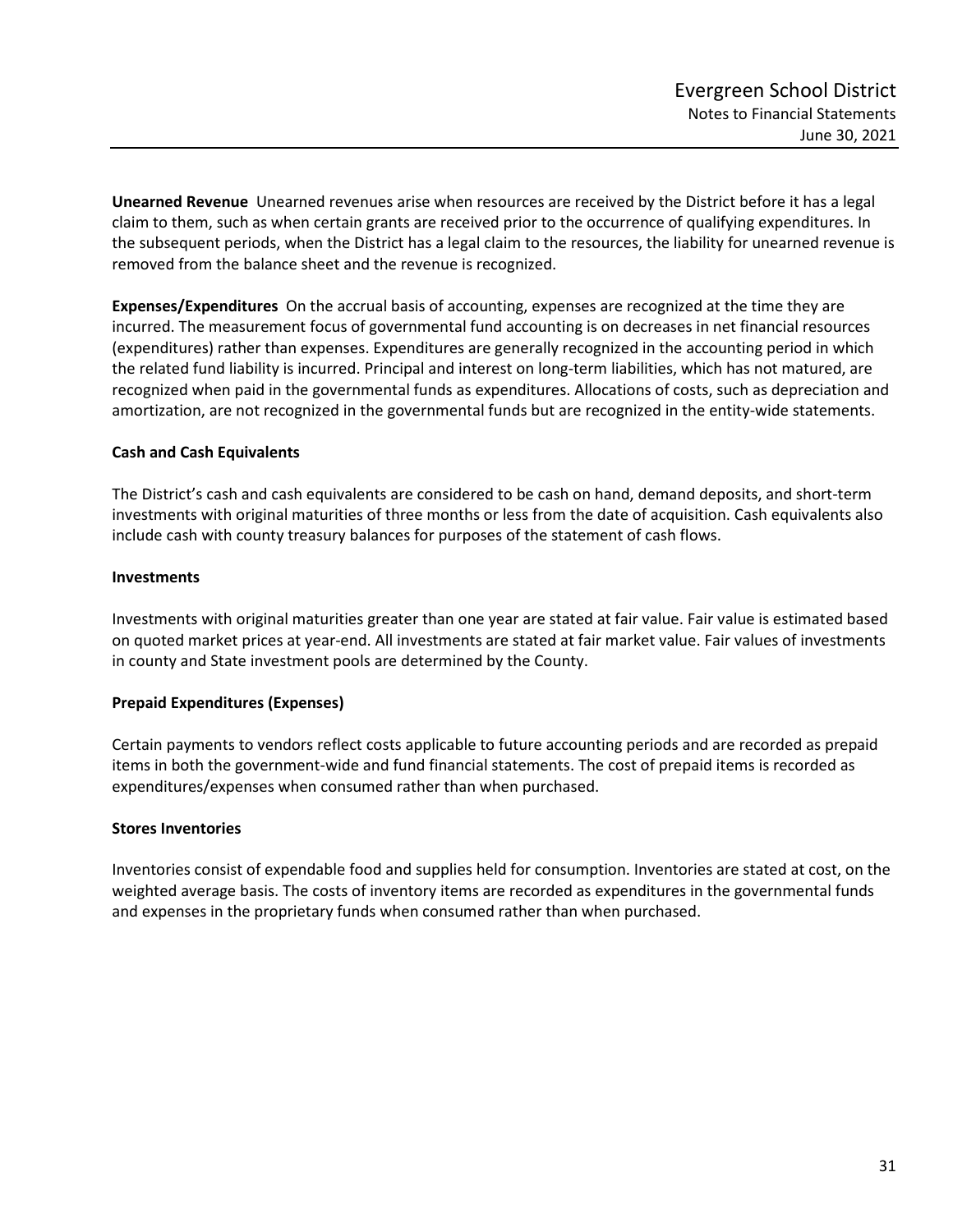**Unearned Revenue** Unearned revenues arise when resources are received by the District before it has a legal claim to them, such as when certain grants are received prior to the occurrence of qualifying expenditures. In the subsequent periods, when the District has a legal claim to the resources, the liability for unearned revenue is removed from the balance sheet and the revenue is recognized.

**Expenses/Expenditures** On the accrual basis of accounting, expenses are recognized at the time they are incurred. The measurement focus of governmental fund accounting is on decreases in net financial resources (expenditures) rather than expenses. Expenditures are generally recognized in the accounting period in which the related fund liability is incurred. Principal and interest on long-term liabilities, which has not matured, are recognized when paid in the governmental funds as expenditures. Allocations of costs, such as depreciation and amortization, are not recognized in the governmental funds but are recognized in the entity-wide statements.

**Cash and Cash Equivalents**

The District's cash and cash equivalents are considered to be cash on hand, demand deposits, and short-term investments with original maturities of three months or less from the date of acquisition. Cash equivalents also include cash with county treasury balances for purposes of the statement of cash flows.

**Investments**

Investments with original maturities greater than one year are stated at fair value. Fair value is estimated based on quoted market prices at year-end. All investments are stated at fair market value. Fair values of investments in county and State investment pools are determined by the County.

**Prepaid Expenditures (Expenses)**

Certain payments to vendors reflect costs applicable to future accounting periods and are recorded as prepaid items in both the government-wide and fund financial statements. The cost of prepaid items is recorded as expenditures/expenses when consumed rather than when purchased.

**Stores Inventories**

Inventories consist of expendable food and supplies held for consumption. Inventories are stated at cost, on the weighted average basis. The costs of inventory items are recorded as expenditures in the governmental funds and expenses in the proprietary funds when consumed rather than when purchased.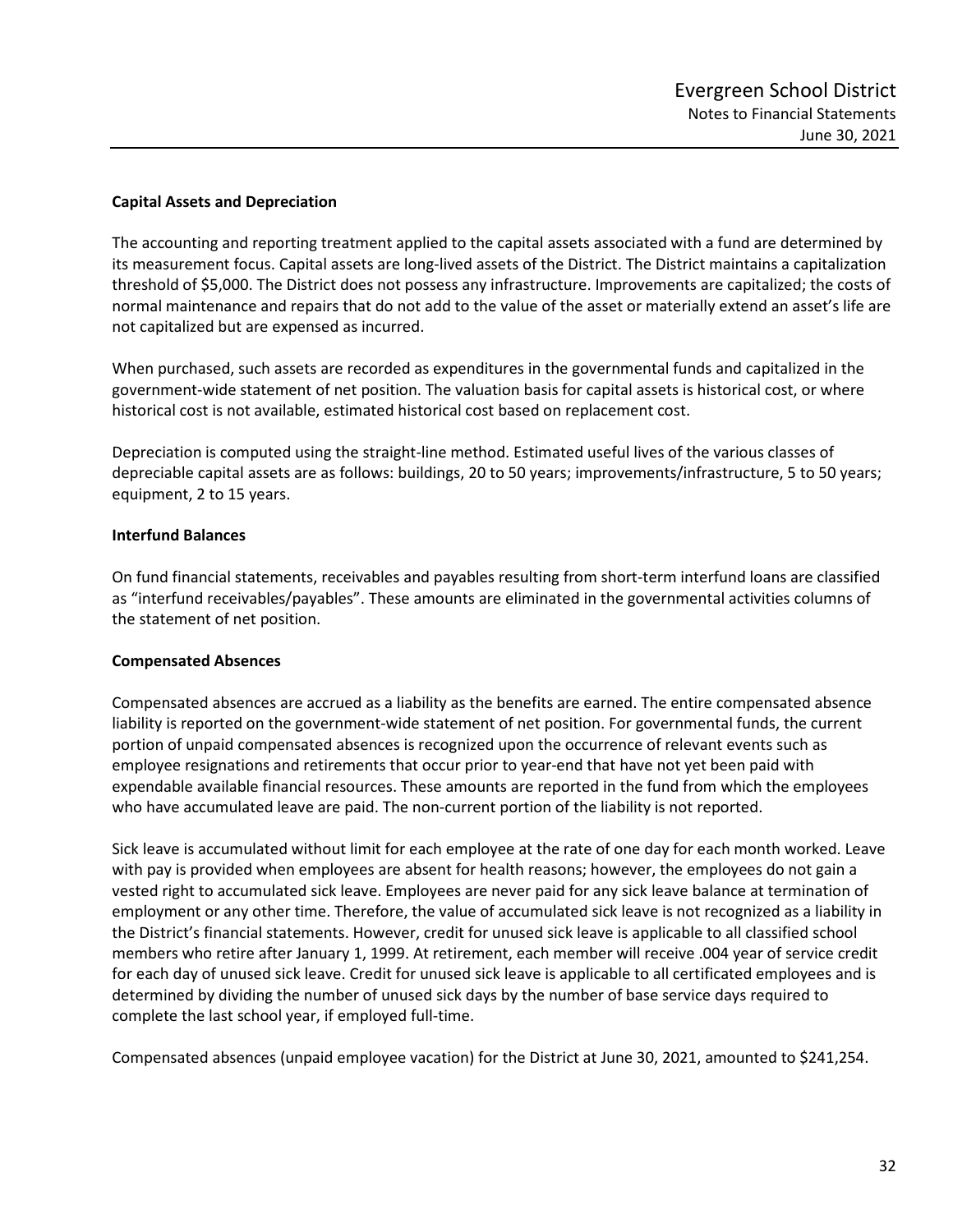### Capital Assets and Depreciation

The accounting and reporting treatment applied to the capital assets associated with a fund are determined by its measurement focus. Capital assets are long-lived assets of the District. The District maintains a capitalization threshold of $5,000. The District does not possess any infrastructure. Improvements are capitalized; the costs of normal maintenance and repairs that do not add to the value of the asset or materially extend an asset's life are not capitalized but are expensed as incurred.

When purchased, such assets are recorded as expenditures in the governmental funds and capitalized in the government-wide statement of net position. The valuation basis for capital assets is historical cost, or where historical cost is not available, estimated historical cost based on replacement cost.

Depreciation is computed using the straight-line method. Estimated useful lives of the various classes of depreciable capital assets are as follows: buildings, 20 to 50 years; improvements/infrastructure, 5 to 50 years; equipment, 2 to 15 years.

### Interfund Balances

On fund financial statements, receivables and payables resulting from short-term interfund loans are classified as "interfund receivables/payables". These amounts are eliminated in the governmental activities columns of the statement of net position.

### Compensated Absences

Compensated absences are accrued as a liability as the benefits are earned. The entire compensated absence liability is reported on the government-wide statement of net position. For governmental funds, the current portion of unpaid compensated absences is recognized upon the occurrence of relevant events such as employee resignations and retirements that occur prior to year-end that have not yet been paid with expendable available financial resources. These amounts are reported in the fund from which the employees who have accumulated leave are paid. The non-current portion of the liability is not reported.

Sick leave is accumulated without limit for each employee at the rate of one day for each month worked. Leave with pay is provided when employees are absent for health reasons; however, the employees do not gain a vested right to accumulated sick leave. Employees are never paid for any sick leave balance at termination of employment or any other time. Therefore, the value of accumulated sick leave is not recognized as a liability in the District's financial statements. However, credit for unused sick leave is applicable to all classified school members who retire after January 1, 1999. At retirement, each member will receive .004 year of service credit for each day of unused sick leave. Credit for unused sick leave is applicable to all certificated employees and is determined by dividing the number of unused sick days by the number of base service days required to complete the last school year, if employed full-time.

Compensated absences (unpaid employee vacation) for the District at June 30, 2021, amounted to $241,254.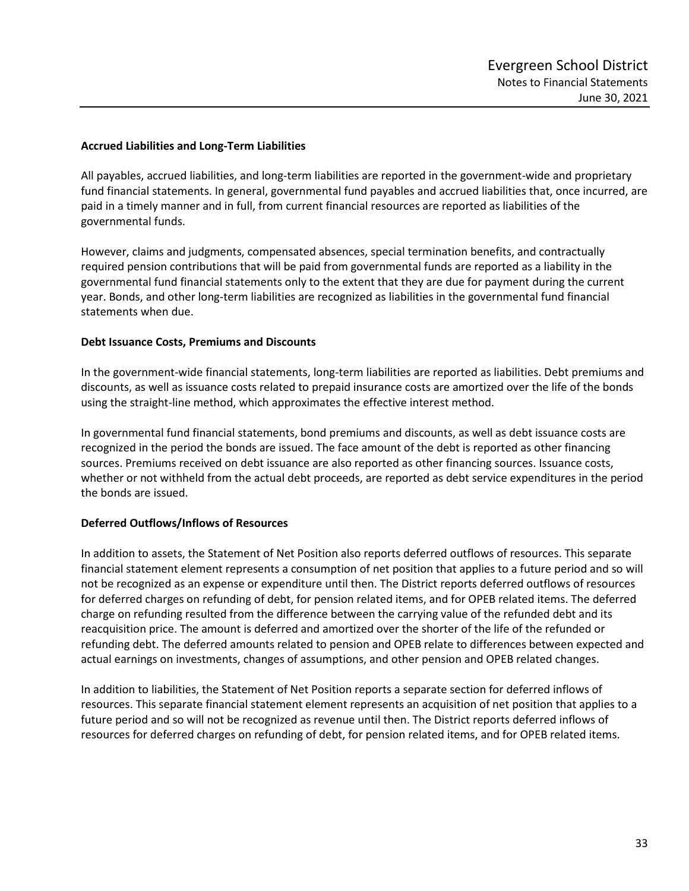### Accrued Liabilities and Long-Term Liabilities

All payables, accrued liabilities, and long-term liabilities are reported in the government-wide and proprietary fund financial statements. In general, governmental fund payables and accrued liabilities that, once incurred, are paid in a timely manner and in full, from current financial resources are reported as liabilities of the governmental funds.

However, claims and judgments, compensated absences, special termination benefits, and contractually required pension contributions that will be paid from governmental funds are reported as a liability in the governmental fund financial statements only to the extent that they are due for payment during the current year. Bonds, and other long-term liabilities are recognized as liabilities in the governmental fund financial statements when due.

### Debt Issuance Costs, Premiums and Discounts

In the government-wide financial statements, long-term liabilities are reported as liabilities. Debt premiums and discounts, as well as issuance costs related to prepaid insurance costs are amortized over the life of the bonds using the straight-line method, which approximates the effective interest method.

In governmental fund financial statements, bond premiums and discounts, as well as debt issuance costs are recognized in the period the bonds are issued. The face amount of the debt is reported as other financing sources. Premiums received on debt issuance are also reported as other financing sources. Issuance costs, whether or not withheld from the actual debt proceeds, are reported as debt service expenditures in the period the bonds are issued.

### Deferred Outflows/Inflows of Resources

In addition to assets, the Statement of Net Position also reports deferred outflows of resources. This separate financial statement element represents a consumption of net position that applies to a future period and so will not be recognized as an expense or expenditure until then. The District reports deferred outflows of resources for deferred charges on refunding of debt, for pension related items, and for OPEB related items. The deferred charge on refunding resulted from the difference between the carrying value of the refunded debt and its reacquisition price. The amount is deferred and amortized over the shorter of the life of the refunded or refunding debt. The deferred amounts related to pension and OPEB relate to differences between expected and actual earnings on investments, changes of assumptions, and other pension and OPEB related changes.

In addition to liabilities, the Statement of Net Position reports a separate section for deferred inflows of resources. This separate financial statement element represents an acquisition of net position that applies to a future period and so will not be recognized as revenue until then. The District reports deferred inflows of resources for deferred charges on refunding of debt, for pension related items, and for OPEB related items.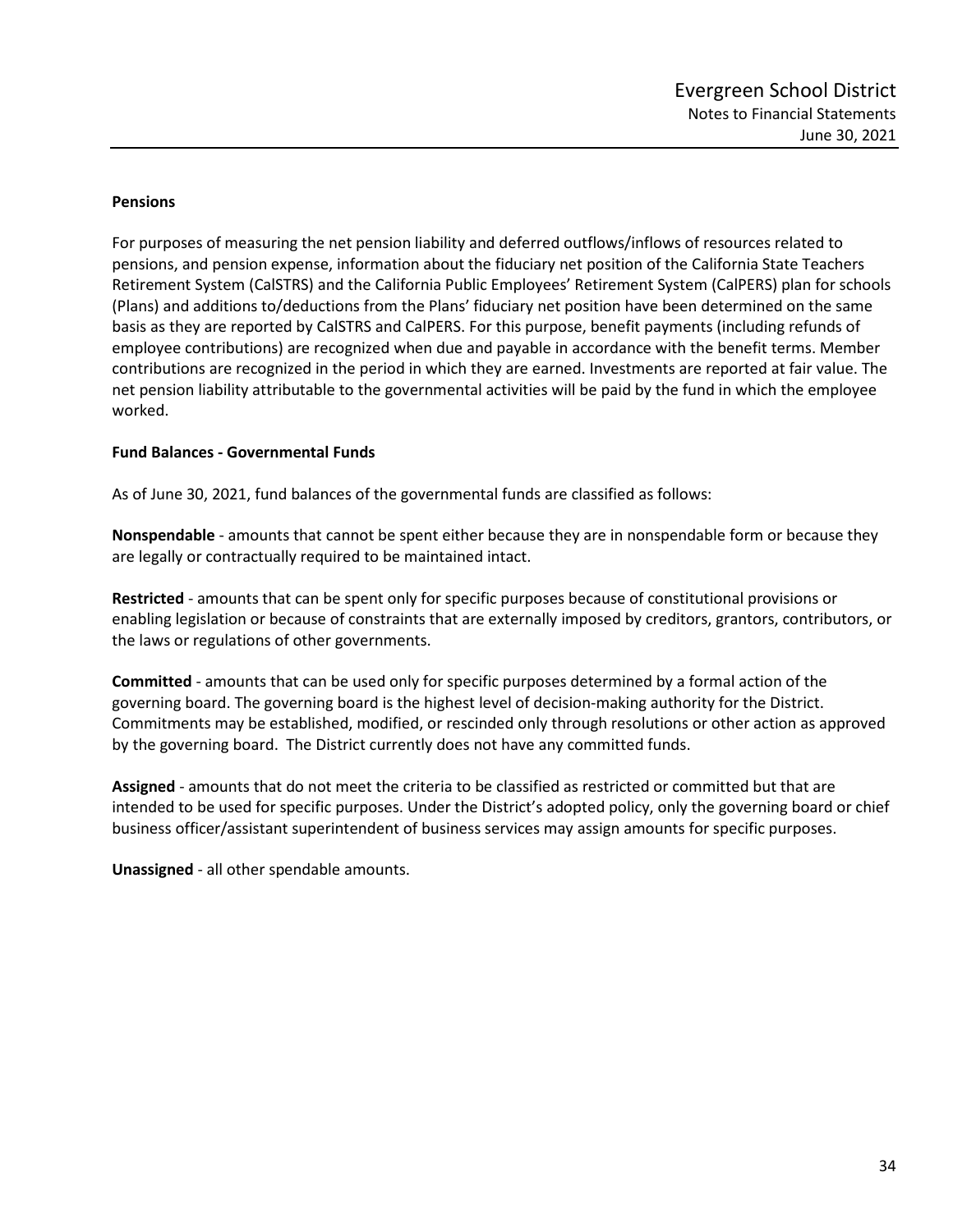**Pensions**

For purposes of measuring the net pension liability and deferred outflows/inflows of resources related to pensions, and pension expense, information about the fiduciary net position of the California State Teachers Retirement System (CalSTRS) and the California Public Employees' Retirement System (CalPERS) plan for schools (Plans) and additions to/deductions from the Plans' fiduciary net position have been determined on the same basis as they are reported by CalSTRS and CalPERS. For this purpose, benefit payments (including refunds of employee contributions) are recognized when due and payable in accordance with the benefit terms. Member contributions are recognized in the period in which they are earned. Investments are reported at fair value. The net pension liability attributable to the governmental activities will be paid by the fund in which the employee worked.

**Fund Balances - Governmental Funds**

As of June 30, 2021, fund balances of the governmental funds are classified as follows:

**Nonspendable** - amounts that cannot be spent either because they are in nonspendable form or because they are legally or contractually required to be maintained intact.

**Restricted** - amounts that can be spent only for specific purposes because of constitutional provisions or enabling legislation or because of constraints that are externally imposed by creditors, grantors, contributors, or the laws or regulations of other governments.

**Committed** - amounts that can be used only for specific purposes determined by a formal action of the governing board. The governing board is the highest level of decision-making authority for the District. Commitments may be established, modified, or rescinded only through resolutions or other action as approved by the governing board. The District currently does not have any committed funds.

**Assigned** - amounts that do not meet the criteria to be classified as restricted or committed but that are intended to be used for specific purposes. Under the District's adopted policy, only the governing board or chief business officer/assistant superintendent of business services may assign amounts for specific purposes.

**Unassigned** - all other spendable amounts.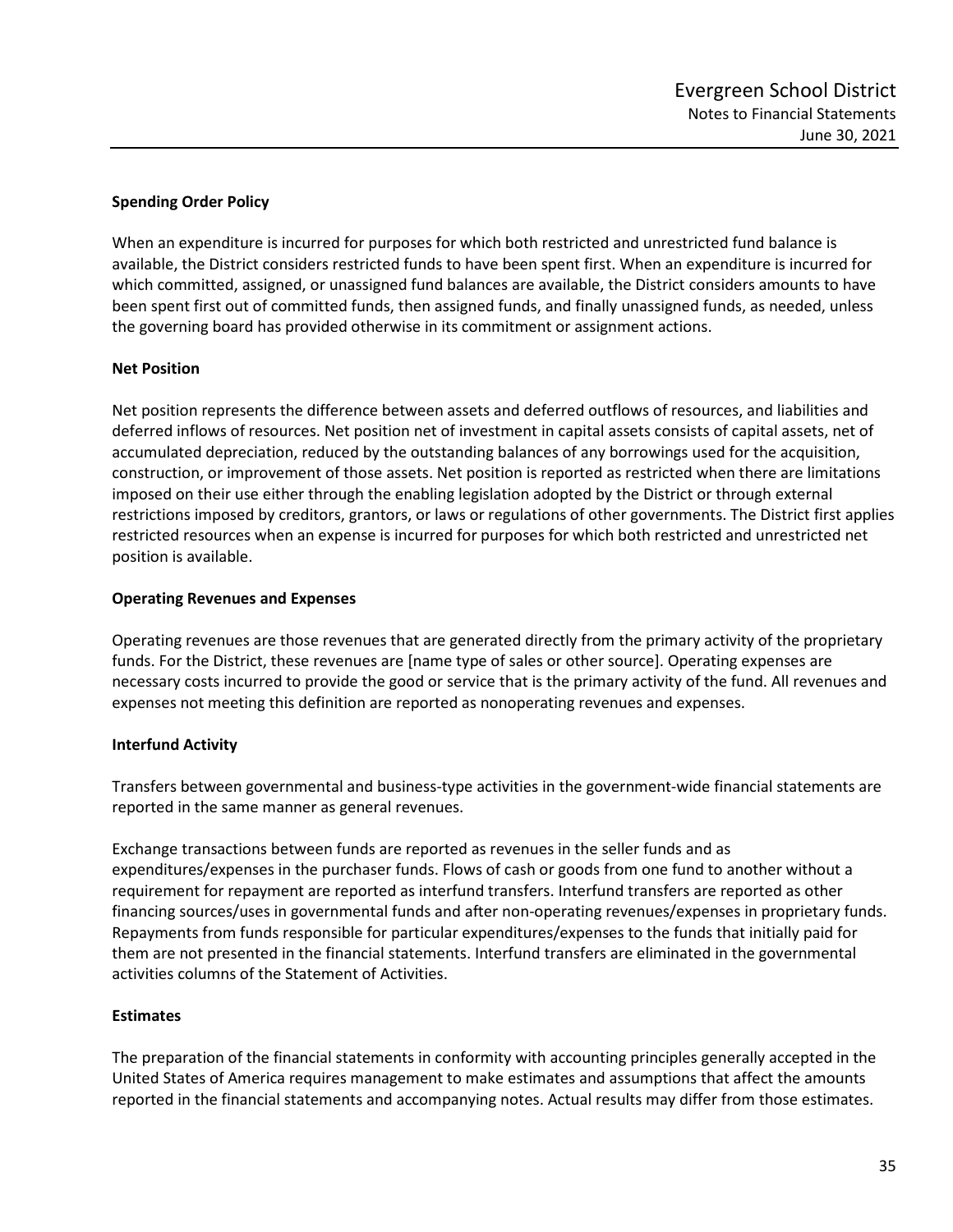### Spending Order Policy

When an expenditure is incurred for purposes for which both restricted and unrestricted fund balance is available, the District considers restricted funds to have been spent first. When an expenditure is incurred for which committed, assigned, or unassigned fund balances are available, the District considers amounts to have been spent first out of committed funds, then assigned funds, and finally unassigned funds, as needed, unless the governing board has provided otherwise in its commitment or assignment actions.

### Net Position

Net position represents the difference between assets and deferred outflows of resources, and liabilities and deferred inflows of resources. Net position net of investment in capital assets consists of capital assets, net of accumulated depreciation, reduced by the outstanding balances of any borrowings used for the acquisition, construction, or improvement of those assets. Net position is reported as restricted when there are limitations imposed on their use either through the enabling legislation adopted by the District or through external restrictions imposed by creditors, grantors, or laws or regulations of other governments. The District first applies restricted resources when an expense is incurred for purposes for which both restricted and unrestricted net position is available.

### Operating Revenues and Expenses

Operating revenues are those revenues that are generated directly from the primary activity of the proprietary funds. For the District, these revenues are [name type of sales or other source]. Operating expenses are necessary costs incurred to provide the good or service that is the primary activity of the fund. All revenues and expenses not meeting this definition are reported as nonoperating revenues and expenses.

### Interfund Activity

Transfers between governmental and business-type activities in the government-wide financial statements are reported in the same manner as general revenues.

Exchange transactions between funds are reported as revenues in the seller funds and as expenditures/expenses in the purchaser funds. Flows of cash or goods from one fund to another without a requirement for repayment are reported as interfund transfers. Interfund transfers are reported as other financing sources/uses in governmental funds and after non-operating revenues/expenses in proprietary funds. Repayments from funds responsible for particular expenditures/expenses to the funds that initially paid for them are not presented in the financial statements. Interfund transfers are eliminated in the governmental activities columns of the Statement of Activities.

### Estimates

The preparation of the financial statements in conformity with accounting principles generally accepted in the United States of America requires management to make estimates and assumptions that affect the amounts reported in the financial statements and accompanying notes. Actual results may differ from those estimates.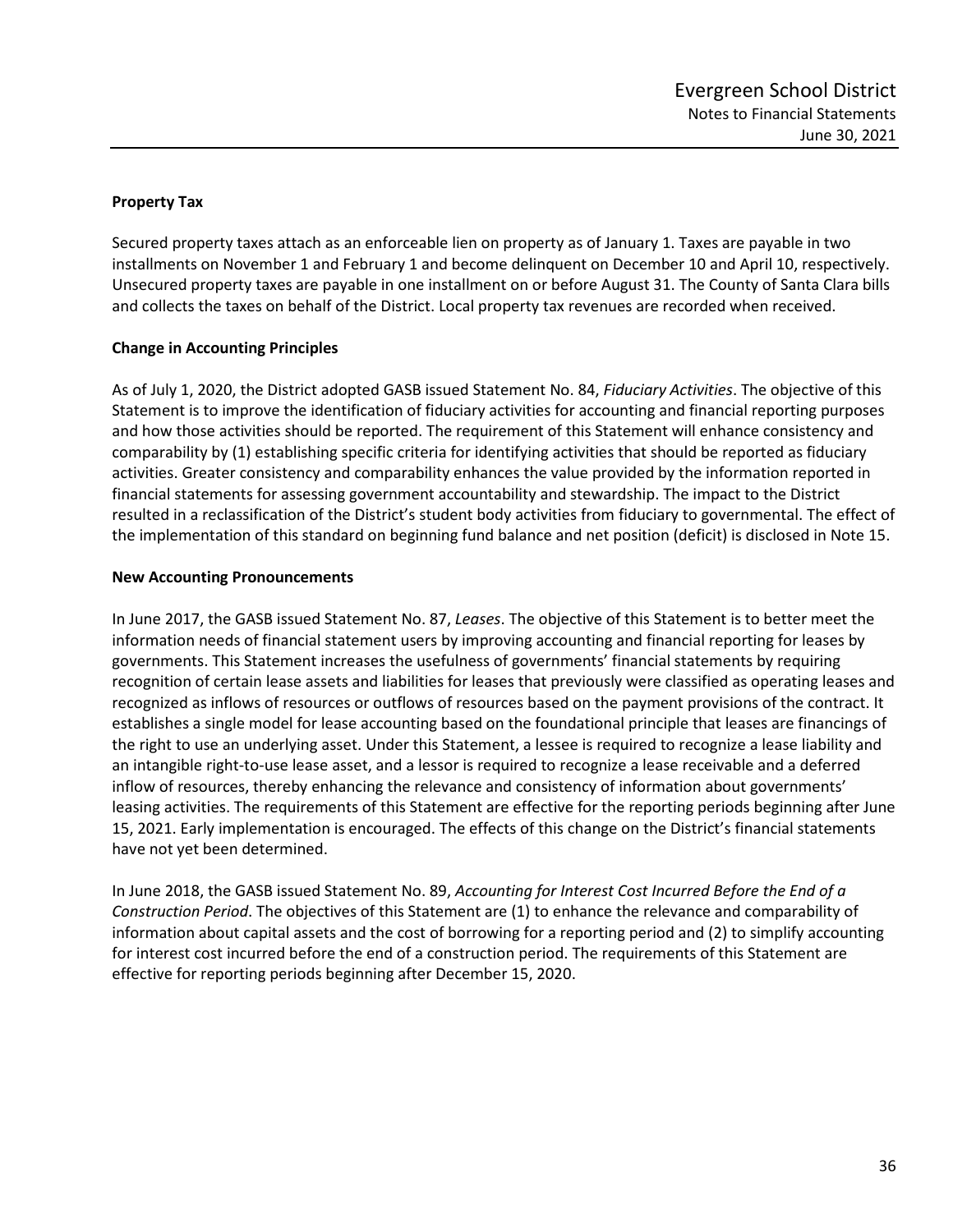**Property Tax**

Secured property taxes attach as an enforceable lien on property as of January 1. Taxes are payable in two installments on November 1 and February 1 and become delinquent on December 10 and April 10, respectively. Unsecured property taxes are payable in one installment on or before August 31. The County of Santa Clara bills and collects the taxes on behalf of the District. Local property tax revenues are recorded when received.

**Change in Accounting Principles**

As of July 1, 2020, the District adopted GASB issued Statement No. 84, *Fiduciary Activities*. The objective of this Statement is to improve the identification of fiduciary activities for accounting and financial reporting purposes and how those activities should be reported. The requirement of this Statement will enhance consistency and comparability by (1) establishing specific criteria for identifying activities that should be reported as fiduciary activities. Greater consistency and comparability enhances the value provided by the information reported in financial statements for assessing government accountability and stewardship. The impact to the District resulted in a reclassification of the District's student body activities from fiduciary to governmental. The effect of the implementation of this standard on beginning fund balance and net position (deficit) is disclosed in Note 15.

**New Accounting Pronouncements**

In June 2017, the GASB issued Statement No. 87, *Leases*. The objective of this Statement is to better meet the information needs of financial statement users by improving accounting and financial reporting for leases by governments. This Statement increases the usefulness of governments' financial statements by requiring recognition of certain lease assets and liabilities for leases that previously were classified as operating leases and recognized as inflows of resources or outflows of resources based on the payment provisions of the contract. It establishes a single model for lease accounting based on the foundational principle that leases are financings of the right to use an underlying asset. Under this Statement, a lessee is required to recognize a lease liability and an intangible right-to-use lease asset, and a lessor is required to recognize a lease receivable and a deferred inflow of resources, thereby enhancing the relevance and consistency of information about governments' leasing activities. The requirements of this Statement are effective for the reporting periods beginning after June 15, 2021. Early implementation is encouraged. The effects of this change on the District's financial statements have not yet been determined.

In June 2018, the GASB issued Statement No. 89, *Accounting for Interest Cost Incurred Before the End of a Construction Period*. The objectives of this Statement are (1) to enhance the relevance and comparability of information about capital assets and the cost of borrowing for a reporting period and (2) to simplify accounting for interest cost incurred before the end of a construction period. The requirements of this Statement are effective for reporting periods beginning after December 15, 2020.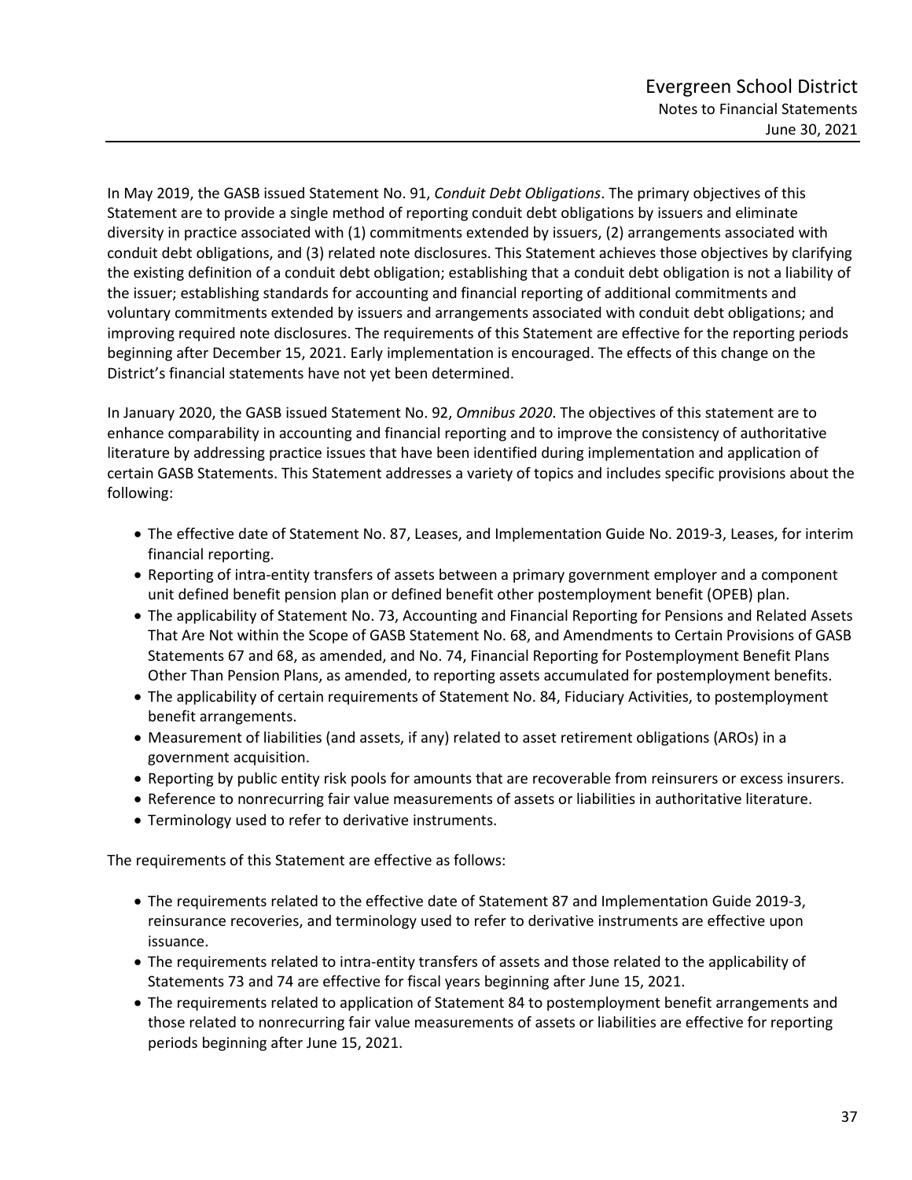In May 2019, the GASB issued Statement No. 91, *Conduit Debt Obligations*. The primary objectives of this Statement are to provide a single method of reporting conduit debt obligations by issuers and eliminate diversity in practice associated with (1) commitments extended by issuers, (2) arrangements associated with conduit debt obligations, and (3) related note disclosures. This Statement achieves those objectives by clarifying the existing definition of a conduit debt obligation; establishing that a conduit debt obligation is not a liability of the issuer; establishing standards for accounting and financial reporting of additional commitments and voluntary commitments extended by issuers and arrangements associated with conduit debt obligations; and improving required note disclosures. The requirements of this Statement are effective for the reporting periods beginning after December 15, 2021. Early implementation is encouraged. The effects of this change on the District's financial statements have not yet been determined.

In January 2020, the GASB issued Statement No. 92, *Omnibus 2020*. The objectives of this statement are to enhance comparability in accounting and financial reporting and to improve the consistency of authoritative literature by addressing practice issues that have been identified during implementation and application of certain GASB Statements. This Statement addresses a variety of topics and includes specific provisions about the following:

- The effective date of Statement No. 87, Leases, and Implementation Guide No. 2019-3, Leases, for interim financial reporting.
- Reporting of intra-entity transfers of assets between a primary government employer and a component unit defined benefit pension plan or defined benefit other postemployment benefit (OPEB) plan.
- The applicability of Statement No. 73, Accounting and Financial Reporting for Pensions and Related Assets That Are Not within the Scope of GASB Statement No. 68, and Amendments to Certain Provisions of GASB Statements 67 and 68, as amended, and No. 74, Financial Reporting for Postemployment Benefit Plans Other Than Pension Plans, as amended, to reporting assets accumulated for postemployment benefits.
- The applicability of certain requirements of Statement No. 84, Fiduciary Activities, to postemployment benefit arrangements.
- Measurement of liabilities (and assets, if any) related to asset retirement obligations (AROs) in a government acquisition.
- Reporting by public entity risk pools for amounts that are recoverable from reinsurers or excess insurers.
- Reference to nonrecurring fair value measurements of assets or liabilities in authoritative literature.
- Terminology used to refer to derivative instruments.

The requirements of this Statement are effective as follows:

- The requirements related to the effective date of Statement 87 and Implementation Guide 2019-3, reinsurance recoveries, and terminology used to refer to derivative instruments are effective upon issuance.
- The requirements related to intra-entity transfers of assets and those related to the applicability of Statements 73 and 74 are effective for fiscal years beginning after June 15, 2021.
- The requirements related to application of Statement 84 to postemployment benefit arrangements and those related to nonrecurring fair value measurements of assets or liabilities are effective for reporting periods beginning after June 15, 2021.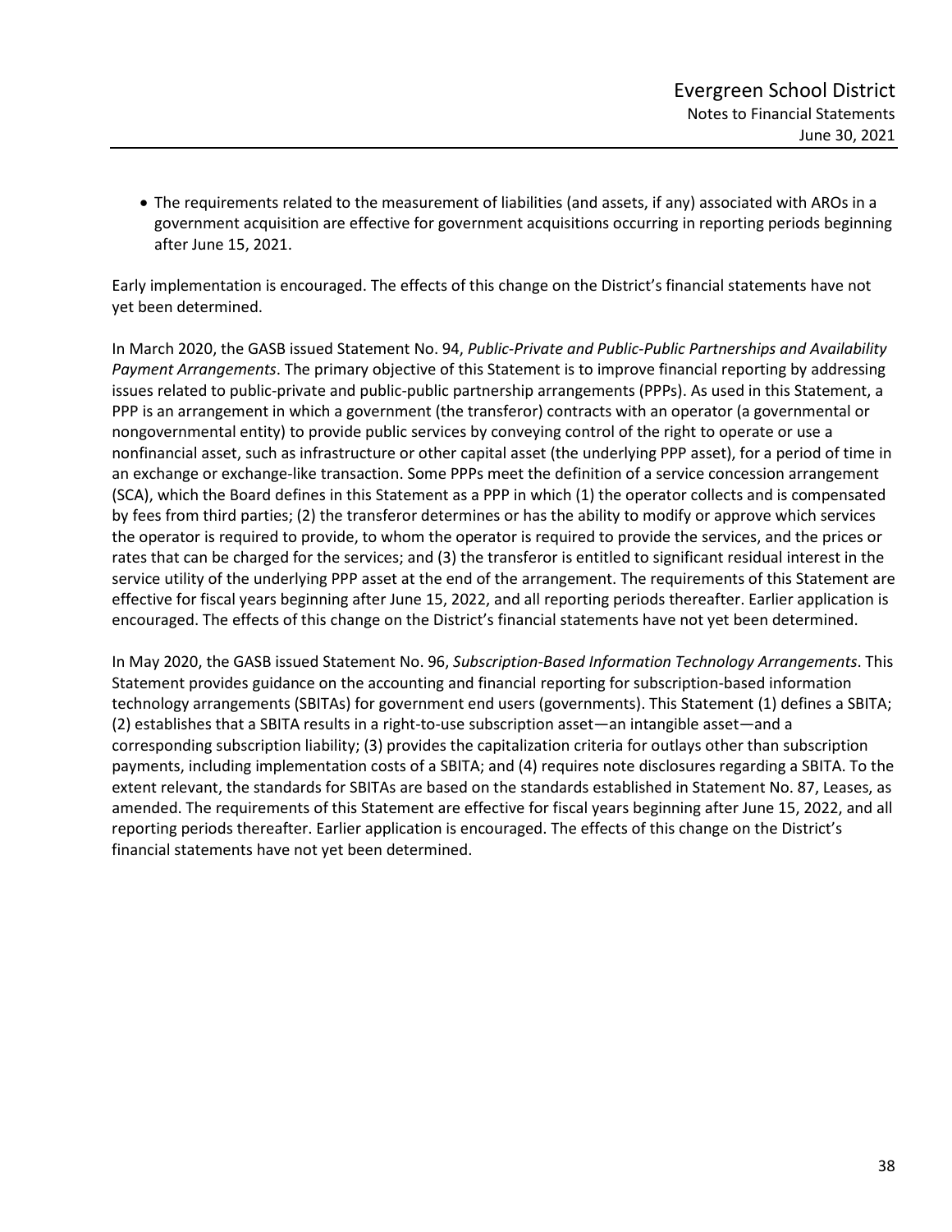- The requirements related to the measurement of liabilities (and assets, if any) associated with AROs in a government acquisition are effective for government acquisitions occurring in reporting periods beginning after June 15, 2021.

Early implementation is encouraged. The effects of this change on the District's financial statements have not yet been determined.

In March 2020, the GASB issued Statement No. 94, *Public-Private and Public-Public Partnerships and Availability Payment Arrangements*. The primary objective of this Statement is to improve financial reporting by addressing issues related to public-private and public-public partnership arrangements (PPPs). As used in this Statement, a PPP is an arrangement in which a government (the transferor) contracts with an operator (a governmental or nongovernmental entity) to provide public services by conveying control of the right to operate or use a nonfinancial asset, such as infrastructure or other capital asset (the underlying PPP asset), for a period of time in an exchange or exchange-like transaction. Some PPPs meet the definition of a service concession arrangement (SCA), which the Board defines in this Statement as a PPP in which (1) the operator collects and is compensated by fees from third parties; (2) the transferor determines or has the ability to modify or approve which services the operator is required to provide, to whom the operator is required to provide the services, and the prices or rates that can be charged for the services; and (3) the transferor is entitled to significant residual interest in the service utility of the underlying PPP asset at the end of the arrangement. The requirements of this Statement are effective for fiscal years beginning after June 15, 2022, and all reporting periods thereafter. Earlier application is encouraged. The effects of this change on the District's financial statements have not yet been determined.

In May 2020, the GASB issued Statement No. 96, *Subscription-Based Information Technology Arrangements*. This Statement provides guidance on the accounting and financial reporting for subscription-based information technology arrangements (SBITAs) for government end users (governments). This Statement (1) defines a SBITA; (2) establishes that a SBITA results in a right-to-use subscription asset—an intangible asset—and a corresponding subscription liability; (3) provides the capitalization criteria for outlays other than subscription payments, including implementation costs of a SBITA; and (4) requires note disclosures regarding a SBITA. To the extent relevant, the standards for SBITAs are based on the standards established in Statement No. 87, Leases, as amended. The requirements of this Statement are effective for fiscal years beginning after June 15, 2022, and all reporting periods thereafter. Earlier application is encouraged. The effects of this change on the District's financial statements have not yet been determined.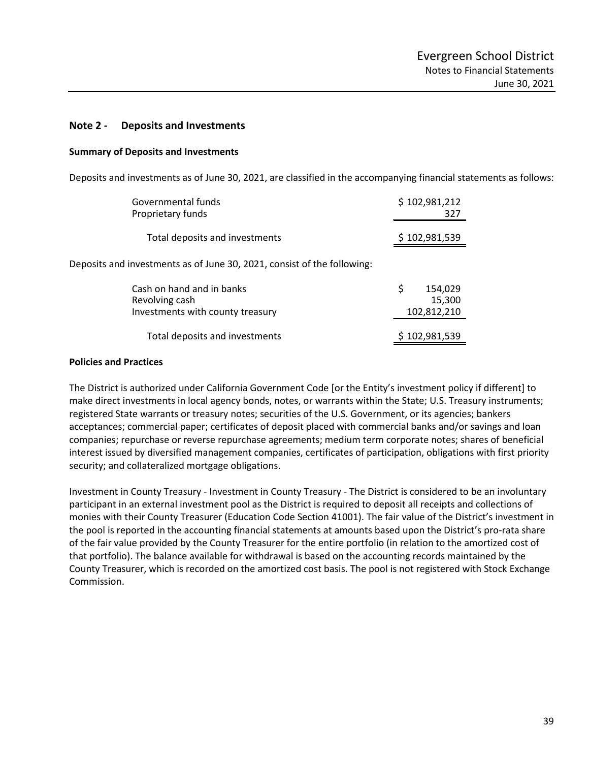## Note 2 - Deposits and Investments

### Summary of Deposits and Investments

Deposits and investments as of June 30, 2021, are classified in the accompanying financial statements as follows:

| | |
|---|---|
| Governmental funds | $ 102,981,212 |
| Proprietary funds | 327 |
| Total deposits and investments | $ 102,981,539 |

Deposits and investments as of June 30, 2021, consist of the following:

| | |
|---|---|
| Cash on hand and in banks | $ 154,029 |
| Revolving cash | 15,300 |
| Investments with county treasury | 102,812,210 |
| Total deposits and investments | $ 102,981,539 |

### Policies and Practices

The District is authorized under California Government Code [or the Entity's investment policy if different] to make direct investments in local agency bonds, notes, or warrants within the State; U.S. Treasury instruments; registered State warrants or treasury notes; securities of the U.S. Government, or its agencies; bankers acceptances; commercial paper; certificates of deposit placed with commercial banks and/or savings and loan companies; repurchase or reverse repurchase agreements; medium term corporate notes; shares of beneficial interest issued by diversified management companies, certificates of participation, obligations with first priority security; and collateralized mortgage obligations.

Investment in County Treasury - Investment in County Treasury - The District is considered to be an involuntary participant in an external investment pool as the District is required to deposit all receipts and collections of monies with their County Treasurer (Education Code Section 41001). The fair value of the District's investment in the pool is reported in the accounting financial statements at amounts based upon the District's pro-rata share of the fair value provided by the County Treasurer for the entire portfolio (in relation to the amortized cost of that portfolio). The balance available for withdrawal is based on the accounting records maintained by the County Treasurer, which is recorded on the amortized cost basis. The pool is not registered with Stock Exchange Commission.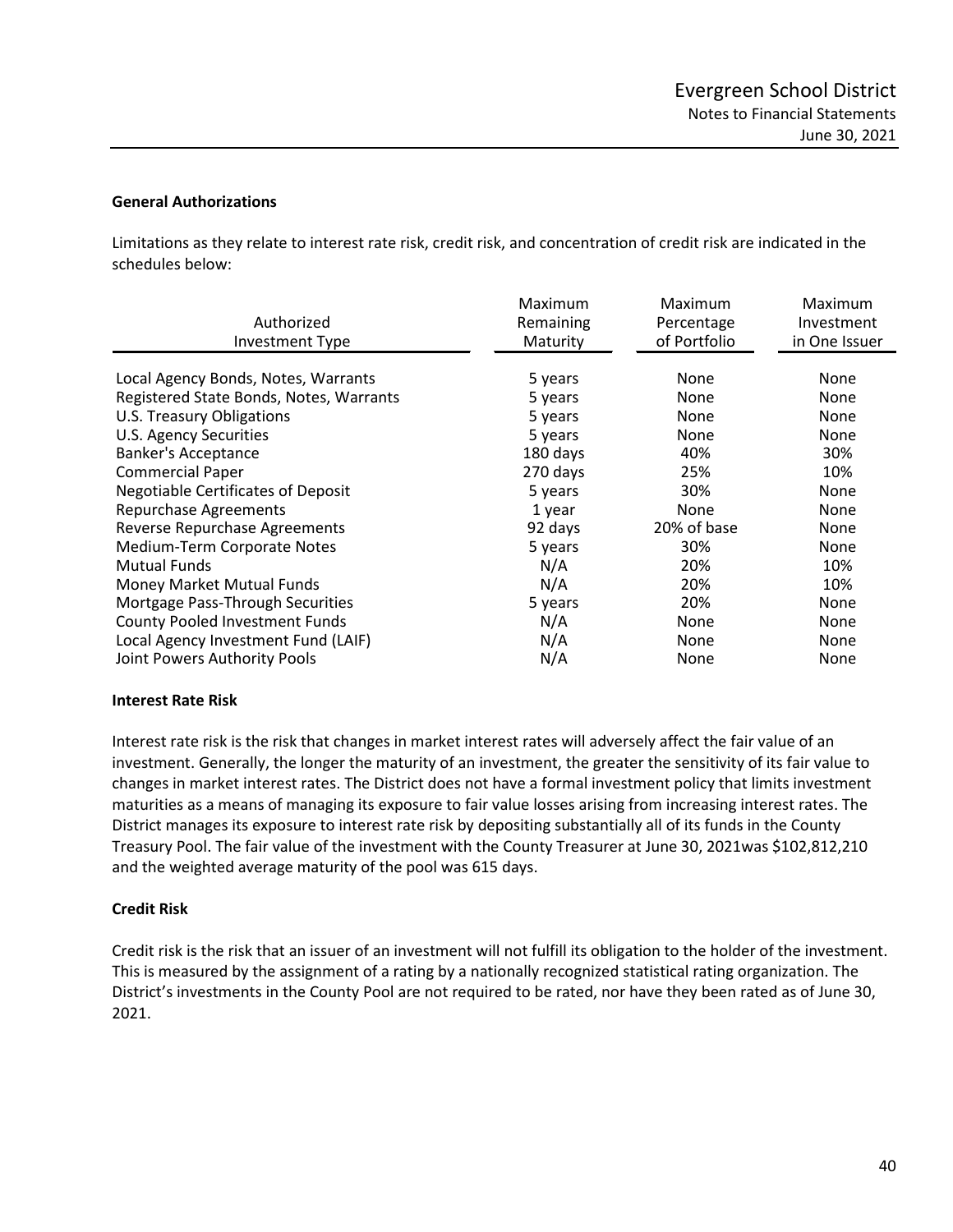### General Authorizations

Limitations as they relate to interest rate risk, credit risk, and concentration of credit risk are indicated in the schedules below:

| Authorized Investment Type | Maximum Remaining Maturity | Maximum Percentage of Portfolio | Maximum Investment in One Issuer |
|---|---|---|---|
| Local Agency Bonds, Notes, Warrants | 5 years | None | None |
| Registered State Bonds, Notes, Warrants | 5 years | None | None |
| U.S. Treasury Obligations | 5 years | None | None |
| U.S. Agency Securities | 5 years | None | None |
| Banker's Acceptance | 180 days | 40% | 30% |
| Commercial Paper | 270 days | 25% | 10% |
| Negotiable Certificates of Deposit | 5 years | 30% | None |
| Repurchase Agreements | 1 year | None | None |
| Reverse Repurchase Agreements | 92 days | 20% of base | None |
| Medium-Term Corporate Notes | 5 years | 30% | None |
| Mutual Funds | N/A | 20% | 10% |
| Money Market Mutual Funds | N/A | 20% | 10% |
| Mortgage Pass-Through Securities | 5 years | 20% | None |
| County Pooled Investment Funds | N/A | None | None |
| Local Agency Investment Fund (LAIF) | N/A | None | None |
| Joint Powers Authority Pools | N/A | None | None |

### Interest Rate Risk

Interest rate risk is the risk that changes in market interest rates will adversely affect the fair value of an investment. Generally, the longer the maturity of an investment, the greater the sensitivity of its fair value to changes in market interest rates. The District does not have a formal investment policy that limits investment maturities as a means of managing its exposure to fair value losses arising from increasing interest rates. The District manages its exposure to interest rate risk by depositing substantially all of its funds in the County Treasury Pool. The fair value of the investment with the County Treasurer at June 30, 2021was $102,812,210 and the weighted average maturity of the pool was 615 days.

### Credit Risk

Credit risk is the risk that an issuer of an investment will not fulfill its obligation to the holder of the investment. This is measured by the assignment of a rating by a nationally recognized statistical rating organization. The District's investments in the County Pool are not required to be rated, nor have they been rated as of June 30, 2021.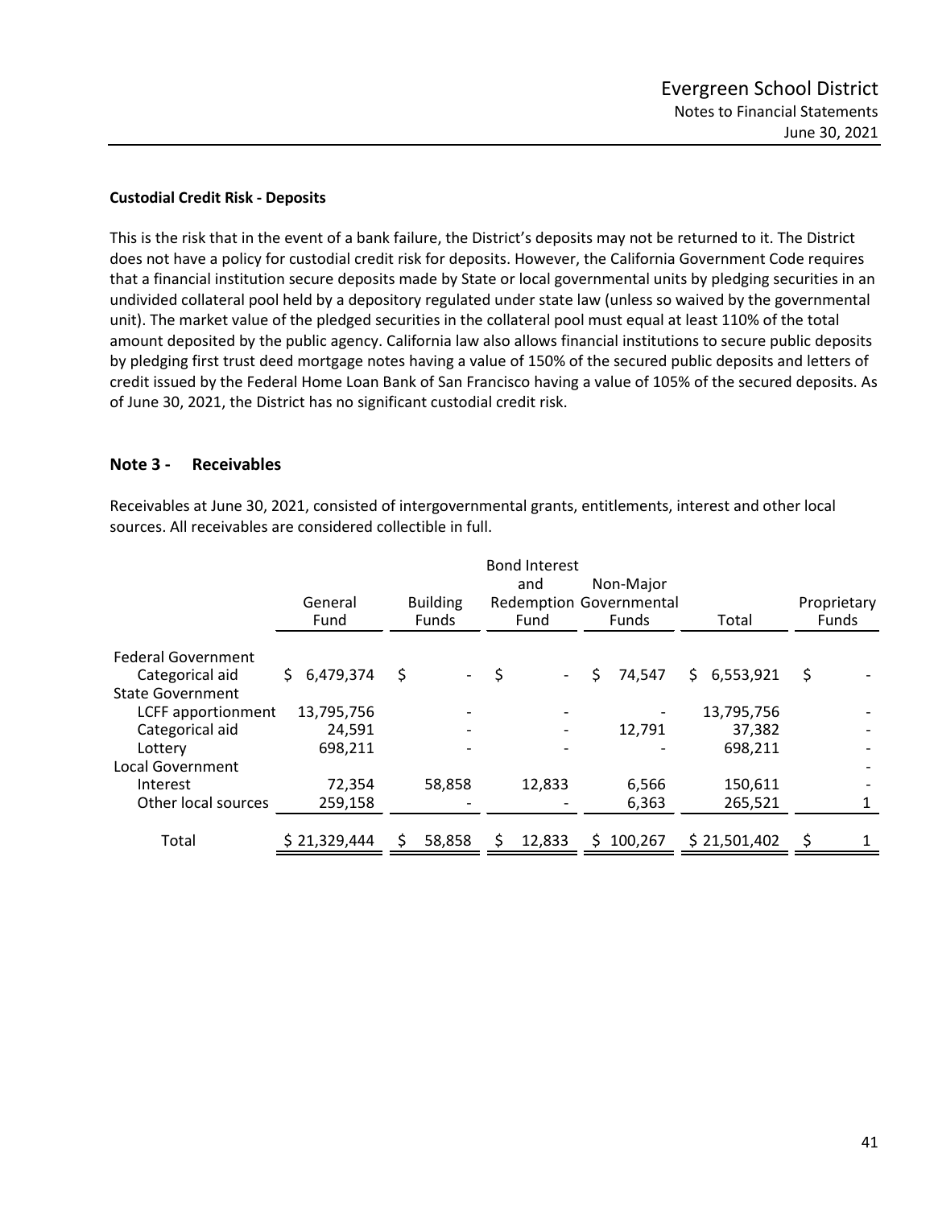**Custodial Credit Risk - Deposits**

This is the risk that in the event of a bank failure, the District's deposits may not be returned to it. The District does not have a policy for custodial credit risk for deposits. However, the California Government Code requires that a financial institution secure deposits made by State or local governmental units by pledging securities in an undivided collateral pool held by a depository regulated under state law (unless so waived by the governmental unit). The market value of the pledged securities in the collateral pool must equal at least 110% of the total amount deposited by the public agency. California law also allows financial institutions to secure public deposits by pledging first trust deed mortgage notes having a value of 150% of the secured public deposits and letters of credit issued by the Federal Home Loan Bank of San Francisco having a value of 105% of the secured deposits. As of June 30, 2021, the District has no significant custodial credit risk.

## Note 3 - Receivables

Receivables at June 30, 2021, consisted of intergovernmental grants, entitlements, interest and other local sources. All receivables are considered collectible in full.

| | General Fund | Building Funds | Bond Interest and Redemption Fund | Non-Major Governmental Funds | Total | Proprietary Funds |
|---|---|---|---|---|---|---|
| Federal Government | | | | | | |
| Categorical aid | $ 6,479,374 | $ - | $ - | $ 74,547 | $ 6,553,921 | $ - |
| State Government | | | | | | |
| LCFF apportionment | 13,795,756 | - | - | - | 13,795,756 | - |
| Categorical aid | 24,591 | - | - | 12,791 | 37,382 | - |
| Lottery | 698,211 | - | - | - | 698,211 | - |
| Local Government | | | | | | - |
| Interest | 72,354 | 58,858 | 12,833 | 6,566 | 150,611 | - |
| Other local sources | 259,158 | - | - | 6,363 | 265,521 | 1 |
| Total | $ 21,329,444 | $ 58,858 | $ 12,833 | $ 100,267 | $ 21,501,402 | $ 1 |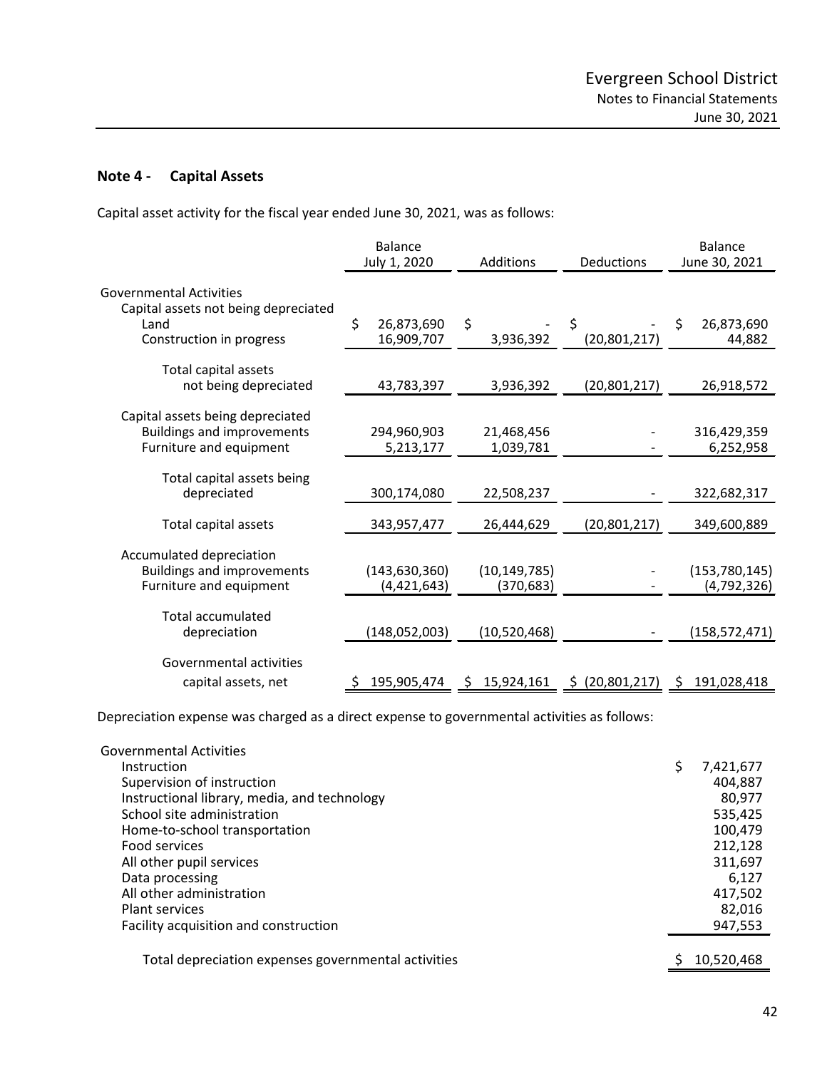## Note 4 - Capital Assets

Capital asset activity for the fiscal year ended June 30, 2021, was as follows:

| | Balance July 1, 2020 | Additions | Deductions | Balance June 30, 2021 |
|---|---|---|---|---|
| Governmental Activities | | | | |
| Capital assets not being depreciated | | | | |
| Land | $ 26,873,690 | $ - | $ - | $ 26,873,690 |
| Construction in progress | 16,909,707 | 3,936,392 | (20,801,217) | 44,882 |
| Total capital assets not being depreciated | 43,783,397 | 3,936,392 | (20,801,217) | 26,918,572 |
| Capital assets being depreciated | | | | |
| Buildings and improvements | 294,960,903 | 21,468,456 | - | 316,429,359 |
| Furniture and equipment | 5,213,177 | 1,039,781 | - | 6,252,958 |
| Total capital assets being depreciated | 300,174,080 | 22,508,237 | - | 322,682,317 |
| Total capital assets | 343,957,477 | 26,444,629 | (20,801,217) | 349,600,889 |
| Accumulated depreciation | | | | |
| Buildings and improvements | (143,630,360) | (10,149,785) | - | (153,780,145) |
| Furniture and equipment | (4,421,643) | (370,683) | - | (4,792,326) |
| Total accumulated depreciation | (148,052,003) | (10,520,468) | - | (158,572,471) |
| Governmental activities capital assets, net | $ 195,905,474 | $ 15,924,161 | $ (20,801,217) | $ 191,028,418 |

Depreciation expense was charged as a direct expense to governmental activities as follows:

| | |
|---|---|
| Governmental Activities | |
| Instruction | $ 7,421,677 |
| Supervision of instruction | 404,887 |
| Instructional library, media, and technology | 80,977 |
| School site administration | 535,425 |
| Home-to-school transportation | 100,479 |
| Food services | 212,128 |
| All other pupil services | 311,697 |
| Data processing | 6,127 |
| All other administration | 417,502 |
| Plant services | 82,016 |
| Facility acquisition and construction | 947,553 |
| Total depreciation expenses governmental activities | $ 10,520,468 |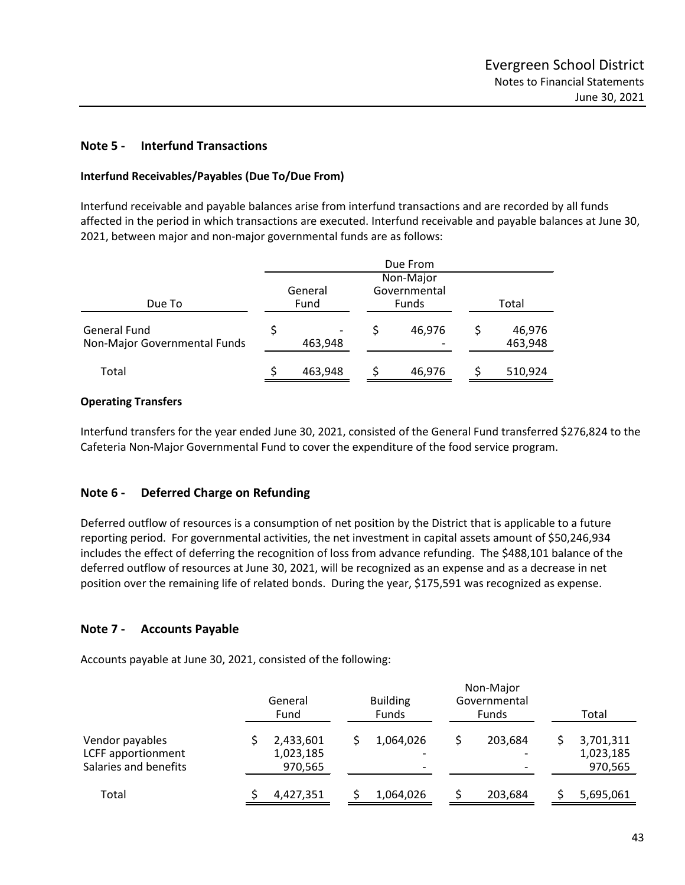## Note 5 - Interfund Transactions

### Interfund Receivables/Payables (Due To/Due From)

Interfund receivable and payable balances arise from interfund transactions and are recorded by all funds affected in the period in which transactions are executed. Interfund receivable and payable balances at June 30, 2021, between major and non-major governmental funds are as follows:

| | Due From | | |
|---|---|---|---|
| Due To | General Fund | Non-Major Governmental Funds | Total |
| General Fund | $ - | $ 46,976 | $ 46,976 |
| Non-Major Governmental Funds | 463,948 | - | 463,948 |
| Total | $ 463,948 | $ 46,976 | $ 510,924 |

### Operating Transfers

Interfund transfers for the year ended June 30, 2021, consisted of the General Fund transferred $276,824 to the Cafeteria Non-Major Governmental Fund to cover the expenditure of the food service program.

## Note 6 - Deferred Charge on Refunding

Deferred outflow of resources is a consumption of net position by the District that is applicable to a future reporting period. For governmental activities, the net investment in capital assets amount of $50,246,934 includes the effect of deferring the recognition of loss from advance refunding. The $488,101 balance of the deferred outflow of resources at June 30, 2021, will be recognized as an expense and as a decrease in net position over the remaining life of related bonds. During the year, $175,591 was recognized as expense.

## Note 7 - Accounts Payable

Accounts payable at June 30, 2021, consisted of the following:

| | General Fund | Building Funds | Non-Major Governmental Funds | Total |
|---|---|---|---|---|
| Vendor payables | $ 2,433,601 | $ 1,064,026 | $ 203,684 | $ 3,701,311 |
| LCFF apportionment | 1,023,185 | - | - | 1,023,185 |
| Salaries and benefits | 970,565 | - | - | 970,565 |
| Total | $ 4,427,351 | $ 1,064,026 | $ 203,684 | $ 5,695,061 |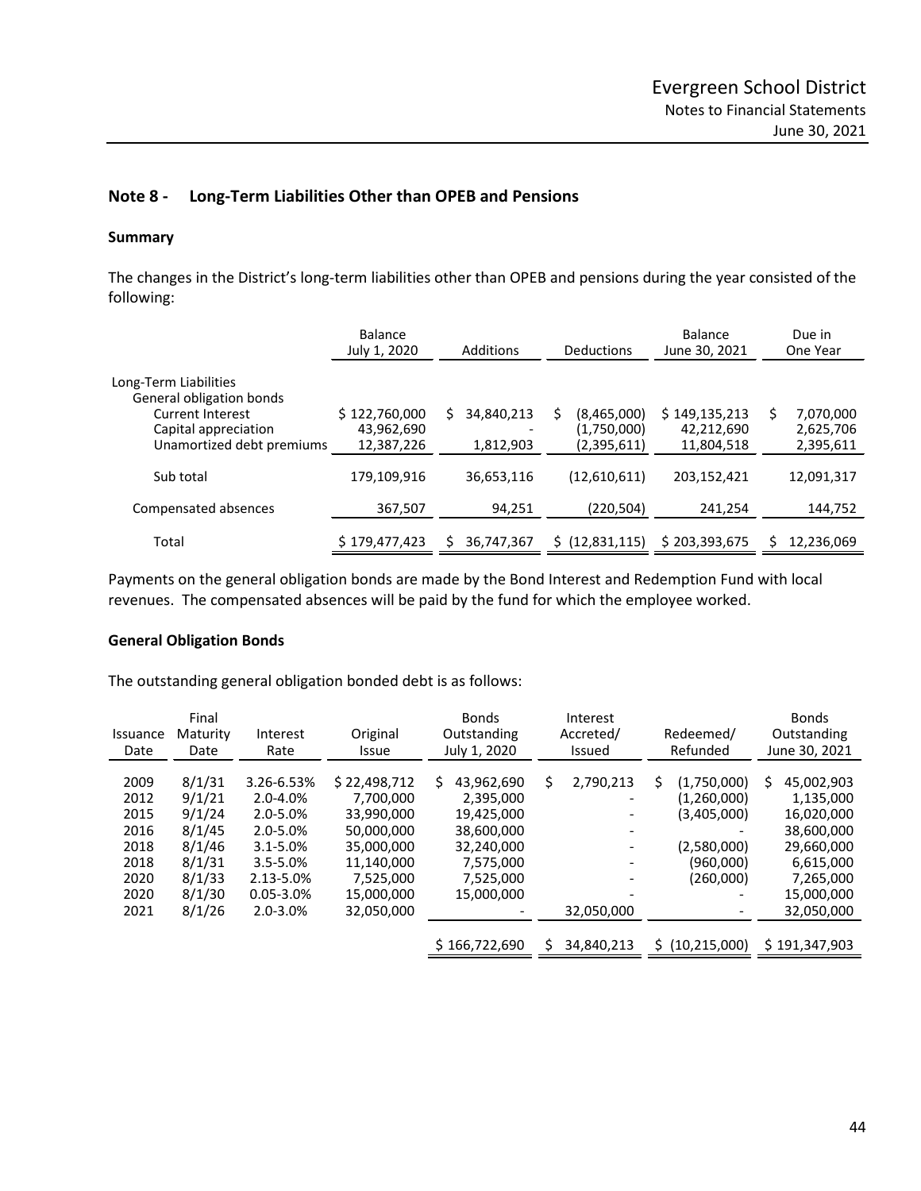## Note 8 - Long-Term Liabilities Other than OPEB and Pensions

### Summary

The changes in the District's long-term liabilities other than OPEB and pensions during the year consisted of the following:

| | Balance July 1, 2020 | Additions | Deductions | Balance June 30, 2021 | Due in One Year |
|---|---|---|---|---|---|
| Long-Term Liabilities | | | | | |
| General obligation bonds | | | | | |
| Current Interest | $ 122,760,000 | $ 34,840,213 | $ (8,465,000) | $ 149,135,213 | $ 7,070,000 |
| Capital appreciation | 43,962,690 | - | (1,750,000) | 42,212,690 | 2,625,706 |
| Unamortized debt premiums | 12,387,226 | 1,812,903 | (2,395,611) | 11,804,518 | 2,395,611 |
| Sub total | 179,109,916 | 36,653,116 | (12,610,611) | 203,152,421 | 12,091,317 |
| Compensated absences | 367,507 | 94,251 | (220,504) | 241,254 | 144,752 |
| Total | $ 179,477,423 | $ 36,747,367 | $ (12,831,115) | $ 203,393,675 | $ 12,236,069 |

Payments on the general obligation bonds are made by the Bond Interest and Redemption Fund with local revenues. The compensated absences will be paid by the fund for which the employee worked.

### General Obligation Bonds

The outstanding general obligation bonded debt is as follows:

| Issuance Date | Final Maturity Date | Interest Rate | Original Issue | Bonds Outstanding July 1, 2020 | Interest Accreted/ Issued | Redeemed/ Refunded | Bonds Outstanding June 30, 2021 |
|---|---|---|---|---|---|---|---|
| 2009 | 8/1/31 | 3.26-6.53% | $ 22,498,712 | $ 43,962,690 | $ 2,790,213 | $ (1,750,000) | $ 45,002,903 |
| 2012 | 9/1/21 | 2.0-4.0% | 7,700,000 | 2,395,000 | - | (1,260,000) | 1,135,000 |
| 2015 | 9/1/24 | 2.0-5.0% | 33,990,000 | 19,425,000 | - | (3,405,000) | 16,020,000 |
| 2016 | 8/1/45 | 2.0-5.0% | 50,000,000 | 38,600,000 | - | - | 38,600,000 |
| 2018 | 8/1/46 | 3.1-5.0% | 35,000,000 | 32,240,000 | - | (2,580,000) | 29,660,000 |
| 2018 | 8/1/31 | 3.5-5.0% | 11,140,000 | 7,575,000 | - | (960,000) | 6,615,000 |
| 2020 | 8/1/33 | 2.13-5.0% | 7,525,000 | 7,525,000 | - | (260,000) | 7,265,000 |
| 2020 | 8/1/30 | 0.05-3.0% | 15,000,000 | 15,000,000 | - | - | 15,000,000 |
| 2021 | 8/1/26 | 2.0-3.0% | 32,050,000 | - | 32,050,000 | - | 32,050,000 |
| | | | | $ 166,722,690 | $ 34,840,213 | $ (10,215,000) | $ 191,347,903 |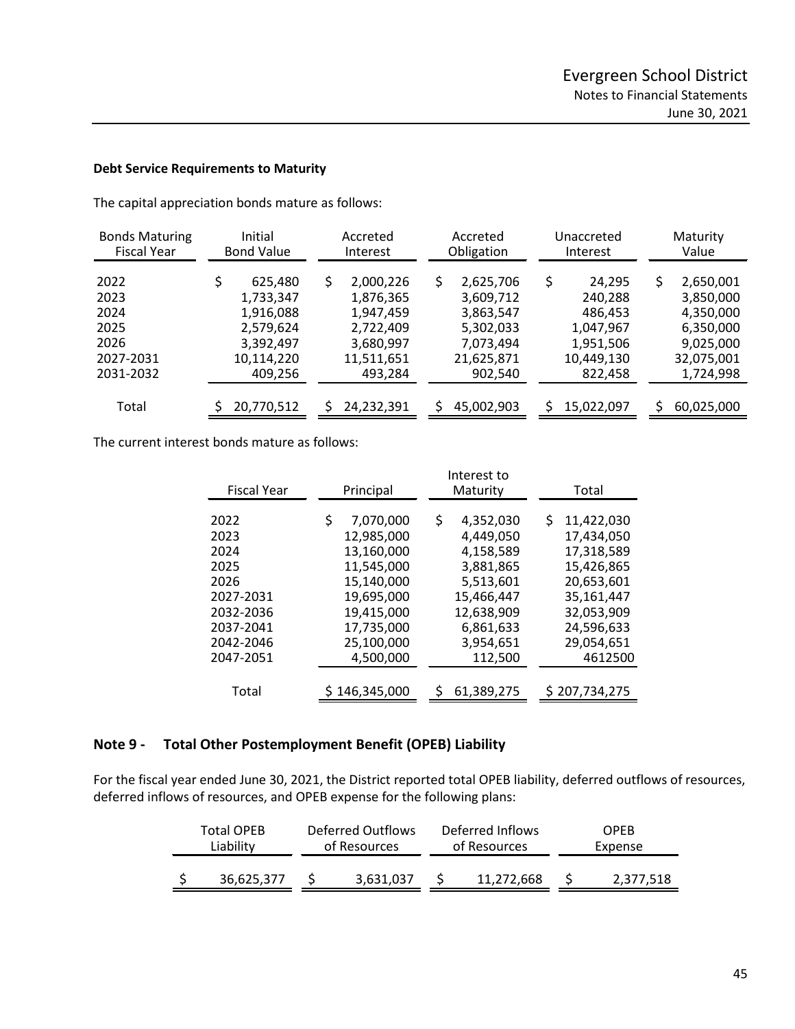**Debt Service Requirements to Maturity**

The capital appreciation bonds mature as follows:

| Bonds Maturing Fiscal Year | Initial Bond Value | Accreted Interest | Accreted Obligation | Unaccreted Interest | Maturity Value |
|---|---|---|---|---|---|
| 2022 | $ 625,480 | $ 2,000,226 | $ 2,625,706 | $ 24,295 | $ 2,650,001 |
| 2023 | 1,733,347 | 1,876,365 | 3,609,712 | 240,288 | 3,850,000 |
| 2024 | 1,916,088 | 1,947,459 | 3,863,547 | 486,453 | 4,350,000 |
| 2025 | 2,579,624 | 2,722,409 | 5,302,033 | 1,047,967 | 6,350,000 |
| 2026 | 3,392,497 | 3,680,997 | 7,073,494 | 1,951,506 | 9,025,000 |
| 2027-2031 | 10,114,220 | 11,511,651 | 21,625,871 | 10,449,130 | 32,075,001 |
| 2031-2032 | 409,256 | 493,284 | 902,540 | 822,458 | 1,724,998 |
| Total | $ 20,770,512 | $ 24,232,391 | $ 45,002,903 | $ 15,022,097 | $ 60,025,000 |

The current interest bonds mature as follows:

| Fiscal Year | Principal | Interest to Maturity | Total |
|---|---|---|---|
| 2022 | $ 7,070,000 | $ 4,352,030 | $ 11,422,030 |
| 2023 | 12,985,000 | 4,449,050 | 17,434,050 |
| 2024 | 13,160,000 | 4,158,589 | 17,318,589 |
| 2025 | 11,545,000 | 3,881,865 | 15,426,865 |
| 2026 | 15,140,000 | 5,513,601 | 20,653,601 |
| 2027-2031 | 19,695,000 | 15,466,447 | 35,161,447 |
| 2032-2036 | 19,415,000 | 12,638,909 | 32,053,909 |
| 2037-2041 | 17,735,000 | 6,861,633 | 24,596,633 |
| 2042-2046 | 25,100,000 | 3,954,651 | 29,054,651 |
| 2047-2051 | 4,500,000 | 112,500 | 4612500 |
| Total | $ 146,345,000 | $ 61,389,275 | $ 207,734,275 |

## Note 9 - Total Other Postemployment Benefit (OPEB) Liability

For the fiscal year ended June 30, 2021, the District reported total OPEB liability, deferred outflows of resources, deferred inflows of resources, and OPEB expense for the following plans:

| Total OPEB Liability | Deferred Outflows of Resources | Deferred Inflows of Resources | OPEB Expense |
|---|---|---|---|
| $ 36,625,377 | $ 3,631,037 | $ 11,272,668 | $ 2,377,518 |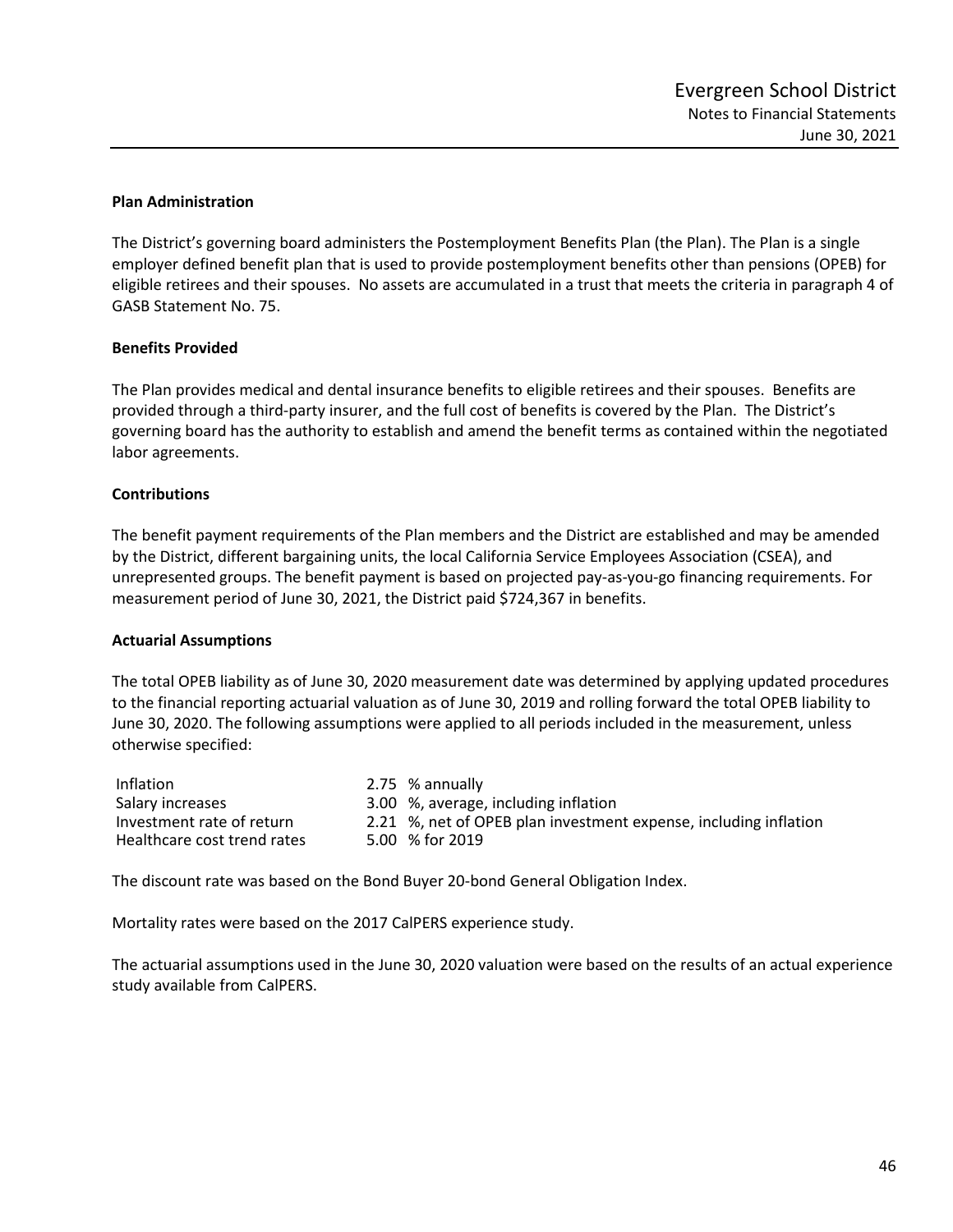### Plan Administration

The District's governing board administers the Postemployment Benefits Plan (the Plan). The Plan is a single employer defined benefit plan that is used to provide postemployment benefits other than pensions (OPEB) for eligible retirees and their spouses. No assets are accumulated in a trust that meets the criteria in paragraph 4 of GASB Statement No. 75.

### Benefits Provided

The Plan provides medical and dental insurance benefits to eligible retirees and their spouses. Benefits are provided through a third-party insurer, and the full cost of benefits is covered by the Plan. The District's governing board has the authority to establish and amend the benefit terms as contained within the negotiated labor agreements.

### Contributions

The benefit payment requirements of the Plan members and the District are established and may be amended by the District, different bargaining units, the local California Service Employees Association (CSEA), and unrepresented groups. The benefit payment is based on projected pay-as-you-go financing requirements. For measurement period of June 30, 2021, the District paid $724,367 in benefits.

### Actuarial Assumptions

The total OPEB liability as of June 30, 2020 measurement date was determined by applying updated procedures to the financial reporting actuarial valuation as of June 30, 2019 and rolling forward the total OPEB liability to June 30, 2020. The following assumptions were applied to all periods included in the measurement, unless otherwise specified:

| | |
|---|---|
| Inflation | 2.75 % annually |
| Salary increases | 3.00 %, average, including inflation |
| Investment rate of return | 2.21 %, net of OPEB plan investment expense, including inflation |
| Healthcare cost trend rates | 5.00 % for 2019 |

The discount rate was based on the Bond Buyer 20-bond General Obligation Index.

Mortality rates were based on the 2017 CalPERS experience study.

The actuarial assumptions used in the June 30, 2020 valuation were based on the results of an actual experience study available from CalPERS.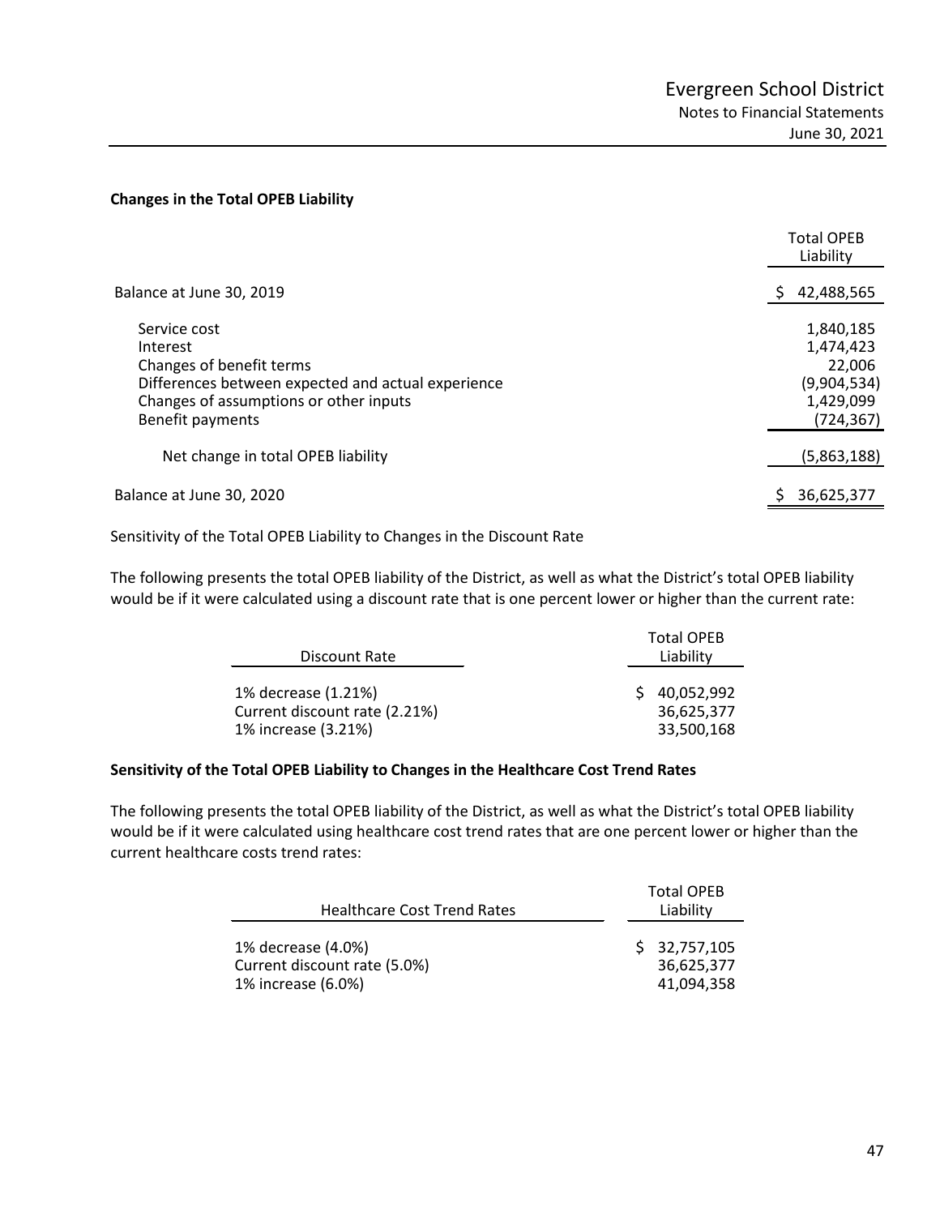**Changes in the Total OPEB Liability**

| | Total OPEB Liability |
|---|---|
| Balance at June 30, 2019 | $ 42,488,565 |
| Service cost | 1,840,185 |
| Interest | 1,474,423 |
| Changes of benefit terms | 22,006 |
| Differences between expected and actual experience | (9,904,534) |
| Changes of assumptions or other inputs | 1,429,099 |
| Benefit payments | (724,367) |
| Net change in total OPEB liability | (5,863,188) |
| Balance at June 30, 2020 | $ 36,625,377 |

Sensitivity of the Total OPEB Liability to Changes in the Discount Rate

The following presents the total OPEB liability of the District, as well as what the District's total OPEB liability would be if it were calculated using a discount rate that is one percent lower or higher than the current rate:

| Discount Rate | Total OPEB Liability |
|---|---|
| 1% decrease (1.21%) | $ 40,052,992 |
| Current discount rate (2.21%) | 36,625,377 |
| 1% increase (3.21%) | 33,500,168 |

**Sensitivity of the Total OPEB Liability to Changes in the Healthcare Cost Trend Rates**

The following presents the total OPEB liability of the District, as well as what the District's total OPEB liability would be if it were calculated using healthcare cost trend rates that are one percent lower or higher than the current healthcare costs trend rates:

| Healthcare Cost Trend Rates | Total OPEB Liability |
|---|---|
| 1% decrease (4.0%) | $ 32,757,105 |
| Current discount rate (5.0%) | 36,625,377 |
| 1% increase (6.0%) | 41,094,358 |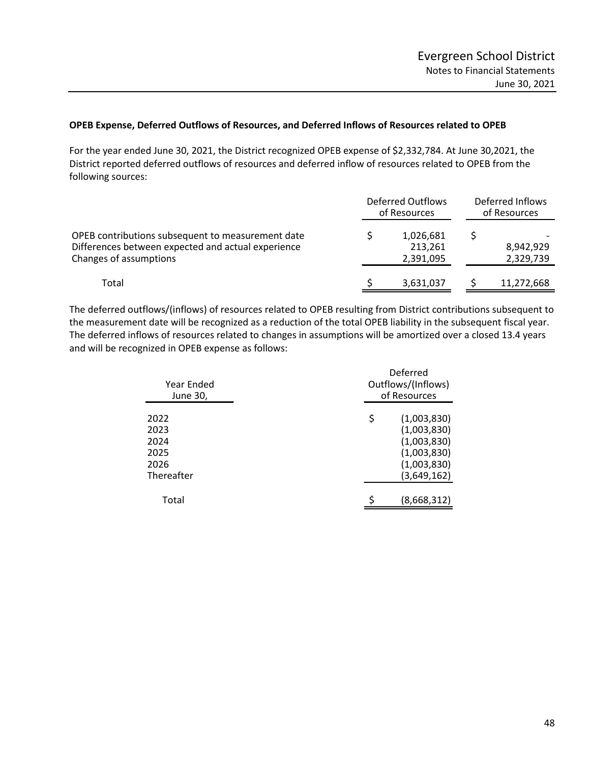**OPEB Expense, Deferred Outflows of Resources, and Deferred Inflows of Resources related to OPEB**

For the year ended June 30, 2021, the District recognized OPEB expense of $2,332,784. At June 30,2021, the District reported deferred outflows of resources and deferred inflow of resources related to OPEB from the following sources:

| | Deferred Outflows of Resources | Deferred Inflows of Resources |
|---|---|---|
| OPEB contributions subsequent to measurement date | $ 1,026,681 | $ - |
| Differences between expected and actual experience | 213,261 | 8,942,929 |
| Changes of assumptions | 2,391,095 | 2,329,739 |
| Total | $ 3,631,037 | $ 11,272,668 |

The deferred outflows/(inflows) of resources related to OPEB resulting from District contributions subsequent to the measurement date will be recognized as a reduction of the total OPEB liability in the subsequent fiscal year. The deferred inflows of resources related to changes in assumptions will be amortized over a closed 13.4 years and will be recognized in OPEB expense as follows:

| Year Ended June 30, | Deferred Outflows/(Inflows) of Resources |
|---|---|
| 2022 | $ (1,003,830) |
| 2023 | (1,003,830) |
| 2024 | (1,003,830) |
| 2025 | (1,003,830) |
| 2026 | (1,003,830) |
| Thereafter | (3,649,162) |
| Total | $ (8,668,312) |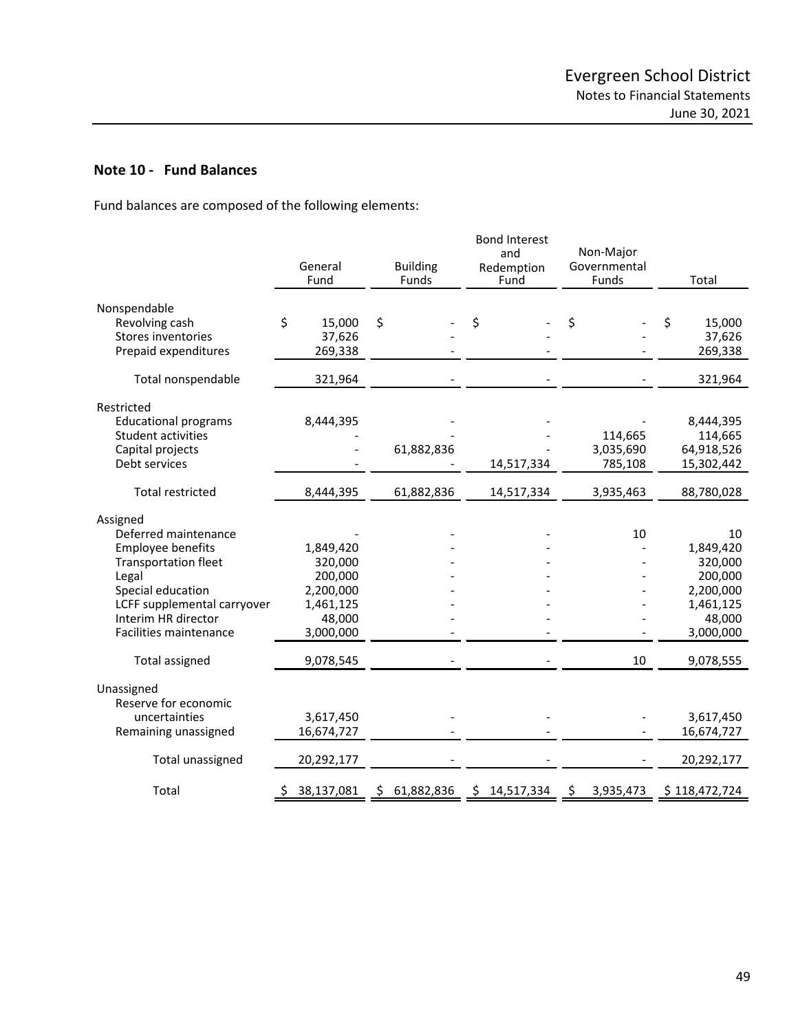## Note 10 - Fund Balances

Fund balances are composed of the following elements:

| | General Fund | Building Funds | Bond Interest and Redemption Fund | Non-Major Governmental Funds | Total |
|---|---|---|---|---|---|
| Nonspendable | | | | | |
| Revolving cash | $ 15,000 | $ - | $ - | $ - | $ 15,000 |
| Stores inventories | 37,626 | - | - | - | 37,626 |
| Prepaid expenditures | 269,338 | - | - | - | 269,338 |
| Total nonspendable | 321,964 | - | - | - | 321,964 |
| Restricted | | | | | |
| Educational programs | 8,444,395 | - | - | - | 8,444,395 |
| Student activities | - | - | - | 114,665 | 114,665 |
| Capital projects | - | 61,882,836 | - | 3,035,690 | 64,918,526 |
| Debt services | - | - | 14,517,334 | 785,108 | 15,302,442 |
| Total restricted | 8,444,395 | 61,882,836 | 14,517,334 | 3,935,463 | 88,780,028 |
| Assigned | | | | | |
| Deferred maintenance | - | - | - | 10 | 10 |
| Employee benefits | 1,849,420 | - | - | - | 1,849,420 |
| Transportation fleet | 320,000 | - | - | - | 320,000 |
| Legal | 200,000 | - | - | - | 200,000 |
| Special education | 2,200,000 | - | - | - | 2,200,000 |
| LCFF supplemental carryover | 1,461,125 | - | - | - | 1,461,125 |
| Interim HR director | 48,000 | - | - | - | 48,000 |
| Facilities maintenance | 3,000,000 | - | - | - | 3,000,000 |
| Total assigned | 9,078,545 | - | - | 10 | 9,078,555 |
| Unassigned | | | | | |
| Reserve for economic uncertainties | 3,617,450 | - | - | - | 3,617,450 |
| Remaining unassigned | 16,674,727 | - | - | - | 16,674,727 |
| Total unassigned | 20,292,177 | - | - | - | 20,292,177 |
| Total | $ 38,137,081 | $ 61,882,836 | $ 14,517,334 | $ 3,935,473 | $ 118,472,724 |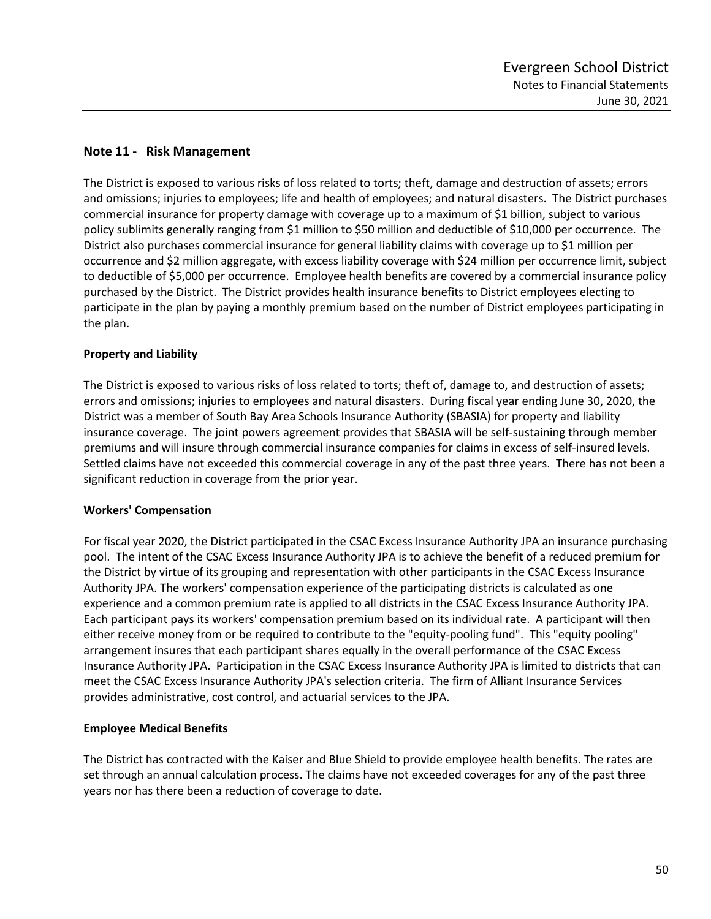## Note 11 - Risk Management

The District is exposed to various risks of loss related to torts; theft, damage and destruction of assets; errors and omissions; injuries to employees; life and health of employees; and natural disasters. The District purchases commercial insurance for property damage with coverage up to a maximum of $1 billion, subject to various policy sublimits generally ranging from $1 million to $50 million and deductible of $10,000 per occurrence. The District also purchases commercial insurance for general liability claims with coverage up to $1 million per occurrence and $2 million aggregate, with excess liability coverage with $24 million per occurrence limit, subject to deductible of $5,000 per occurrence. Employee health benefits are covered by a commercial insurance policy purchased by the District. The District provides health insurance benefits to District employees electing to participate in the plan by paying a monthly premium based on the number of District employees participating in the plan.

### Property and Liability

The District is exposed to various risks of loss related to torts; theft of, damage to, and destruction of assets; errors and omissions; injuries to employees and natural disasters. During fiscal year ending June 30, 2020, the District was a member of South Bay Area Schools Insurance Authority (SBASIA) for property and liability insurance coverage. The joint powers agreement provides that SBASIA will be self-sustaining through member premiums and will insure through commercial insurance companies for claims in excess of self-insured levels. Settled claims have not exceeded this commercial coverage in any of the past three years. There has not been a significant reduction in coverage from the prior year.

### Workers' Compensation

For fiscal year 2020, the District participated in the CSAC Excess Insurance Authority JPA an insurance purchasing pool. The intent of the CSAC Excess Insurance Authority JPA is to achieve the benefit of a reduced premium for the District by virtue of its grouping and representation with other participants in the CSAC Excess Insurance Authority JPA. The workers' compensation experience of the participating districts is calculated as one experience and a common premium rate is applied to all districts in the CSAC Excess Insurance Authority JPA. Each participant pays its workers' compensation premium based on its individual rate. A participant will then either receive money from or be required to contribute to the "equity-pooling fund". This "equity pooling" arrangement insures that each participant shares equally in the overall performance of the CSAC Excess Insurance Authority JPA. Participation in the CSAC Excess Insurance Authority JPA is limited to districts that can meet the CSAC Excess Insurance Authority JPA's selection criteria. The firm of Alliant Insurance Services provides administrative, cost control, and actuarial services to the JPA.

### Employee Medical Benefits

The District has contracted with the Kaiser and Blue Shield to provide employee health benefits. The rates are set through an annual calculation process. The claims have not exceeded coverages for any of the past three years nor has there been a reduction of coverage to date.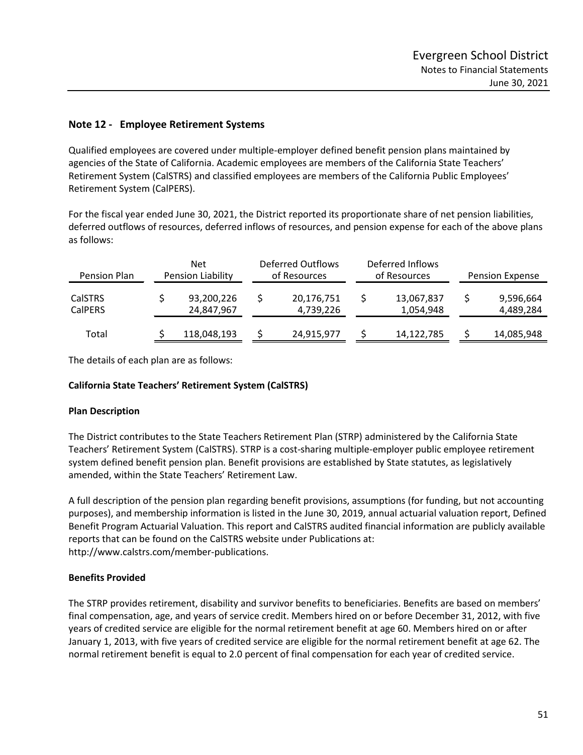## Note 12 - Employee Retirement Systems

Qualified employees are covered under multiple-employer defined benefit pension plans maintained by agencies of the State of California. Academic employees are members of the California State Teachers' Retirement System (CalSTRS) and classified employees are members of the California Public Employees' Retirement System (CalPERS).

For the fiscal year ended June 30, 2021, the District reported its proportionate share of net pension liabilities, deferred outflows of resources, deferred inflows of resources, and pension expense for each of the above plans as follows:

| Pension Plan | Net Pension Liability | Deferred Outflows of Resources | Deferred Inflows of Resources | Pension Expense |
|---|---|---|---|---|
| CalSTRS | $ 93,200,226 | $ 20,176,751 | $ 13,067,837 | $ 9,596,664 |
| CalPERS | 24,847,967 | 4,739,226 | 1,054,948 | 4,489,284 |
| Total | $ 118,048,193 | $ 24,915,977 | $ 14,122,785 | $ 14,085,948 |

The details of each plan are as follows:

**California State Teachers' Retirement System (CalSTRS)**

**Plan Description**

The District contributes to the State Teachers Retirement Plan (STRP) administered by the California State Teachers' Retirement System (CalSTRS). STRP is a cost-sharing multiple-employer public employee retirement system defined benefit pension plan. Benefit provisions are established by State statutes, as legislatively amended, within the State Teachers' Retirement Law.

A full description of the pension plan regarding benefit provisions, assumptions (for funding, but not accounting purposes), and membership information is listed in the June 30, 2019, annual actuarial valuation report, Defined Benefit Program Actuarial Valuation. This report and CalSTRS audited financial information are publicly available reports that can be found on the CalSTRS website under Publications at: http://www.calstrs.com/member-publications.

**Benefits Provided**

The STRP provides retirement, disability and survivor benefits to beneficiaries. Benefits are based on members' final compensation, age, and years of service credit. Members hired on or before December 31, 2012, with five years of credited service are eligible for the normal retirement benefit at age 60. Members hired on or after January 1, 2013, with five years of credited service are eligible for the normal retirement benefit at age 62. The normal retirement benefit is equal to 2.0 percent of final compensation for each year of credited service.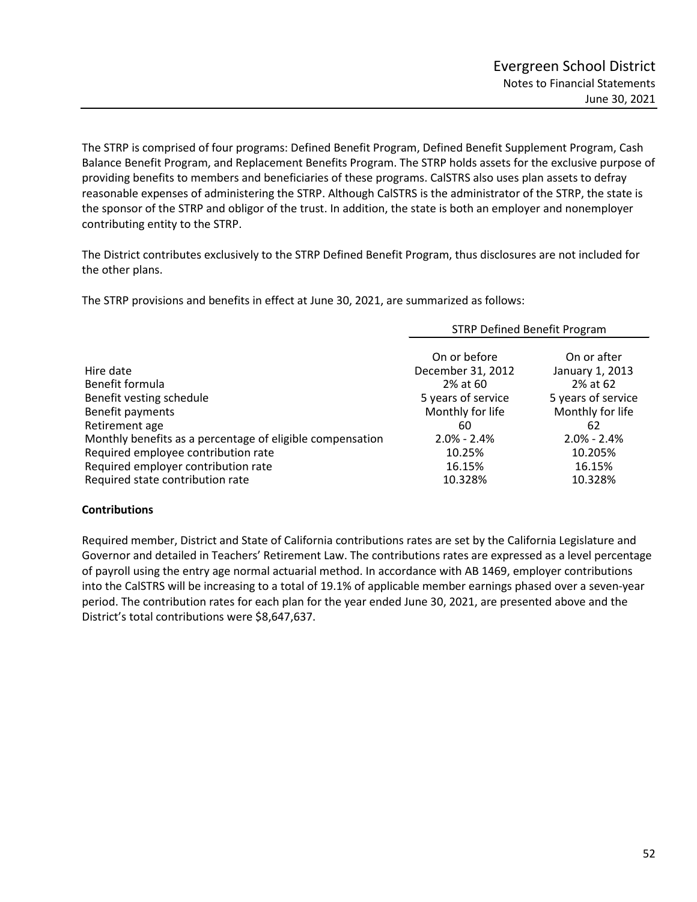The STRP is comprised of four programs: Defined Benefit Program, Defined Benefit Supplement Program, Cash Balance Benefit Program, and Replacement Benefits Program. The STRP holds assets for the exclusive purpose of providing benefits to members and beneficiaries of these programs. CalSTRS also uses plan assets to defray reasonable expenses of administering the STRP. Although CalSTRS is the administrator of the STRP, the state is the sponsor of the STRP and obligor of the trust. In addition, the state is both an employer and nonemployer contributing entity to the STRP.

The District contributes exclusively to the STRP Defined Benefit Program, thus disclosures are not included for the other plans.

The STRP provisions and benefits in effect at June 30, 2021, are summarized as follows:

| | STRP Defined Benefit Program | |
|---|---|---|
| | On or before | On or after |
| Hire date | December 31, 2012 | January 1, 2013 |
| Benefit formula | 2% at 60 | 2% at 62 |
| Benefit vesting schedule | 5 years of service | 5 years of service |
| Benefit payments | Monthly for life | Monthly for life |
| Retirement age | 60 | 62 |
| Monthly benefits as a percentage of eligible compensation | 2.0% - 2.4% | 2.0% - 2.4% |
| Required employee contribution rate | 10.25% | 10.205% |
| Required employer contribution rate | 16.15% | 16.15% |
| Required state contribution rate | 10.328% | 10.328% |

**Contributions**

Required member, District and State of California contributions rates are set by the California Legislature and Governor and detailed in Teachers' Retirement Law. The contributions rates are expressed as a level percentage of payroll using the entry age normal actuarial method. In accordance with AB 1469, employer contributions into the CalSTRS will be increasing to a total of 19.1% of applicable member earnings phased over a seven-year period. The contribution rates for each plan for the year ended June 30, 2021, are presented above and the District's total contributions were $8,647,637.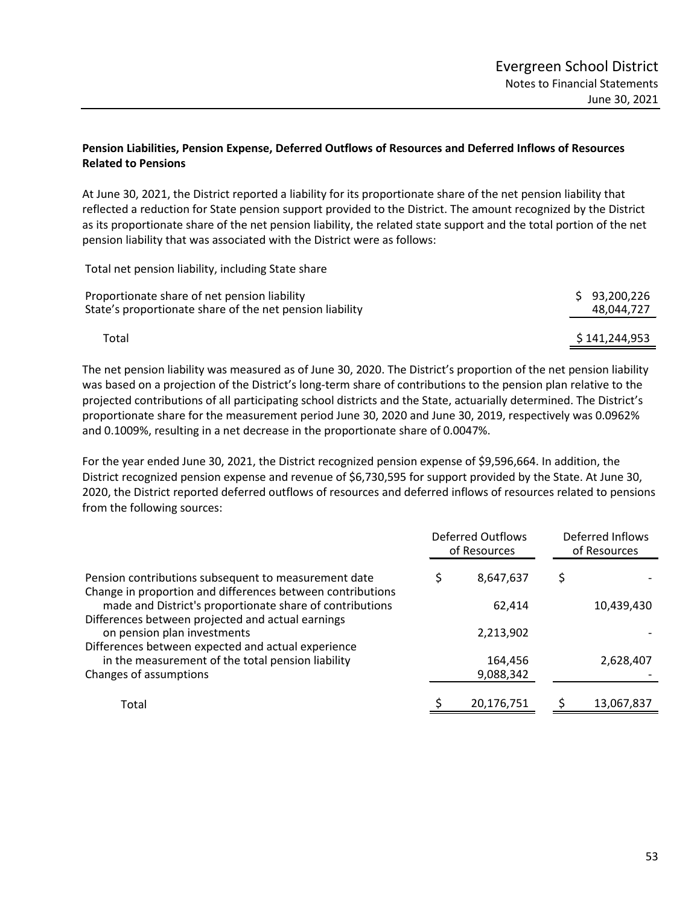**Pension Liabilities, Pension Expense, Deferred Outflows of Resources and Deferred Inflows of Resources Related to Pensions**

At June 30, 2021, the District reported a liability for its proportionate share of the net pension liability that reflected a reduction for State pension support provided to the District. The amount recognized by the District as its proportionate share of the net pension liability, the related state support and the total portion of the net pension liability that was associated with the District were as follows:

| Total net pension liability, including State share | |
|---|---|
| Proportionate share of net pension liability | $ 93,200,226 |
| State's proportionate share of the net pension liability | 48,044,727 |
| Total | $ 141,244,953 |

The net pension liability was measured as of June 30, 2020. The District's proportion of the net pension liability was based on a projection of the District's long-term share of contributions to the pension plan relative to the projected contributions of all participating school districts and the State, actuarially determined. The District's proportionate share for the measurement period June 30, 2020 and June 30, 2019, respectively was 0.0962% and 0.1009%, resulting in a net decrease in the proportionate share of 0.0047%.

For the year ended June 30, 2021, the District recognized pension expense of $9,596,664. In addition, the District recognized pension expense and revenue of $6,730,595 for support provided by the State. At June 30, 2020, the District reported deferred outflows of resources and deferred inflows of resources related to pensions from the following sources:

| | Deferred Outflows of Resources | Deferred Inflows of Resources |
|---|---|---|
| Pension contributions subsequent to measurement date | $ 8,647,637 | $ - |
| Change in proportion and differences between contributions made and District's proportionate share of contributions | 62,414 | 10,439,430 |
| Differences between projected and actual earnings on pension plan investments | 2,213,902 | - |
| Differences between expected and actual experience in the measurement of the total pension liability | 164,456 | 2,628,407 |
| Changes of assumptions | 9,088,342 | - |
| Total | $ 20,176,751 | $ 13,067,837 |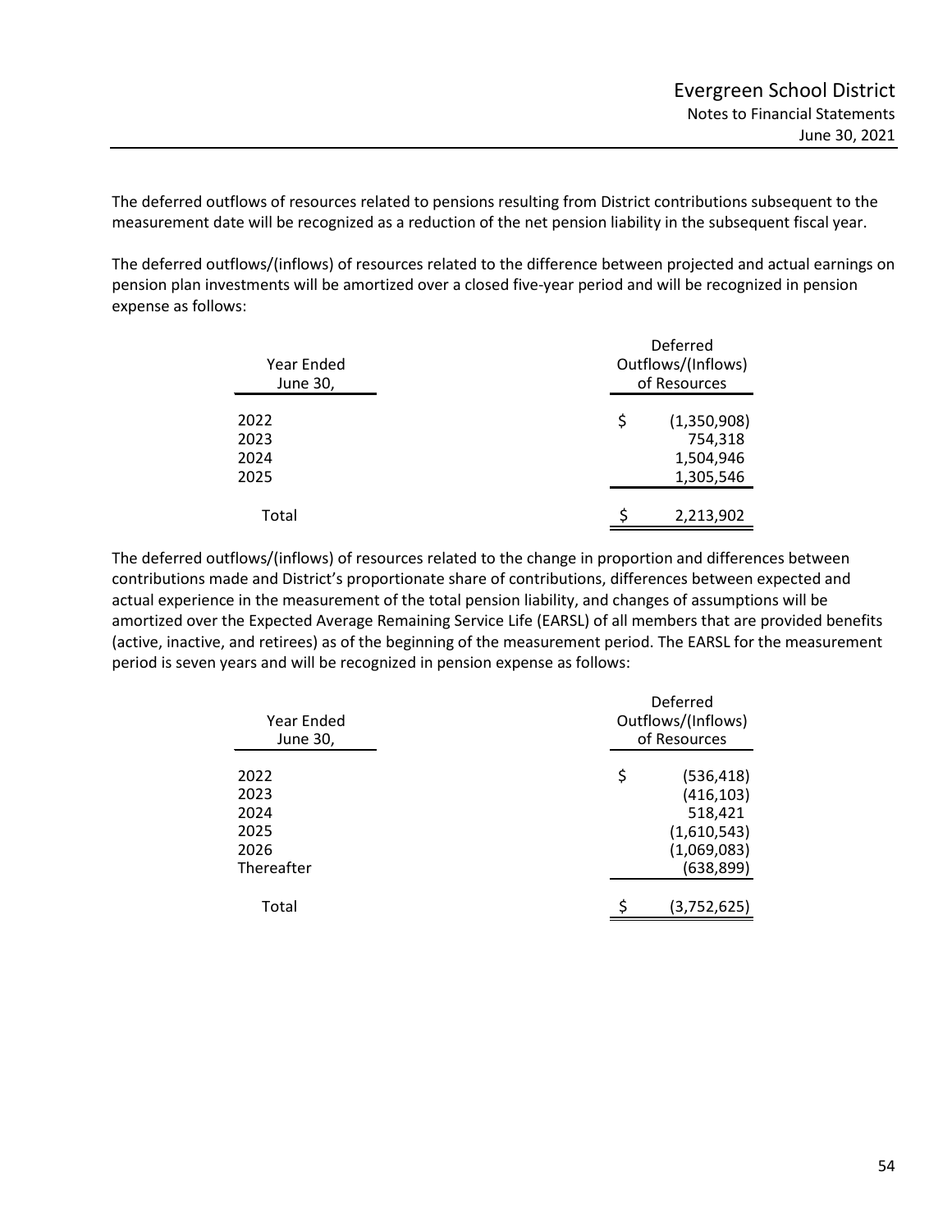The deferred outflows of resources related to pensions resulting from District contributions subsequent to the measurement date will be recognized as a reduction of the net pension liability in the subsequent fiscal year.

The deferred outflows/(inflows) of resources related to the difference between projected and actual earnings on pension plan investments will be amortized over a closed five-year period and will be recognized in pension expense as follows:

| Year Ended June 30, | Deferred Outflows/(Inflows) of Resources |
|---|---|
| 2022 | $ (1,350,908) |
| 2023 | 754,318 |
| 2024 | 1,504,946 |
| 2025 | 1,305,546 |
| Total | $ 2,213,902 |

The deferred outflows/(inflows) of resources related to the change in proportion and differences between contributions made and District's proportionate share of contributions, differences between expected and actual experience in the measurement of the total pension liability, and changes of assumptions will be amortized over the Expected Average Remaining Service Life (EARSL) of all members that are provided benefits (active, inactive, and retirees) as of the beginning of the measurement period. The EARSL for the measurement period is seven years and will be recognized in pension expense as follows:

| Year Ended June 30, | Deferred Outflows/(Inflows) of Resources |
|---|---|
| 2022 | $ (536,418) |
| 2023 | (416,103) |
| 2024 | 518,421 |
| 2025 | (1,610,543) |
| 2026 | (1,069,083) |
| Thereafter | (638,899) |
| Total | $ (3,752,625) |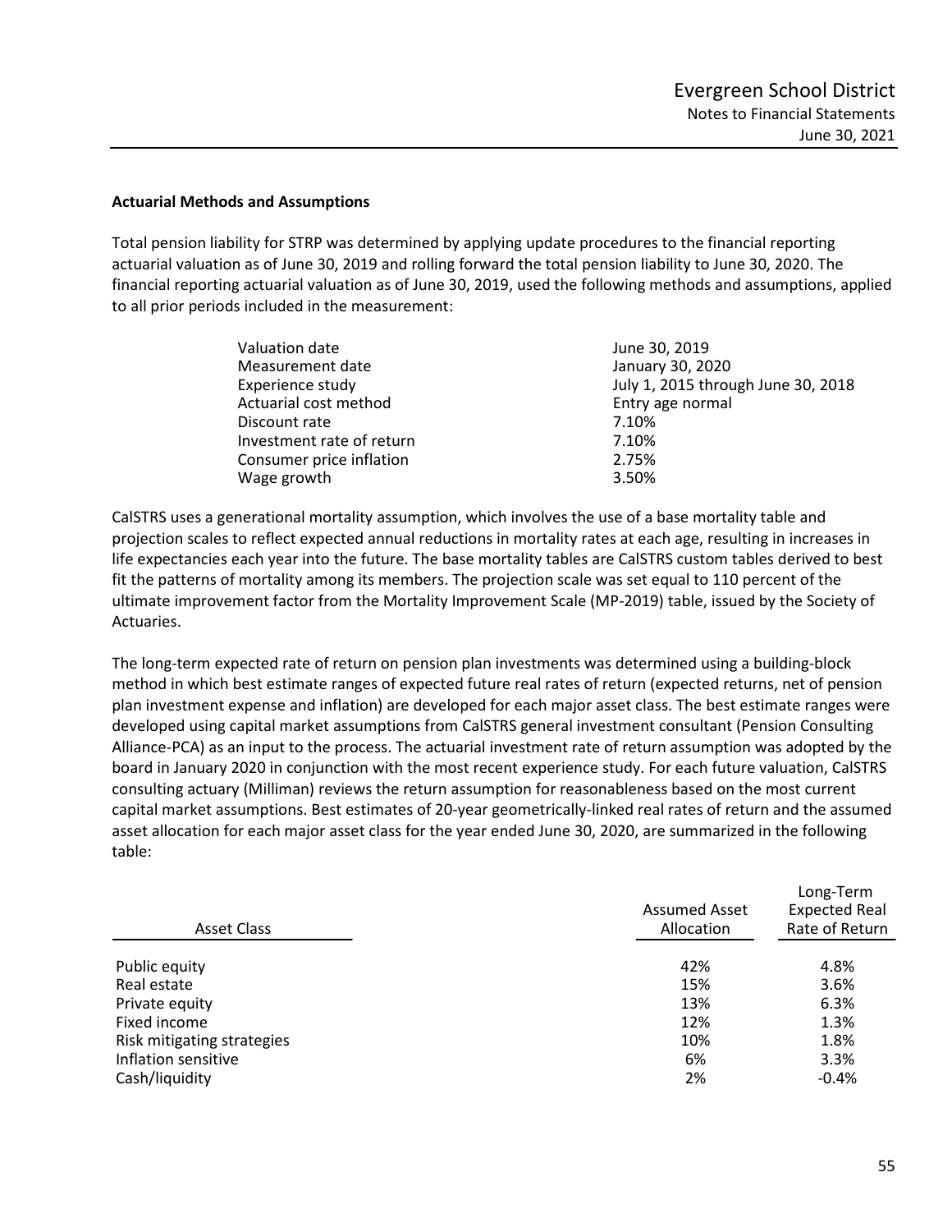### Actuarial Methods and Assumptions

Total pension liability for STRP was determined by applying update procedures to the financial reporting actuarial valuation as of June 30, 2019 and rolling forward the total pension liability to June 30, 2020. The financial reporting actuarial valuation as of June 30, 2019, used the following methods and assumptions, applied to all prior periods included in the measurement:

| | |
|---|---|
| Valuation date | June 30, 2019 |
| Measurement date | January 30, 2020 |
| Experience study | July 1, 2015 through June 30, 2018 |
| Actuarial cost method | Entry age normal |
| Discount rate | 7.10% |
| Investment rate of return | 7.10% |
| Consumer price inflation | 2.75% |
| Wage growth | 3.50% |

CalSTRS uses a generational mortality assumption, which involves the use of a base mortality table and projection scales to reflect expected annual reductions in mortality rates at each age, resulting in increases in life expectancies each year into the future. The base mortality tables are CalSTRS custom tables derived to best fit the patterns of mortality among its members. The projection scale was set equal to 110 percent of the ultimate improvement factor from the Mortality Improvement Scale (MP-2019) table, issued by the Society of Actuaries.

The long-term expected rate of return on pension plan investments was determined using a building-block method in which best estimate ranges of expected future real rates of return (expected returns, net of pension plan investment expense and inflation) are developed for each major asset class. The best estimate ranges were developed using capital market assumptions from CalSTRS general investment consultant (Pension Consulting Alliance-PCA) as an input to the process. The actuarial investment rate of return assumption was adopted by the board in January 2020 in conjunction with the most recent experience study. For each future valuation, CalSTRS consulting actuary (Milliman) reviews the return assumption for reasonableness based on the most current capital market assumptions. Best estimates of 20-year geometrically-linked real rates of return and the assumed asset allocation for each major asset class for the year ended June 30, 2020, are summarized in the following table:

| Asset Class | Assumed Asset Allocation | Long-Term Expected Real Rate of Return |
|---|---|---|
| Public equity | 42% | 4.8% |
| Real estate | 15% | 3.6% |
| Private equity | 13% | 6.3% |
| Fixed income | 12% | 1.3% |
| Risk mitigating strategies | 10% | 1.8% |
| Inflation sensitive | 6% | 3.3% |
| Cash/liquidity | 2% | -0.4% |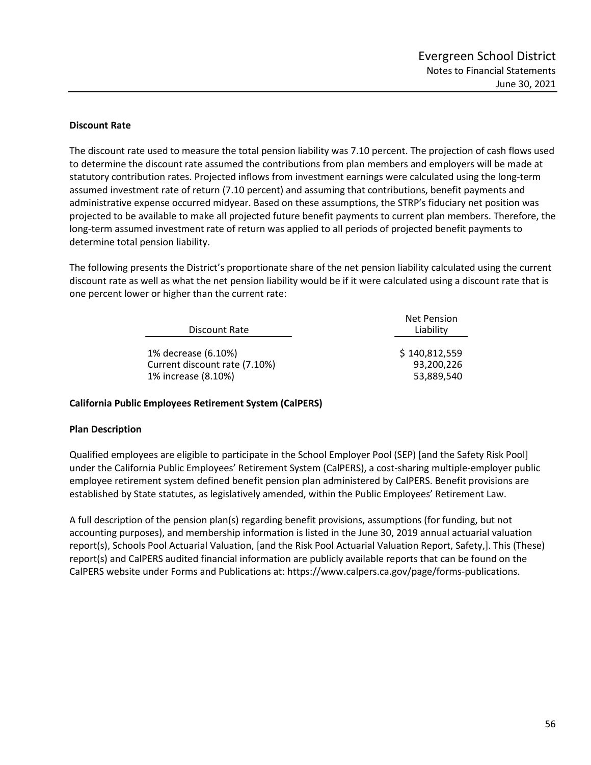**Discount Rate**

The discount rate used to measure the total pension liability was 7.10 percent. The projection of cash flows used to determine the discount rate assumed the contributions from plan members and employers will be made at statutory contribution rates. Projected inflows from investment earnings were calculated using the long-term assumed investment rate of return (7.10 percent) and assuming that contributions, benefit payments and administrative expense occurred midyear. Based on these assumptions, the STRP's fiduciary net position was projected to be available to make all projected future benefit payments to current plan members. Therefore, the long-term assumed investment rate of return was applied to all periods of projected benefit payments to determine total pension liability.

The following presents the District's proportionate share of the net pension liability calculated using the current discount rate as well as what the net pension liability would be if it were calculated using a discount rate that is one percent lower or higher than the current rate:

| Discount Rate | Net Pension Liability |
|---|---|
| 1% decrease (6.10%) | $ 140,812,559 |
| Current discount rate (7.10%) | 93,200,226 |
| 1% increase (8.10%) | 53,889,540 |

**California Public Employees Retirement System (CalPERS)**

**Plan Description**

Qualified employees are eligible to participate in the School Employer Pool (SEP) [and the Safety Risk Pool] under the California Public Employees' Retirement System (CalPERS), a cost-sharing multiple-employer public employee retirement system defined benefit pension plan administered by CalPERS. Benefit provisions are established by State statutes, as legislatively amended, within the Public Employees' Retirement Law.

A full description of the pension plan(s) regarding benefit provisions, assumptions (for funding, but not accounting purposes), and membership information is listed in the June 30, 2019 annual actuarial valuation report(s), Schools Pool Actuarial Valuation, [and the Risk Pool Actuarial Valuation Report, Safety,]. This (These) report(s) and CalPERS audited financial information are publicly available reports that can be found on the CalPERS website under Forms and Publications at: https://www.calpers.ca.gov/page/forms-publications.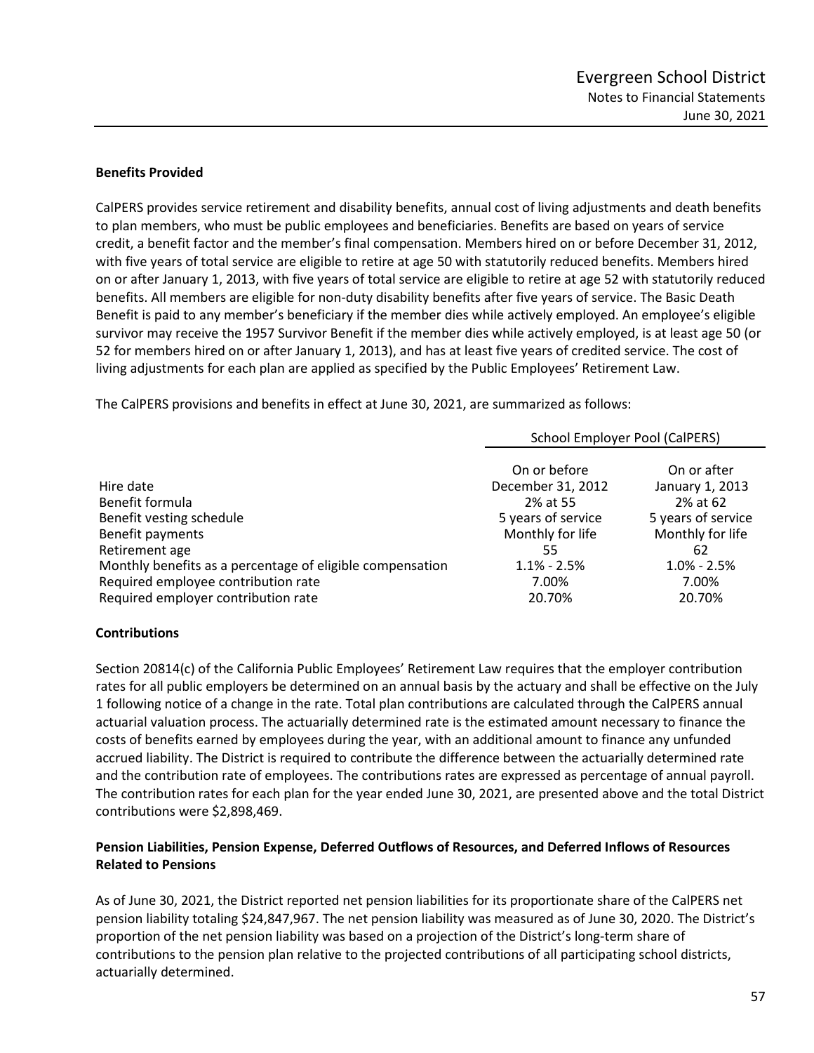**Benefits Provided**

CalPERS provides service retirement and disability benefits, annual cost of living adjustments and death benefits to plan members, who must be public employees and beneficiaries. Benefits are based on years of service credit, a benefit factor and the member's final compensation. Members hired on or before December 31, 2012, with five years of total service are eligible to retire at age 50 with statutorily reduced benefits. Members hired on or after January 1, 2013, with five years of total service are eligible to retire at age 52 with statutorily reduced benefits. All members are eligible for non-duty disability benefits after five years of service. The Basic Death Benefit is paid to any member's beneficiary if the member dies while actively employed. An employee's eligible survivor may receive the 1957 Survivor Benefit if the member dies while actively employed, is at least age 50 (or 52 for members hired on or after January 1, 2013), and has at least five years of credited service. The cost of living adjustments for each plan are applied as specified by the Public Employees' Retirement Law.

The CalPERS provisions and benefits in effect at June 30, 2021, are summarized as follows:

| | School Employer Pool (CalPERS) | |
|---|---|---|
| | On or before | On or after |
| Hire date | December 31, 2012 | January 1, 2013 |
| Benefit formula | 2% at 55 | 2% at 62 |
| Benefit vesting schedule | 5 years of service | 5 years of service |
| Benefit payments | Monthly for life | Monthly for life |
| Retirement age | 55 | 62 |
| Monthly benefits as a percentage of eligible compensation | 1.1% - 2.5% | 1.0% - 2.5% |
| Required employee contribution rate | 7.00% | 7.00% |
| Required employer contribution rate | 20.70% | 20.70% |

**Contributions**

Section 20814(c) of the California Public Employees' Retirement Law requires that the employer contribution rates for all public employers be determined on an annual basis by the actuary and shall be effective on the July 1 following notice of a change in the rate. Total plan contributions are calculated through the CalPERS annual actuarial valuation process. The actuarially determined rate is the estimated amount necessary to finance the costs of benefits earned by employees during the year, with an additional amount to finance any unfunded accrued liability. The District is required to contribute the difference between the actuarially determined rate and the contribution rate of employees. The contributions rates are expressed as percentage of annual payroll. The contribution rates for each plan for the year ended June 30, 2021, are presented above and the total District contributions were $2,898,469.

**Pension Liabilities, Pension Expense, Deferred Outflows of Resources, and Deferred Inflows of Resources Related to Pensions**

As of June 30, 2021, the District reported net pension liabilities for its proportionate share of the CalPERS net pension liability totaling $24,847,967. The net pension liability was measured as of June 30, 2020. The District's proportion of the net pension liability was based on a projection of the District's long-term share of contributions to the pension plan relative to the projected contributions of all participating school districts, actuarially determined.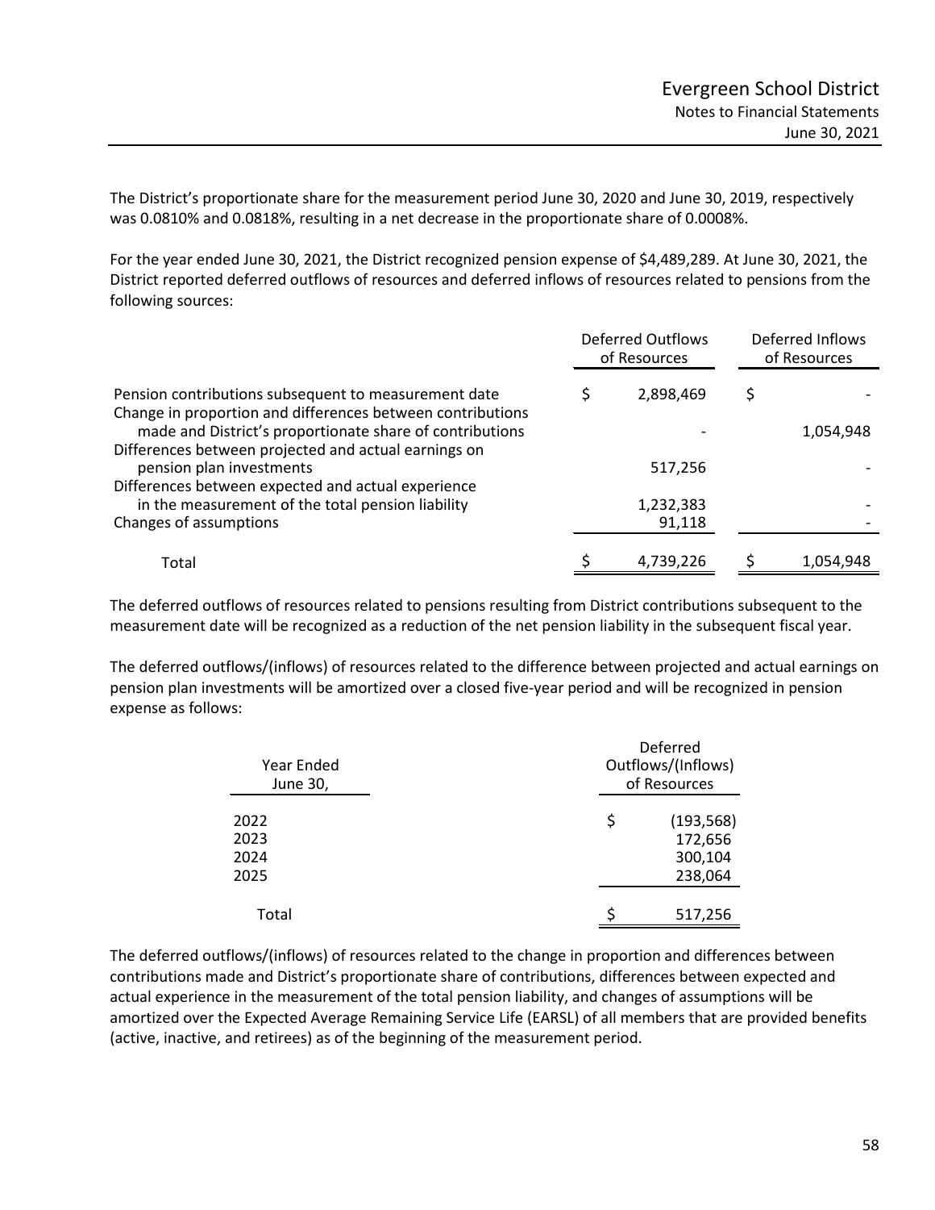The District's proportionate share for the measurement period June 30, 2020 and June 30, 2019, respectively was 0.0810% and 0.0818%, resulting in a net decrease in the proportionate share of 0.0008%.

For the year ended June 30, 2021, the District recognized pension expense of $4,489,289. At June 30, 2021, the District reported deferred outflows of resources and deferred inflows of resources related to pensions from the following sources:

| | Deferred Outflows of Resources | Deferred Inflows of Resources |
|---|---|---|
| Pension contributions subsequent to measurement date | $ 2,898,469 | $ - |
| Change in proportion and differences between contributions made and District's proportionate share of contributions | - | 1,054,948 |
| Differences between projected and actual earnings on pension plan investments | 517,256 | - |
| Differences between expected and actual experience in the measurement of the total pension liability | 1,232,383 | - |
| Changes of assumptions | 91,118 | - |
| Total | $ 4,739,226 | $ 1,054,948 |

The deferred outflows of resources related to pensions resulting from District contributions subsequent to the measurement date will be recognized as a reduction of the net pension liability in the subsequent fiscal year.

The deferred outflows/(inflows) of resources related to the difference between projected and actual earnings on pension plan investments will be amortized over a closed five-year period and will be recognized in pension expense as follows:

| Year Ended June 30, | Deferred Outflows/(Inflows) of Resources |
|---|---|
| 2022 | $ (193,568) |
| 2023 | 172,656 |
| 2024 | 300,104 |
| 2025 | 238,064 |
| Total | $ 517,256 |

The deferred outflows/(inflows) of resources related to the change in proportion and differences between contributions made and District's proportionate share of contributions, differences between expected and actual experience in the measurement of the total pension liability, and changes of assumptions will be amortized over the Expected Average Remaining Service Life (EARSL) of all members that are provided benefits (active, inactive, and retirees) as of the beginning of the measurement period.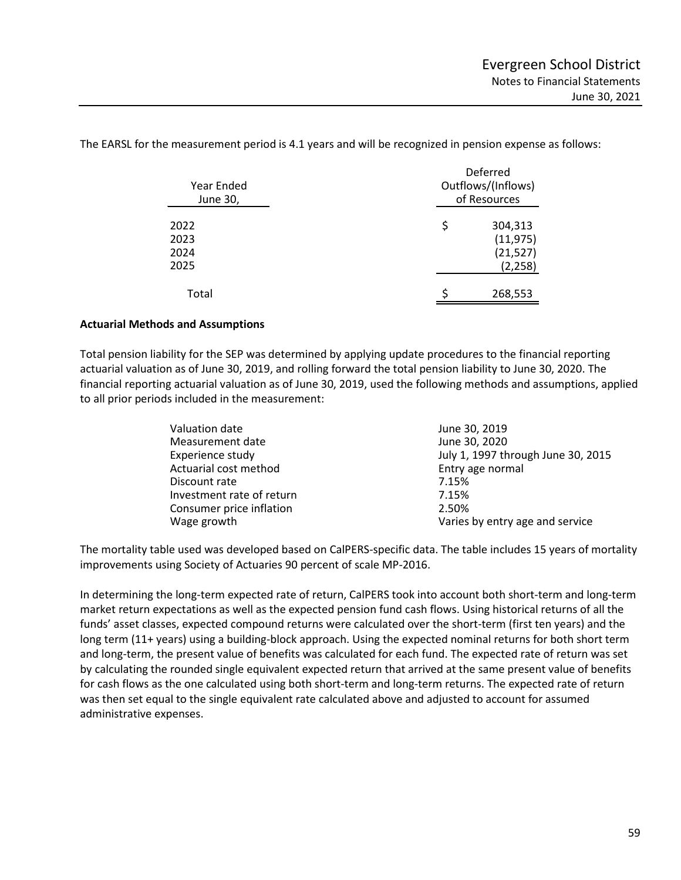The EARSL for the measurement period is 4.1 years and will be recognized in pension expense as follows:

| Year Ended June 30, | Deferred Outflows/(Inflows) of Resources |
|---|---|
| 2022 | $ 304,313 |
| 2023 | (11,975) |
| 2024 | (21,527) |
| 2025 | (2,258) |
| Total | $ 268,553 |

**Actuarial Methods and Assumptions**

Total pension liability for the SEP was determined by applying update procedures to the financial reporting actuarial valuation as of June 30, 2019, and rolling forward the total pension liability to June 30, 2020. The financial reporting actuarial valuation as of June 30, 2019, used the following methods and assumptions, applied to all prior periods included in the measurement:

| | |
|---|---|
| Valuation date | June 30, 2019 |
| Measurement date | June 30, 2020 |
| Experience study | July 1, 1997 through June 30, 2015 |
| Actuarial cost method | Entry age normal |
| Discount rate | 7.15% |
| Investment rate of return | 7.15% |
| Consumer price inflation | 2.50% |
| Wage growth | Varies by entry age and service |

The mortality table used was developed based on CalPERS-specific data. The table includes 15 years of mortality improvements using Society of Actuaries 90 percent of scale MP-2016.

In determining the long-term expected rate of return, CalPERS took into account both short-term and long-term market return expectations as well as the expected pension fund cash flows. Using historical returns of all the funds' asset classes, expected compound returns were calculated over the short-term (first ten years) and the long term (11+ years) using a building-block approach. Using the expected nominal returns for both short term and long-term, the present value of benefits was calculated for each fund. The expected rate of return was set by calculating the rounded single equivalent expected return that arrived at the same present value of benefits for cash flows as the one calculated using both short-term and long-term returns. The expected rate of return was then set equal to the single equivalent rate calculated above and adjusted to account for assumed administrative expenses.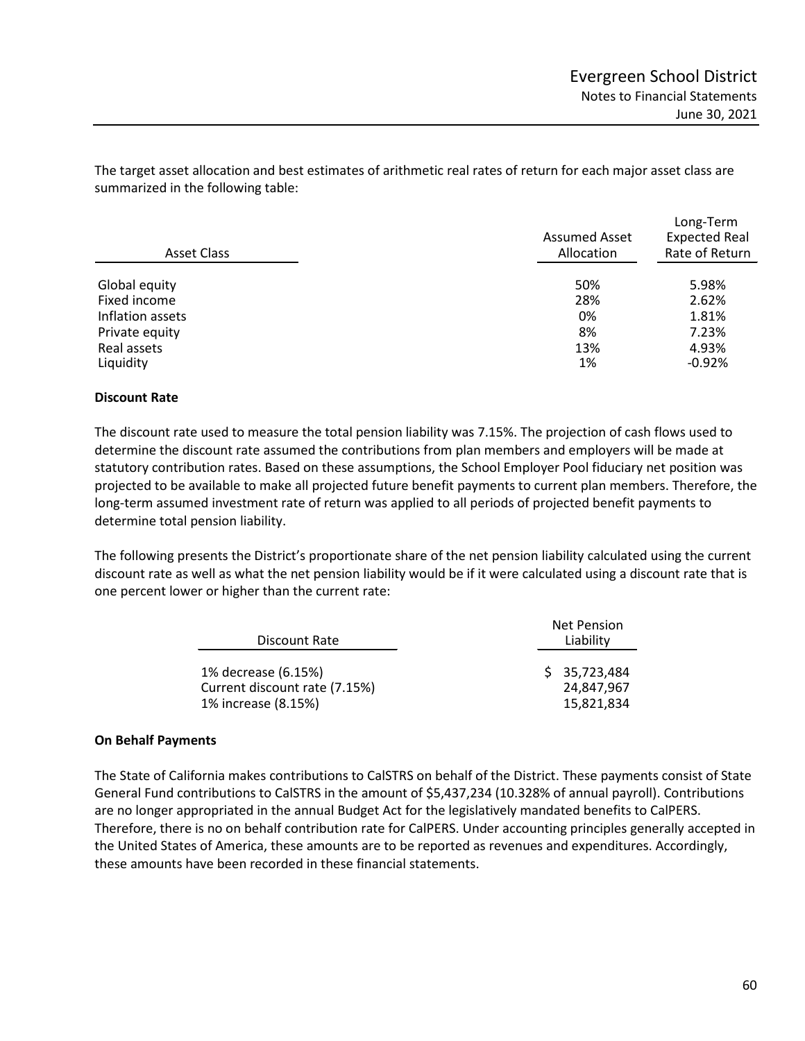The target asset allocation and best estimates of arithmetic real rates of return for each major asset class are summarized in the following table:

| Asset Class | Assumed Asset Allocation | Long-Term Expected Real Rate of Return |
|---|---|---|
| Global equity | 50% | 5.98% |
| Fixed income | 28% | 2.62% |
| Inflation assets | 0% | 1.81% |
| Private equity | 8% | 7.23% |
| Real assets | 13% | 4.93% |
| Liquidity | 1% | -0.92% |

**Discount Rate**

The discount rate used to measure the total pension liability was 7.15%. The projection of cash flows used to determine the discount rate assumed the contributions from plan members and employers will be made at statutory contribution rates. Based on these assumptions, the School Employer Pool fiduciary net position was projected to be available to make all projected future benefit payments to current plan members. Therefore, the long-term assumed investment rate of return was applied to all periods of projected benefit payments to determine total pension liability.

The following presents the District's proportionate share of the net pension liability calculated using the current discount rate as well as what the net pension liability would be if it were calculated using a discount rate that is one percent lower or higher than the current rate:

| Discount Rate | Net Pension Liability |
|---|---|
| 1% decrease (6.15%) | $ 35,723,484 |
| Current discount rate (7.15%) | 24,847,967 |
| 1% increase (8.15%) | 15,821,834 |

**On Behalf Payments**

The State of California makes contributions to CalSTRS on behalf of the District. These payments consist of State General Fund contributions to CalSTRS in the amount of $5,437,234 (10.328% of annual payroll). Contributions are no longer appropriated in the annual Budget Act for the legislatively mandated benefits to CalPERS. Therefore, there is no on behalf contribution rate for CalPERS. Under accounting principles generally accepted in the United States of America, these amounts are to be reported as revenues and expenditures. Accordingly, these amounts have been recorded in these financial statements.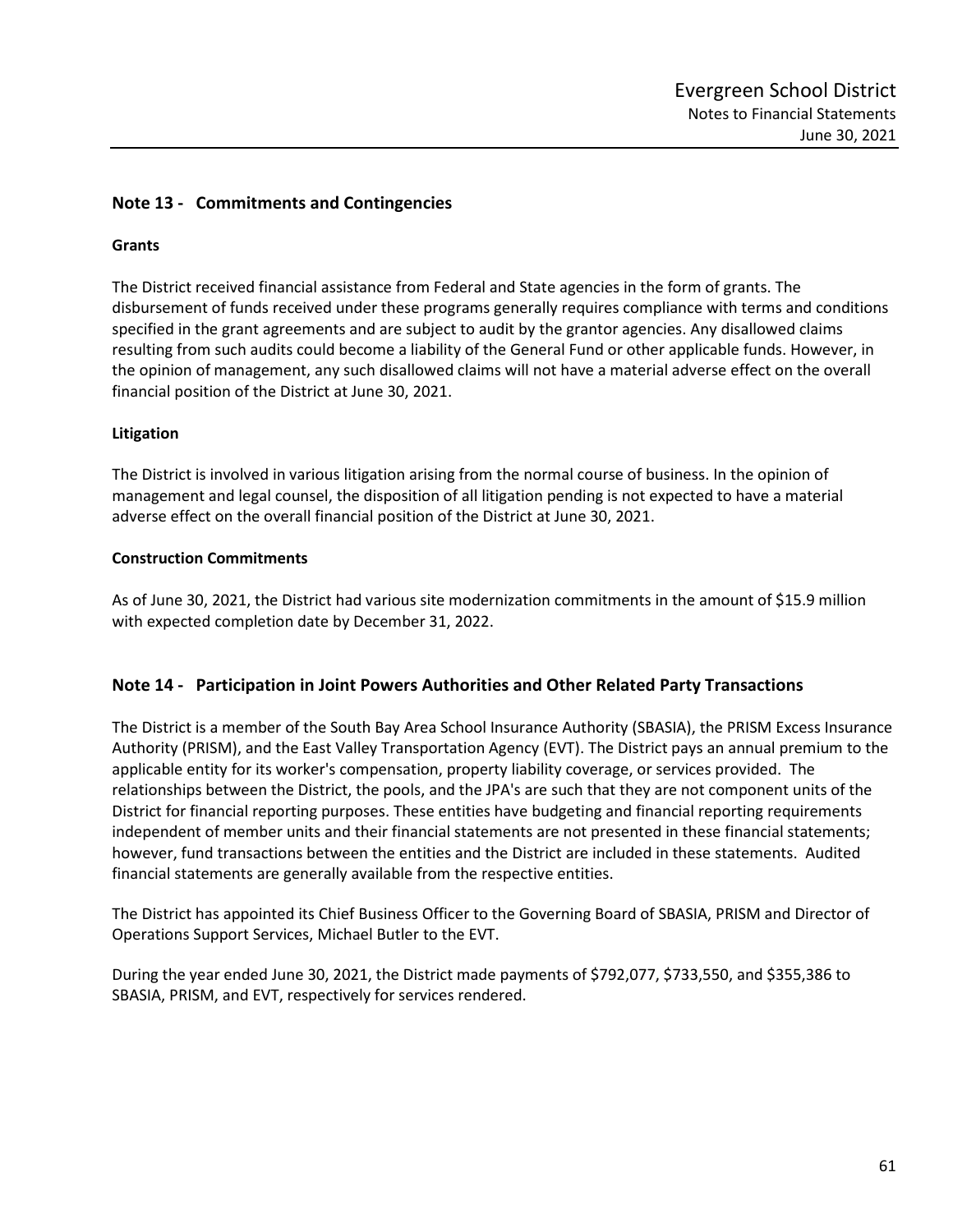## Note 13 - Commitments and Contingencies

### Grants

The District received financial assistance from Federal and State agencies in the form of grants. The disbursement of funds received under these programs generally requires compliance with terms and conditions specified in the grant agreements and are subject to audit by the grantor agencies. Any disallowed claims resulting from such audits could become a liability of the General Fund or other applicable funds. However, in the opinion of management, any such disallowed claims will not have a material adverse effect on the overall financial position of the District at June 30, 2021.

### Litigation

The District is involved in various litigation arising from the normal course of business. In the opinion of management and legal counsel, the disposition of all litigation pending is not expected to have a material adverse effect on the overall financial position of the District at June 30, 2021.

### Construction Commitments

As of June 30, 2021, the District had various site modernization commitments in the amount of $15.9 million with expected completion date by December 31, 2022.

## Note 14 - Participation in Joint Powers Authorities and Other Related Party Transactions

The District is a member of the South Bay Area School Insurance Authority (SBASIA), the PRISM Excess Insurance Authority (PRISM), and the East Valley Transportation Agency (EVT). The District pays an annual premium to the applicable entity for its worker's compensation, property liability coverage, or services provided. The relationships between the District, the pools, and the JPA's are such that they are not component units of the District for financial reporting purposes. These entities have budgeting and financial reporting requirements independent of member units and their financial statements are not presented in these financial statements; however, fund transactions between the entities and the District are included in these statements. Audited financial statements are generally available from the respective entities.

The District has appointed its Chief Business Officer to the Governing Board of SBASIA, PRISM and Director of Operations Support Services, Michael Butler to the EVT.

During the year ended June 30, 2021, the District made payments of $792,077, $733,550, and $355,386 to SBASIA, PRISM, and EVT, respectively for services rendered.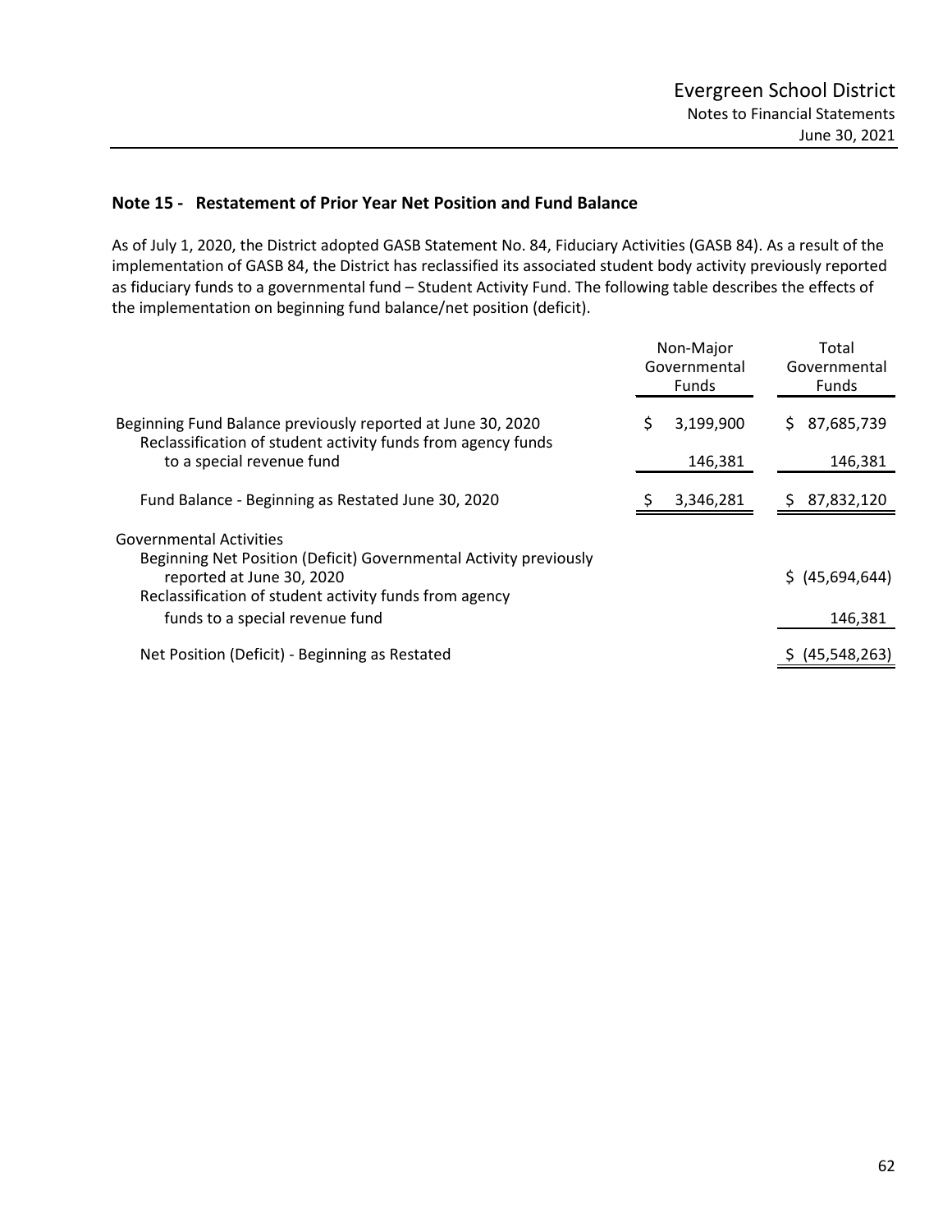## Note 15 - Restatement of Prior Year Net Position and Fund Balance

As of July 1, 2020, the District adopted GASB Statement No. 84, Fiduciary Activities (GASB 84). As a result of the implementation of GASB 84, the District has reclassified its associated student body activity previously reported as fiduciary funds to a governmental fund – Student Activity Fund. The following table describes the effects of the implementation on beginning fund balance/net position (deficit).

| | Non-Major Governmental Funds | Total Governmental Funds |
|---|---|---|
| Beginning Fund Balance previously reported at June 30, 2020 | $ 3,199,900 | $ 87,685,739 |
| Reclassification of student activity funds from agency funds to a special revenue fund | 146,381 | 146,381 |
| Fund Balance - Beginning as Restated June 30, 2020 | $ 3,346,281 | $ 87,832,120 |
| Governmental Activities | | |
| Beginning Net Position (Deficit) Governmental Activity previously reported at June 30, 2020 | | $ (45,694,644) |
| Reclassification of student activity funds from agency funds to a special revenue fund | | 146,381 |
| Net Position (Deficit) - Beginning as Restated | | $ (45,548,263) |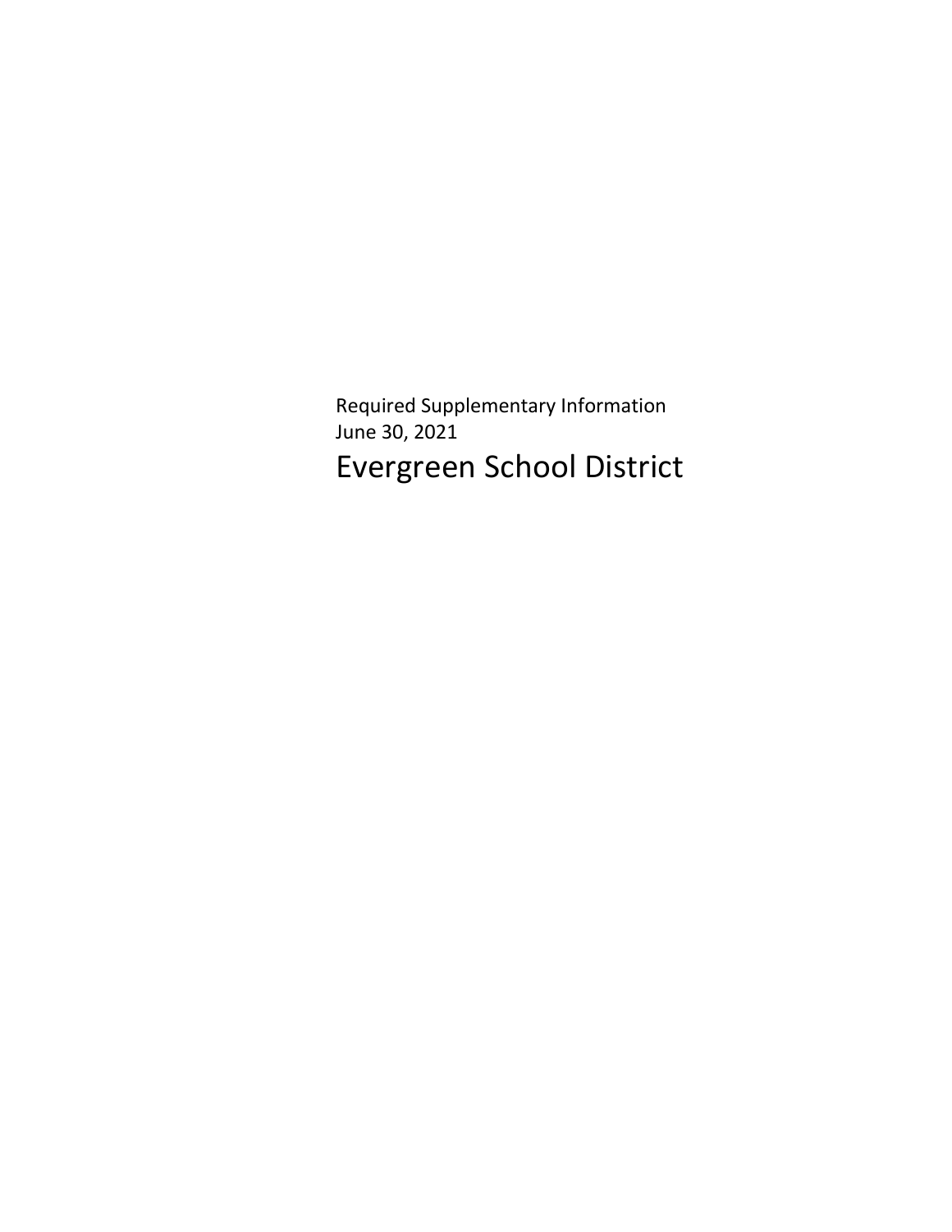Required Supplementary Information
June 30, 2021

# Evergreen School District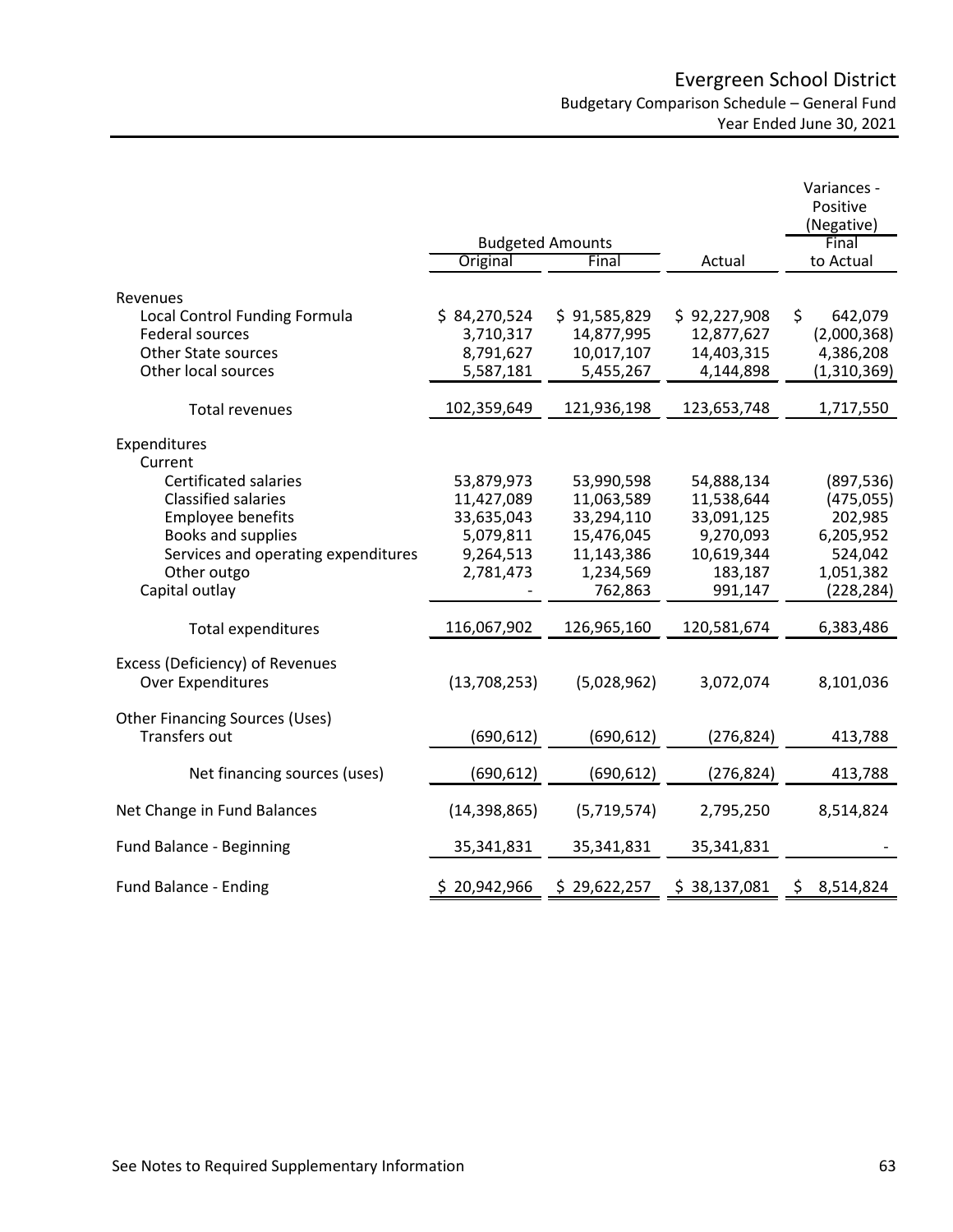# Evergreen School District

## Budgetary Comparison Schedule – General Fund

Year Ended June 30, 2021

| | Budgeted Amounts | | | Variances - Positive (Negative) |
|---|---|---|---|---|
| | Original | Final | Actual | Final to Actual |
| **Revenues** | | | | |
| Local Control Funding Formula | $ 84,270,524 | $ 91,585,829 | $ 92,227,908 | $ 642,079 |
| Federal sources | 3,710,317 | 14,877,995 | 12,877,627 | (2,000,368) |
| Other State sources | 8,791,627 | 10,017,107 | 14,403,315 | 4,386,208 |
| Other local sources | 5,587,181 | 5,455,267 | 4,144,898 | (1,310,369) |
| Total revenues | 102,359,649 | 121,936,198 | 123,653,748 | 1,717,550 |
| **Expenditures** | | | | |
| Current | | | | |
| Certificated salaries | 53,879,973 | 53,990,598 | 54,888,134 | (897,536) |
| Classified salaries | 11,427,089 | 11,063,589 | 11,538,644 | (475,055) |
| Employee benefits | 33,635,043 | 33,294,110 | 33,091,125 | 202,985 |
| Books and supplies | 5,079,811 | 15,476,045 | 9,270,093 | 6,205,952 |
| Services and operating expenditures | 9,264,513 | 11,143,386 | 10,619,344 | 524,042 |
| Other outgo | 2,781,473 | 1,234,569 | 183,187 | 1,051,382 |
| Capital outlay | - | 762,863 | 991,147 | (228,284) |
| Total expenditures | 116,067,902 | 126,965,160 | 120,581,674 | 6,383,486 |
| Excess (Deficiency) of Revenues Over Expenditures | (13,708,253) | (5,028,962) | 3,072,074 | 8,101,036 |
| **Other Financing Sources (Uses)** | | | | |
| Transfers out | (690,612) | (690,612) | (276,824) | 413,788 |
| Net financing sources (uses) | (690,612) | (690,612) | (276,824) | 413,788 |
| Net Change in Fund Balances | (14,398,865) | (5,719,574) | 2,795,250 | 8,514,824 |
| Fund Balance - Beginning | 35,341,831 | 35,341,831 | 35,341,831 | - |
| Fund Balance - Ending | $ 20,942,966 | $ 29,622,257 | $ 38,137,081 | $ 8,514,824 |

See Notes to Required Supplementary Information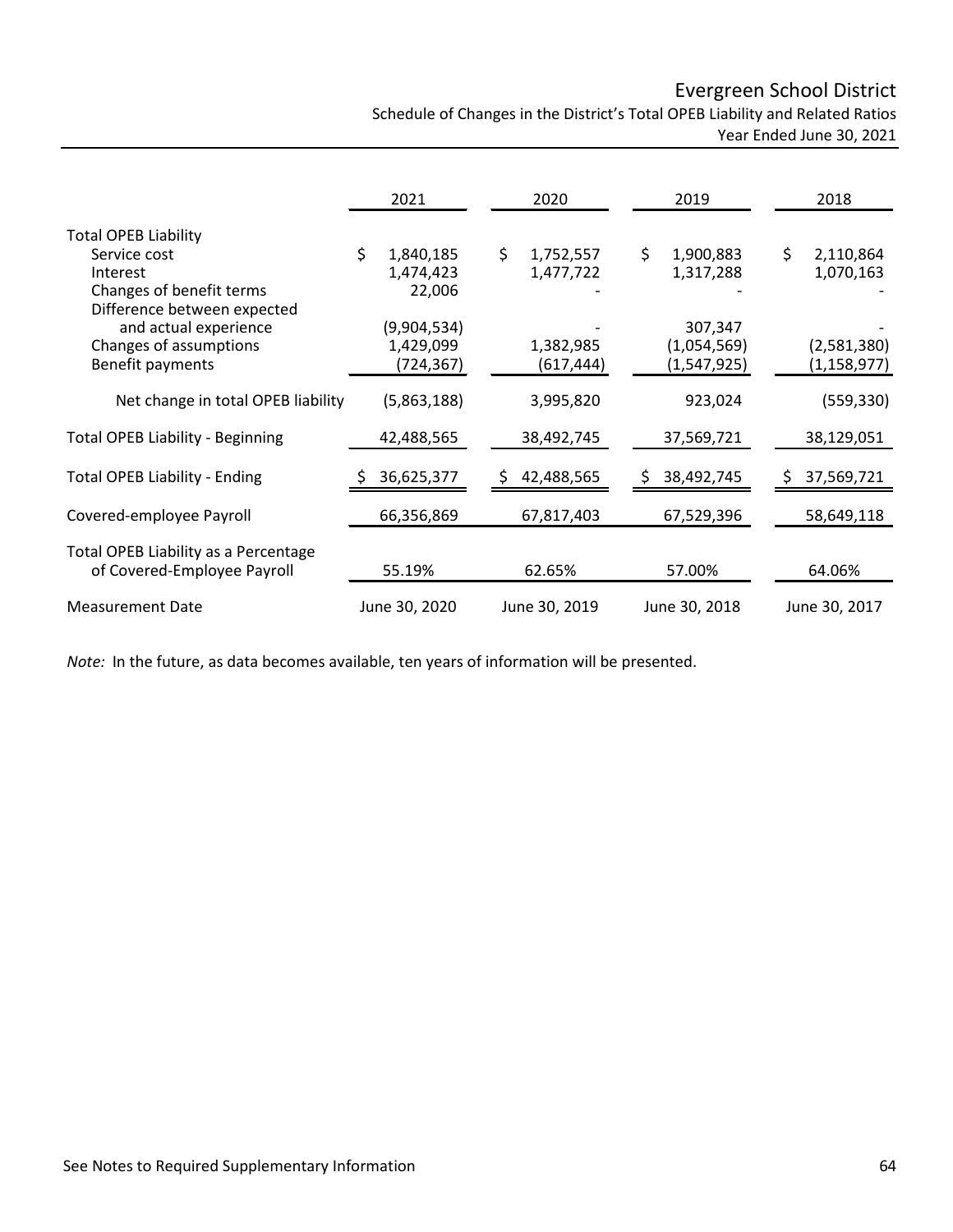# Evergreen School District

## Schedule of Changes in the District's Total OPEB Liability and Related Ratios

### Year Ended June 30, 2021

| | 2021 | 2020 | 2019 | 2018 |
|---|---|---|---|---|
| **Total OPEB Liability** | | | | |
| Service cost | $ 1,840,185 | $ 1,752,557 | $ 1,900,883 | $ 2,110,864 |
| Interest | 1,474,423 | 1,477,722 | 1,317,288 | 1,070,163 |
| Changes of benefit terms | 22,006 | - | - | - |
| Difference between expected and actual experience | (9,904,534) | - | 307,347 | - |
| Changes of assumptions | 1,429,099 | 1,382,985 | (1,054,569) | (2,581,380) |
| Benefit payments | (724,367) | (617,444) | (1,547,925) | (1,158,977) |
| Net change in total OPEB liability | (5,863,188) | 3,995,820 | 923,024 | (559,330) |
| Total OPEB Liability - Beginning | 42,488,565 | 38,492,745 | 37,569,721 | 38,129,051 |
| Total OPEB Liability - Ending | $ 36,625,377 | $ 42,488,565 | $ 38,492,745 | $ 37,569,721 |
| Covered-employee Payroll | 66,356,869 | 67,817,403 | 67,529,396 | 58,649,118 |
| Total OPEB Liability as a Percentage of Covered-Employee Payroll | 55.19% | 62.65% | 57.00% | 64.06% |
| Measurement Date | June 30, 2020 | June 30, 2019 | June 30, 2018 | June 30, 2017 |

*Note:* In the future, as data becomes available, ten years of information will be presented.

See Notes to Required Supplementary Information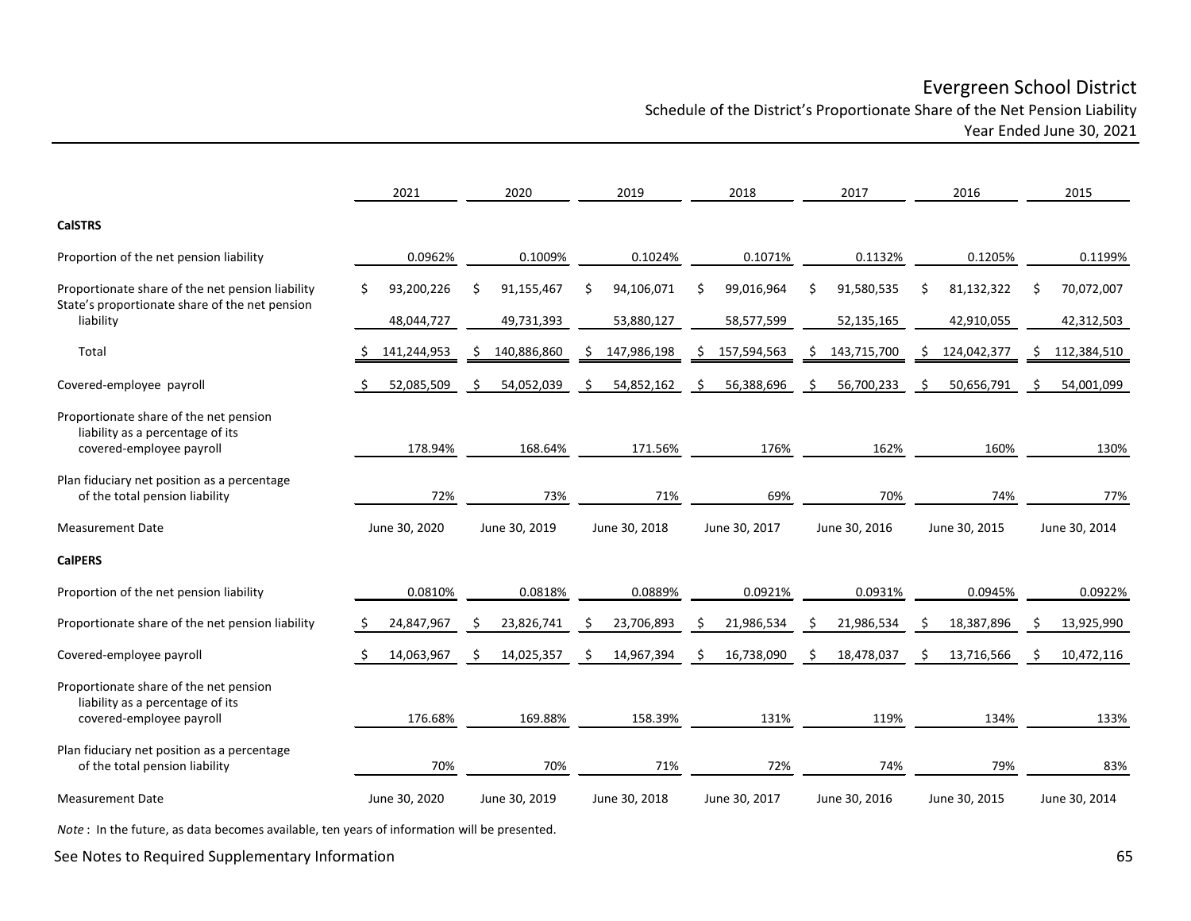# Evergreen School District

## Schedule of the District's Proportionate Share of the Net Pension Liability

### Year Ended June 30, 2021

| | 2021 | 2020 | 2019 | 2018 | 2017 | 2016 | 2015 |
|---|---|---|---|---|---|---|---|
| **CalSTRS** | | | | | | | |
| Proportion of the net pension liability | 0.0962% | 0.1009% | 0.1024% | 0.1071% | 0.1132% | 0.1205% | 0.1199% |
| Proportionate share of the net pension liability | $ 93,200,226 | $ 91,155,467 | $ 94,106,071 | $ 99,016,964 | $ 91,580,535 | $ 81,132,322 | $ 70,072,007 |
| State's proportionate share of the net pension liability | 48,044,727 | 49,731,393 | 53,880,127 | 58,577,599 | 52,135,165 | 42,910,055 | 42,312,503 |
| Total | $ 141,244,953 | $ 140,886,860 | $ 147,986,198 | $ 157,594,563 | $ 143,715,700 | $ 124,042,377 | $ 112,384,510 |
| Covered-employee payroll | $ 52,085,509 | $ 54,052,039 | $ 54,852,162 | $ 56,388,696 | $ 56,700,233 | $ 50,656,791 | $ 54,001,099 |
| Proportionate share of the net pension liability as a percentage of its covered-employee payroll | 178.94% | 168.64% | 171.56% | 176% | 162% | 160% | 130% |
| Plan fiduciary net position as a percentage of the total pension liability | 72% | 73% | 71% | 69% | 70% | 74% | 77% |
| Measurement Date | June 30, 2020 | June 30, 2019 | June 30, 2018 | June 30, 2017 | June 30, 2016 | June 30, 2015 | June 30, 2014 |
| **CalPERS** | | | | | | | |
| Proportion of the net pension liability | 0.0810% | 0.0818% | 0.0889% | 0.0921% | 0.0931% | 0.0945% | 0.0922% |
| Proportionate share of the net pension liability | $ 24,847,967 | $ 23,826,741 | $ 23,706,893 | $ 21,986,534 | $ 21,986,534 | $ 18,387,896 | $ 13,925,990 |
| Covered-employee payroll | $ 14,063,967 | $ 14,025,357 | $ 14,967,394 | $ 16,738,090 | $ 18,478,037 | $ 13,716,566 | $ 10,472,116 |
| Proportionate share of the net pension liability as a percentage of its covered-employee payroll | 176.68% | 169.88% | 158.39% | 131% | 119% | 134% | 133% |
| Plan fiduciary net position as a percentage of the total pension liability | 70% | 70% | 71% | 72% | 74% | 79% | 83% |
| Measurement Date | June 30, 2020 | June 30, 2019 | June 30, 2018 | June 30, 2017 | June 30, 2016 | June 30, 2015 | June 30, 2014 |

*Note* : In the future, as data becomes available, ten years of information will be presented.

See Notes to Required Supplementary Information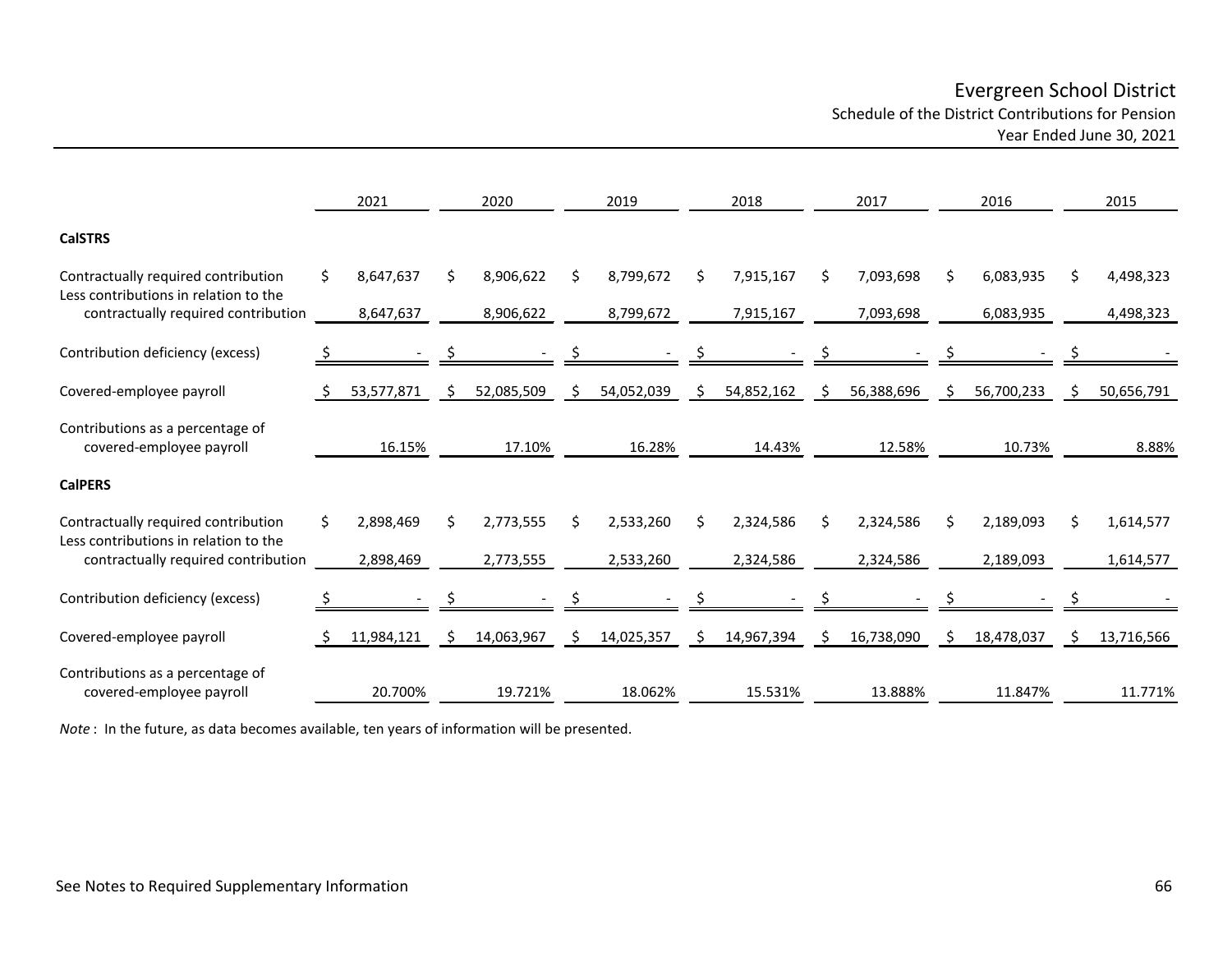# Evergreen School District

## Schedule of the District Contributions for Pension

### Year Ended June 30, 2021

| | 2021 | 2020 | 2019 | 2018 | 2017 | 2016 | 2015 |
|---|---|---|---|---|---|---|---|
| **CalSTRS** | | | | | | | |
| Contractually required contribution | $ 8,647,637 | $ 8,906,622 | $ 8,799,672 | $ 7,915,167 | $ 7,093,698 | $ 6,083,935 | $ 4,498,323 |
| Less contributions in relation to the contractually required contribution | 8,647,637 | 8,906,622 | 8,799,672 | 7,915,167 | 7,093,698 | 6,083,935 | 4,498,323 |
| Contribution deficiency (excess) | $ - | $ - | $ - | $ - | $ - | $ - | $ - |
| Covered-employee payroll | $ 53,577,871 | $ 52,085,509 | $ 54,052,039 | $ 54,852,162 | $ 56,388,696 | $ 56,700,233 | $ 50,656,791 |
| Contributions as a percentage of covered-employee payroll | 16.15% | 17.10% | 16.28% | 14.43% | 12.58% | 10.73% | 8.88% |
| **CalPERS** | | | | | | | |
| Contractually required contribution | $ 2,898,469 | $ 2,773,555 | $ 2,533,260 | $ 2,324,586 | $ 2,324,586 | $ 2,189,093 | $ 1,614,577 |
| Less contributions in relation to the contractually required contribution | 2,898,469 | 2,773,555 | 2,533,260 | 2,324,586 | 2,324,586 | 2,189,093 | 1,614,577 |
| Contribution deficiency (excess) | $ - | $ - | $ - | $ - | $ - | $ - | $ - |
| Covered-employee payroll | $ 11,984,121 | $ 14,063,967 | $ 14,025,357 | $ 14,967,394 | $ 16,738,090 | $ 18,478,037 | $ 13,716,566 |
| Contributions as a percentage of covered-employee payroll | 20.700% | 19.721% | 18.062% | 15.531% | 13.888% | 11.847% | 11.771% |

*Note* : In the future, as data becomes available, ten years of information will be presented.

See Notes to Required Supplementary Information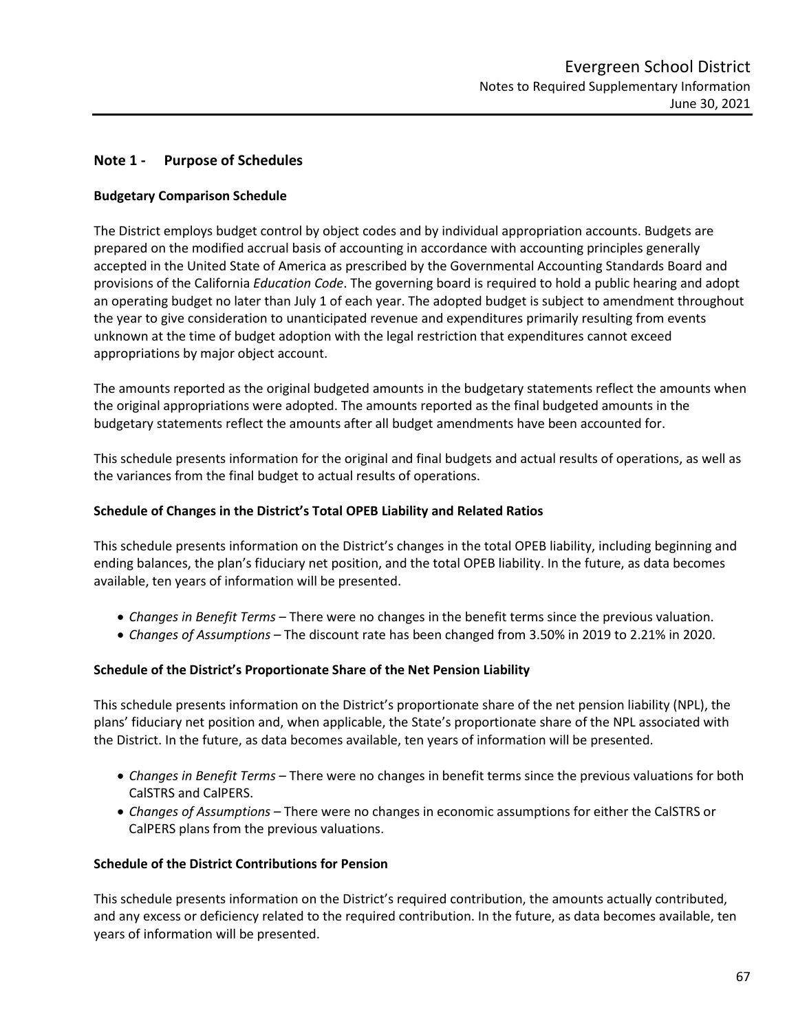## Note 1 - Purpose of Schedules

### Budgetary Comparison Schedule

The District employs budget control by object codes and by individual appropriation accounts. Budgets are prepared on the modified accrual basis of accounting in accordance with accounting principles generally accepted in the United State of America as prescribed by the Governmental Accounting Standards Board and provisions of the California *Education Code*. The governing board is required to hold a public hearing and adopt an operating budget no later than July 1 of each year. The adopted budget is subject to amendment throughout the year to give consideration to unanticipated revenue and expenditures primarily resulting from events unknown at the time of budget adoption with the legal restriction that expenditures cannot exceed appropriations by major object account.

The amounts reported as the original budgeted amounts in the budgetary statements reflect the amounts when the original appropriations were adopted. The amounts reported as the final budgeted amounts in the budgetary statements reflect the amounts after all budget amendments have been accounted for.

This schedule presents information for the original and final budgets and actual results of operations, as well as the variances from the final budget to actual results of operations.

### Schedule of Changes in the District's Total OPEB Liability and Related Ratios

This schedule presents information on the District's changes in the total OPEB liability, including beginning and ending balances, the plan's fiduciary net position, and the total OPEB liability. In the future, as data becomes available, ten years of information will be presented.

- *Changes in Benefit Terms* – There were no changes in the benefit terms since the previous valuation.
- *Changes of Assumptions* – The discount rate has been changed from 3.50% in 2019 to 2.21% in 2020.

### Schedule of the District's Proportionate Share of the Net Pension Liability

This schedule presents information on the District's proportionate share of the net pension liability (NPL), the plans' fiduciary net position and, when applicable, the State's proportionate share of the NPL associated with the District. In the future, as data becomes available, ten years of information will be presented.

- *Changes in Benefit Terms* – There were no changes in benefit terms since the previous valuations for both CalSTRS and CalPERS.
- *Changes of Assumptions* – There were no changes in economic assumptions for either the CalSTRS or CalPERS plans from the previous valuations.

### Schedule of the District Contributions for Pension

This schedule presents information on the District's required contribution, the amounts actually contributed, and any excess or deficiency related to the required contribution. In the future, as data becomes available, ten years of information will be presented.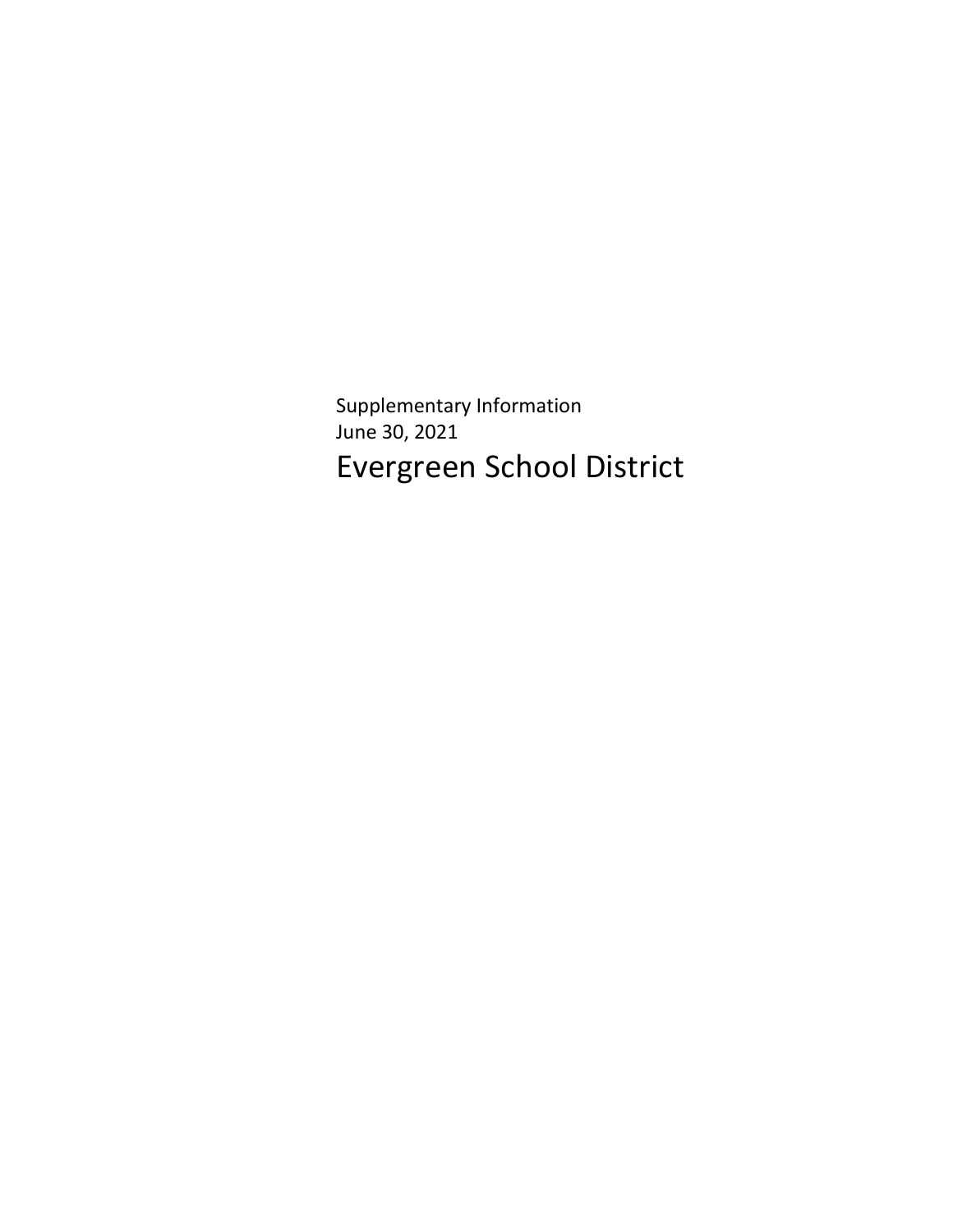Supplementary Information
June 30, 2021

# Evergreen School District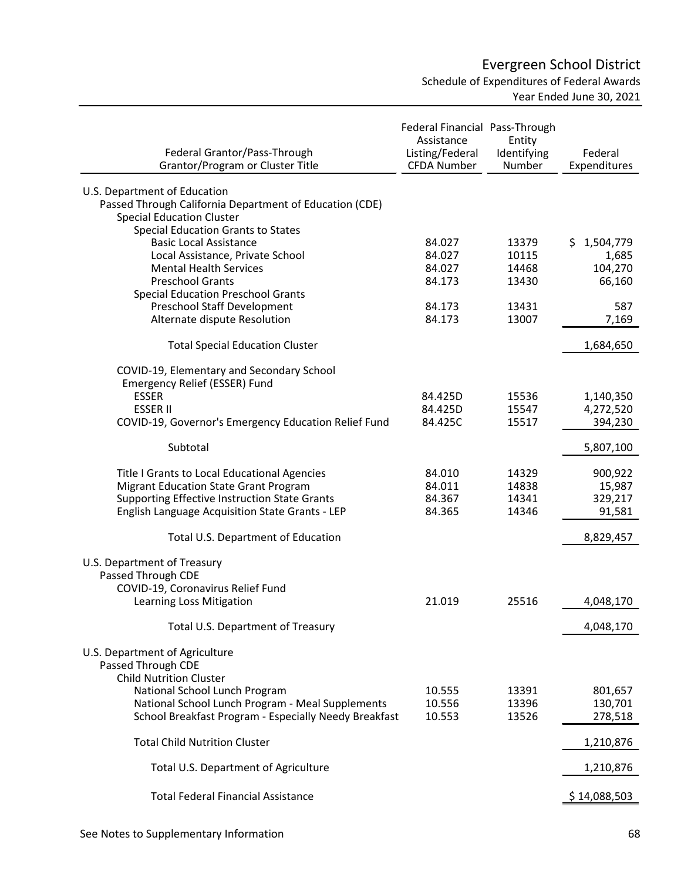# Evergreen School District

## Schedule of Expenditures of Federal Awards

### Year Ended June 30, 2021

| Federal Grantor/Pass-Through Grantor/Program or Cluster Title | Federal Financial Assistance Listing/Federal CFDA Number | Pass-Through Entity Identifying Number | Federal Expenditures |
|---|---|---|---|
| U.S. Department of Education | | | |
| Passed Through California Department of Education (CDE) | | | |
| Special Education Cluster | | | |
| Special Education Grants to States | | | |
| Basic Local Assistance | 84.027 | 13379 | $ 1,504,779 |
| Local Assistance, Private School | 84.027 | 10115 | 1,685 |
| Mental Health Services | 84.027 | 14468 | 104,270 |
| Preschool Grants | 84.173 | 13430 | 66,160 |
| Special Education Preschool Grants | | | |
| Preschool Staff Development | 84.173 | 13431 | 587 |
| Alternate dispute Resolution | 84.173 | 13007 | 7,169 |
| Total Special Education Cluster | | | 1,684,650 |
| COVID-19, Elementary and Secondary School Emergency Relief (ESSER) Fund | | | |
| ESSER | 84.425D | 15536 | 1,140,350 |
| ESSER II | 84.425D | 15547 | 4,272,520 |
| COVID-19, Governor's Emergency Education Relief Fund | 84.425C | 15517 | 394,230 |
| Subtotal | | | 5,807,100 |
| Title I Grants to Local Educational Agencies | 84.010 | 14329 | 900,922 |
| Migrant Education State Grant Program | 84.011 | 14838 | 15,987 |
| Supporting Effective Instruction State Grants | 84.367 | 14341 | 329,217 |
| English Language Acquisition State Grants - LEP | 84.365 | 14346 | 91,581 |
| Total U.S. Department of Education | | | 8,829,457 |
| U.S. Department of Treasury | | | |
| Passed Through CDE | | | |
| COVID-19, Coronavirus Relief Fund | | | |
| Learning Loss Mitigation | 21.019 | 25516 | 4,048,170 |
| Total U.S. Department of Treasury | | | 4,048,170 |
| U.S. Department of Agriculture | | | |
| Passed Through CDE | | | |
| Child Nutrition Cluster | | | |
| National School Lunch Program | 10.555 | 13391 | 801,657 |
| National School Lunch Program - Meal Supplements | 10.556 | 13396 | 130,701 |
| School Breakfast Program - Especially Needy Breakfast | 10.553 | 13526 | 278,518 |
| Total Child Nutrition Cluster | | | 1,210,876 |
| Total U.S. Department of Agriculture | | | 1,210,876 |
| Total Federal Financial Assistance | | | $ 14,088,503 |

See Notes to Supplementary Information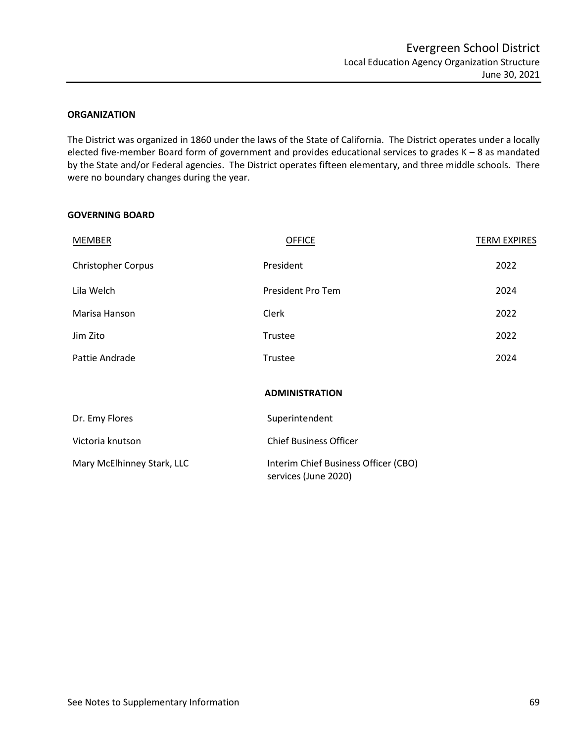## ORGANIZATION

The District was organized in 1860 under the laws of the State of California. The District operates under a locally elected five-member Board form of government and provides educational services to grades K – 8 as mandated by the State and/or Federal agencies. The District operates fifteen elementary, and three middle schools. There were no boundary changes during the year.

## GOVERNING BOARD

| MEMBER | OFFICE | TERM EXPIRES |
|---|---|---|
| Christopher Corpus | President | 2022 |
| Lila Welch | President Pro Tem | 2024 |
| Marisa Hanson | Clerk | 2022 |
| Jim Zito | Trustee | 2022 |
| Pattie Andrade | Trustee | 2024 |

## ADMINISTRATION

| | |
|---|---|
| Dr. Emy Flores | Superintendent |
| Victoria knutson | Chief Business Officer |
| Mary McElhinney Stark, LLC | Interim Chief Business Officer (CBO) services (June 2020) |

See Notes to Supplementary Information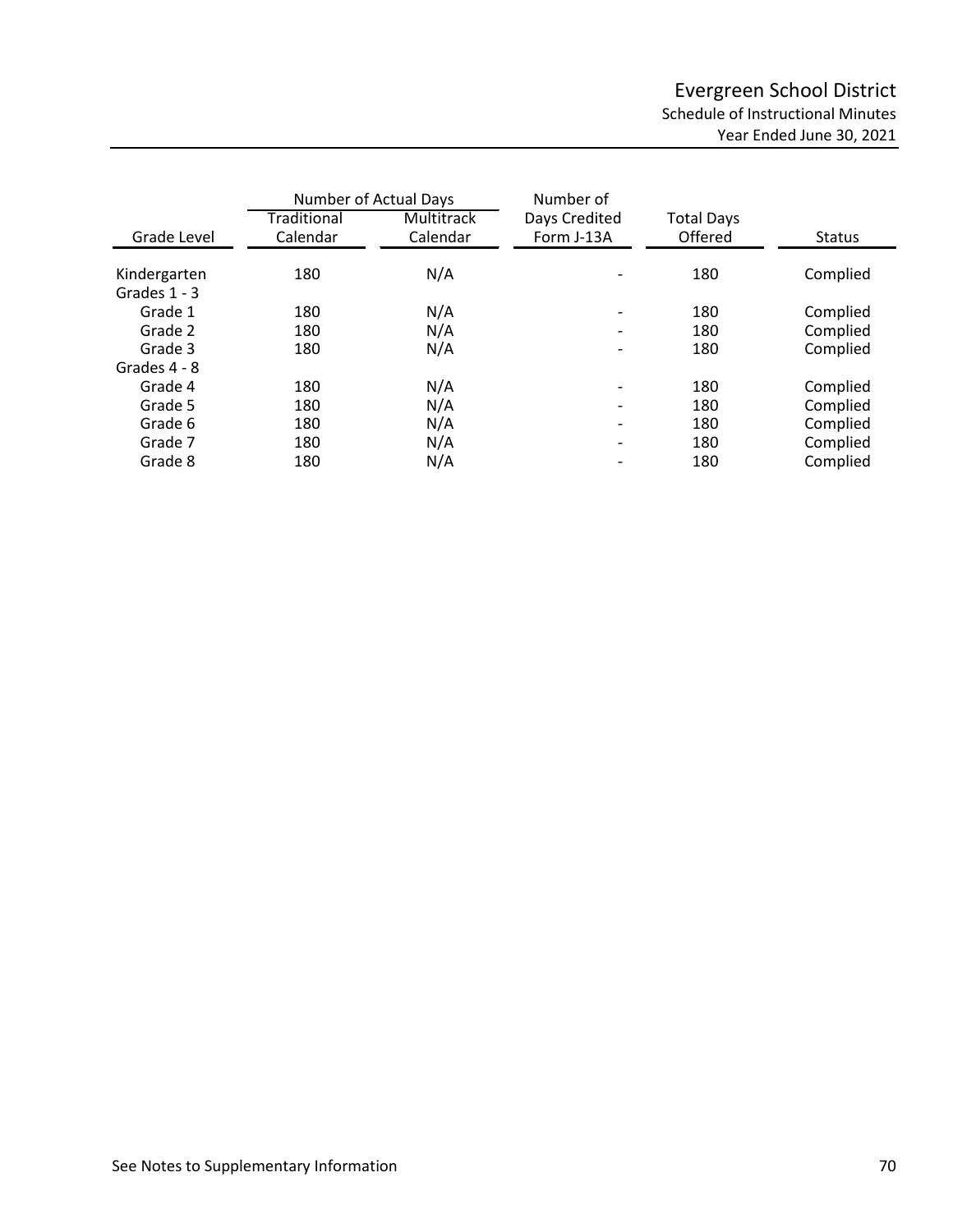# Evergreen School District

## Schedule of Instructional Minutes

### Year Ended June 30, 2021

| Grade Level | Number of Actual Days | | Number of Days Credited Form J-13A | Total Days Offered | Status |
|---|---|---|---|---|---|
| | Traditional Calendar | Multitrack Calendar | | | |
| Kindergarten | 180 | N/A | - | 180 | Complied |
| Grades 1 - 3 | | | | | |
| Grade 1 | 180 | N/A | - | 180 | Complied |
| Grade 2 | 180 | N/A | - | 180 | Complied |
| Grade 3 | 180 | N/A | - | 180 | Complied |
| Grades 4 - 8 | | | | | |
| Grade 4 | 180 | N/A | - | 180 | Complied |
| Grade 5 | 180 | N/A | - | 180 | Complied |
| Grade 6 | 180 | N/A | - | 180 | Complied |
| Grade 7 | 180 | N/A | - | 180 | Complied |
| Grade 8 | 180 | N/A | - | 180 | Complied |

See Notes to Supplementary Information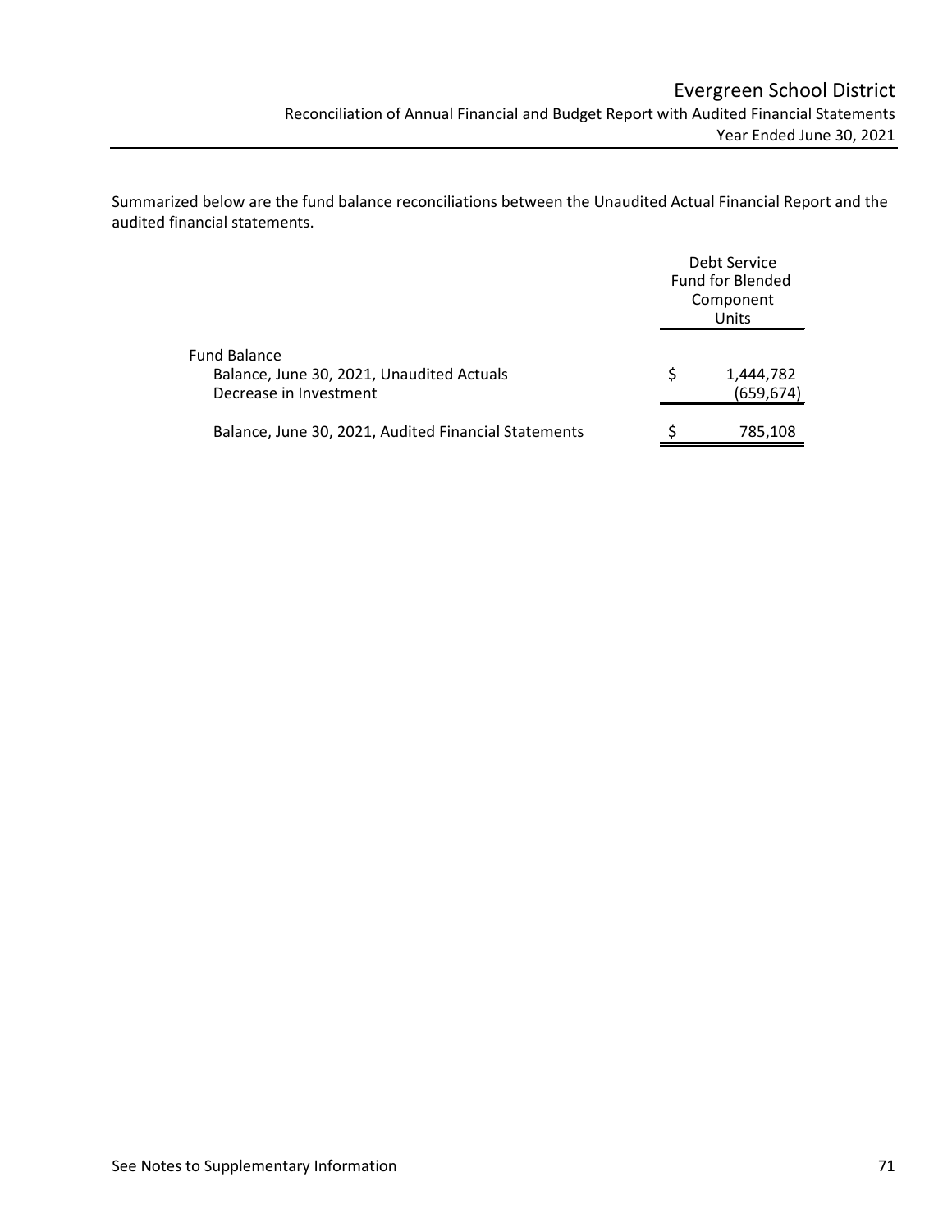# Evergreen School District

## Reconciliation of Annual Financial and Budget Report with Audited Financial Statements

### Year Ended June 30, 2021

Summarized below are the fund balance reconciliations between the Unaudited Actual Financial Report and the audited financial statements.

| | Debt Service Fund for Blended Component Units |
|---|---|
| Fund Balance | |
| Balance, June 30, 2021, Unaudited Actuals | $ 1,444,782 |
| Decrease in Investment | (659,674) |
| Balance, June 30, 2021, Audited Financial Statements | $ 785,108 |

See Notes to Supplementary Information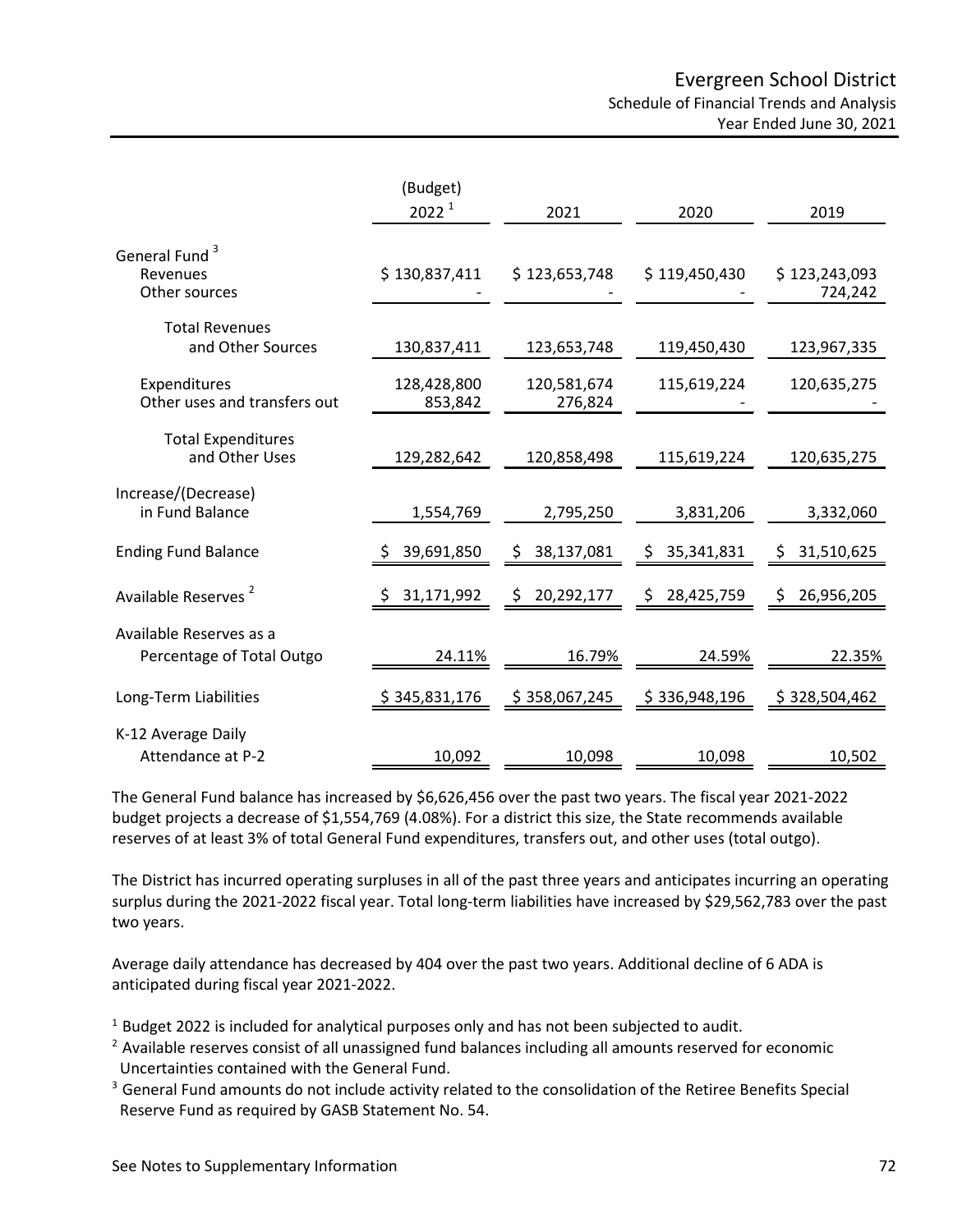# Evergreen School District

## Schedule of Financial Trends and Analysis

Year Ended June 30, 2021

| | (Budget) 2022 [1] | 2021 | 2020 | 2019 |
|---|---|---|---|---|
| General Fund [3] | | | | |
| Revenues | $ 130,837,411 | $ 123,653,748 | $ 119,450,430 | $ 123,243,093 |
| Other sources | - | - | - | 724,242 |
| Total Revenues and Other Sources | 130,837,411 | 123,653,748 | 119,450,430 | 123,967,335 |
| Expenditures | 128,428,800 | 120,581,674 | 115,619,224 | 120,635,275 |
| Other uses and transfers out | 853,842 | 276,824 | - | - |
| Total Expenditures and Other Uses | 129,282,642 | 120,858,498 | 115,619,224 | 120,635,275 |
| Increase/(Decrease) in Fund Balance | 1,554,769 | 2,795,250 | 3,831,206 | 3,332,060 |
| Ending Fund Balance | $ 39,691,850 | $ 38,137,081 | $ 35,341,831 | $ 31,510,625 |
| Available Reserves [2] | $ 31,171,992 | $ 20,292,177 | $ 28,425,759 | $ 26,956,205 |
| Available Reserves as a Percentage of Total Outgo | 24.11% | 16.79% | 24.59% | 22.35% |
| Long-Term Liabilities | $ 345,831,176 | $ 358,067,245 | $ 336,948,196 | $ 328,504,462 |
| K-12 Average Daily Attendance at P-2 | 10,092 | 10,098 | 10,098 | 10,502 |

The General Fund balance has increased by $6,626,456 over the past two years. The fiscal year 2021-2022 budget projects a decrease of $1,554,769 (4.08%). For a district this size, the State recommends available reserves of at least 3% of total General Fund expenditures, transfers out, and other uses (total outgo).

The District has incurred operating surpluses in all of the past three years and anticipates incurring an operating surplus during the 2021-2022 fiscal year. Total long-term liabilities have increased by $29,562,783 over the past two years.

Average daily attendance has decreased by 404 over the past two years. Additional decline of 6 ADA is anticipated during fiscal year 2021-2022.

[1] Budget 2022 is included for analytical purposes only and has not been subjected to audit.

[2] Available reserves consist of all unassigned fund balances including all amounts reserved for economic Uncertainties contained with the General Fund.

[3] General Fund amounts do not include activity related to the consolidation of the Retiree Benefits Special Reserve Fund as required by GASB Statement No. 54.

See Notes to Supplementary Information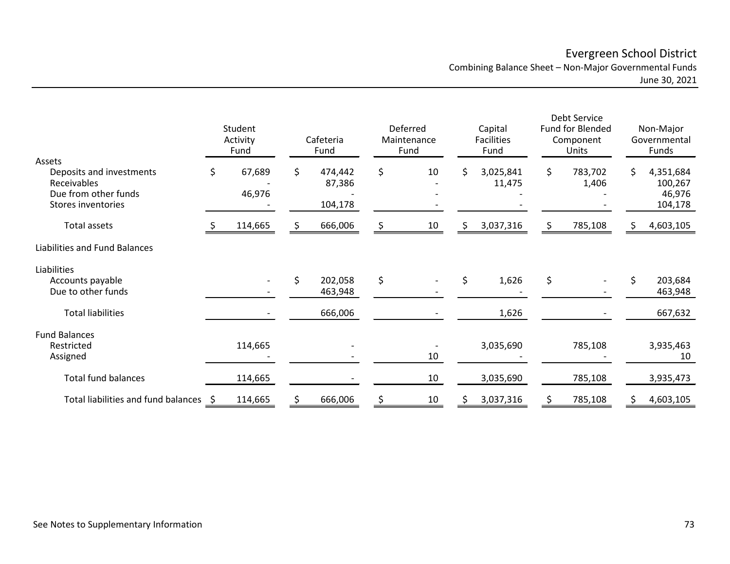# Evergreen School District

## Combining Balance Sheet – Non-Major Governmental Funds

June 30, 2021

| | Student Activity Fund | Cafeteria Fund | Deferred Maintenance Fund | Capital Facilities Fund | Debt Service Fund for Blended Component Units | Non-Major Governmental Funds |
|---|---|---|---|---|---|---|
| **Assets** | | | | | | |
| Deposits and investments | $ 67,689 | $ 474,442 | $ 10 | $ 3,025,841 | $ 783,702 | $ 4,351,684 |
| Receivables | - | 87,386 | - | 11,475 | 1,406 | 100,267 |
| Due from other funds | 46,976 | - | - | - | - | 46,976 |
| Stores inventories | - | 104,178 | - | - | - | 104,178 |
| Total assets | $ 114,665 | $ 666,006 | $ 10 | $ 3,037,316 | $ 785,108 | $ 4,603,105 |
| **Liabilities and Fund Balances** | | | | | | |
| **Liabilities** | | | | | | |
| Accounts payable | - | $ 202,058 | $ - | $ 1,626 | $ - | $ 203,684 |
| Due to other funds | - | 463,948 | - | - | - | 463,948 |
| Total liabilities | - | 666,006 | - | 1,626 | - | 667,632 |
| **Fund Balances** | | | | | | |
| Restricted | 114,665 | - | - | 3,035,690 | 785,108 | 3,935,463 |
| Assigned | - | - | 10 | - | - | 10 |
| Total fund balances | 114,665 | - | 10 | 3,035,690 | 785,108 | 3,935,473 |
| Total liabilities and fund balances | $ 114,665 | $ 666,006 | $ 10 | $ 3,037,316 | $ 785,108 | $ 4,603,105 |

See Notes to Supplementary Information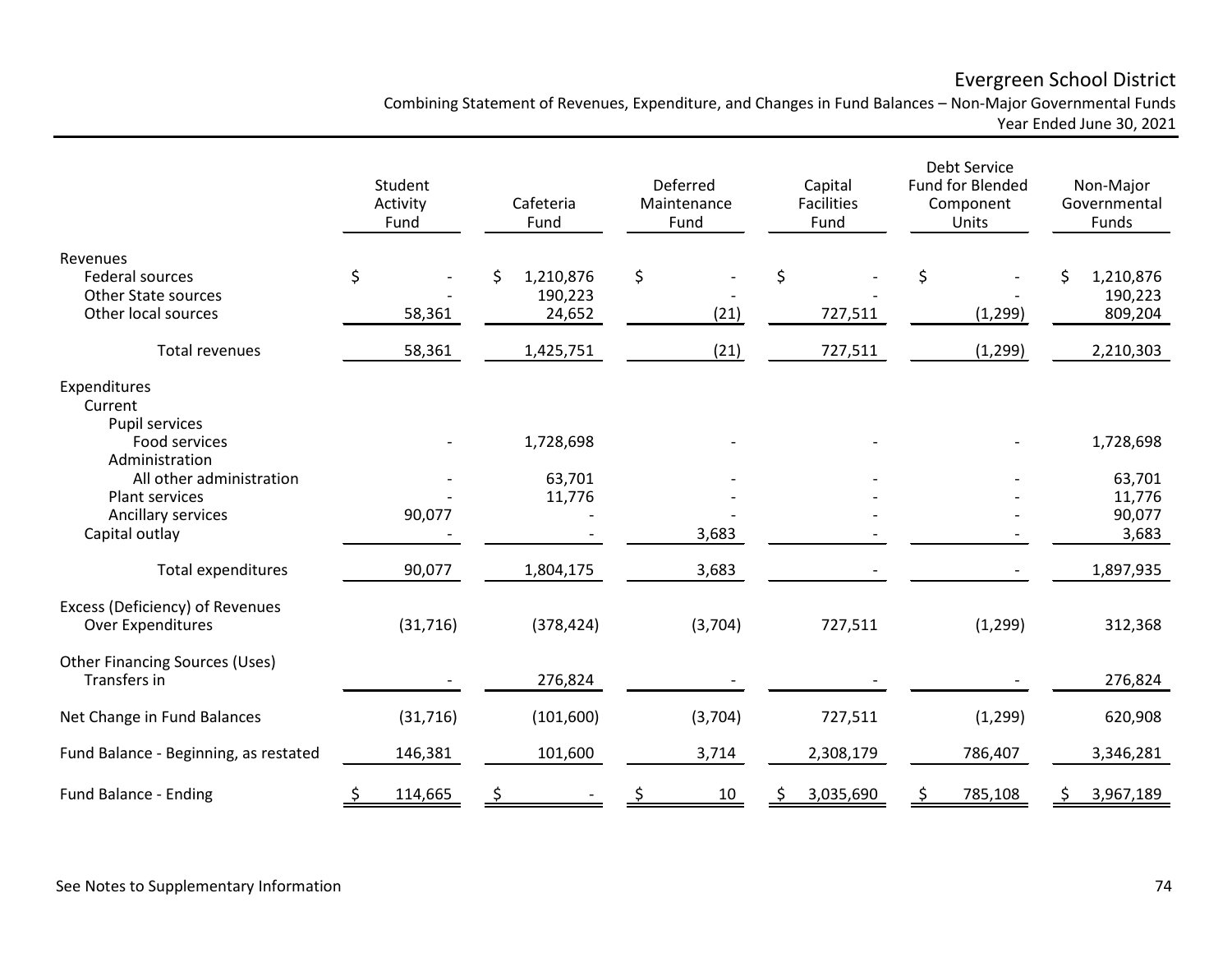# Evergreen School District

## Combining Statement of Revenues, Expenditure, and Changes in Fund Balances – Non-Major Governmental Funds

### Year Ended June 30, 2021

| | Student Activity Fund | Cafeteria Fund | Deferred Maintenance Fund | Capital Facilities Fund | Debt Service Fund for Blended Component Units | Non-Major Governmental Funds |
|---|---|---|---|---|---|---|
| **Revenues** | | | | | | |
| Federal sources | $ - | $ 1,210,876 | $ - | $ - | $ - | $ 1,210,876 |
| Other State sources | - | 190,223 | - | - | - | 190,223 |
| Other local sources | 58,361 | 24,652 | (21) | 727,511 | (1,299) | 809,204 |
| Total revenues | 58,361 | 1,425,751 | (21) | 727,511 | (1,299) | 2,210,303 |
| **Expenditures** | | | | | | |
| Current | | | | | | |
| Pupil services | | | | | | |
| Food services | - | 1,728,698 | - | - | - | 1,728,698 |
| Administration | | | | | | |
| All other administration | - | 63,701 | - | - | - | 63,701 |
| Plant services | - | 11,776 | - | - | - | 11,776 |
| Ancillary services | 90,077 | - | - | - | - | 90,077 |
| Capital outlay | - | - | 3,683 | - | - | 3,683 |
| Total expenditures | 90,077 | 1,804,175 | 3,683 | - | - | 1,897,935 |
| **Excess (Deficiency) of Revenues Over Expenditures** | (31,716) | (378,424) | (3,704) | 727,511 | (1,299) | 312,368 |
| **Other Financing Sources (Uses)** | | | | | | |
| Transfers in | - | 276,824 | - | - | - | 276,824 |
| **Net Change in Fund Balances** | (31,716) | (101,600) | (3,704) | 727,511 | (1,299) | 620,908 |
| **Fund Balance - Beginning, as restated** | 146,381 | 101,600 | 3,714 | 2,308,179 | 786,407 | 3,346,281 |
| **Fund Balance - Ending** | $ 114,665 | $ - | $ 10 | $ 3,035,690 | $ 785,108 | $ 3,967,189 |

See Notes to Supplementary Information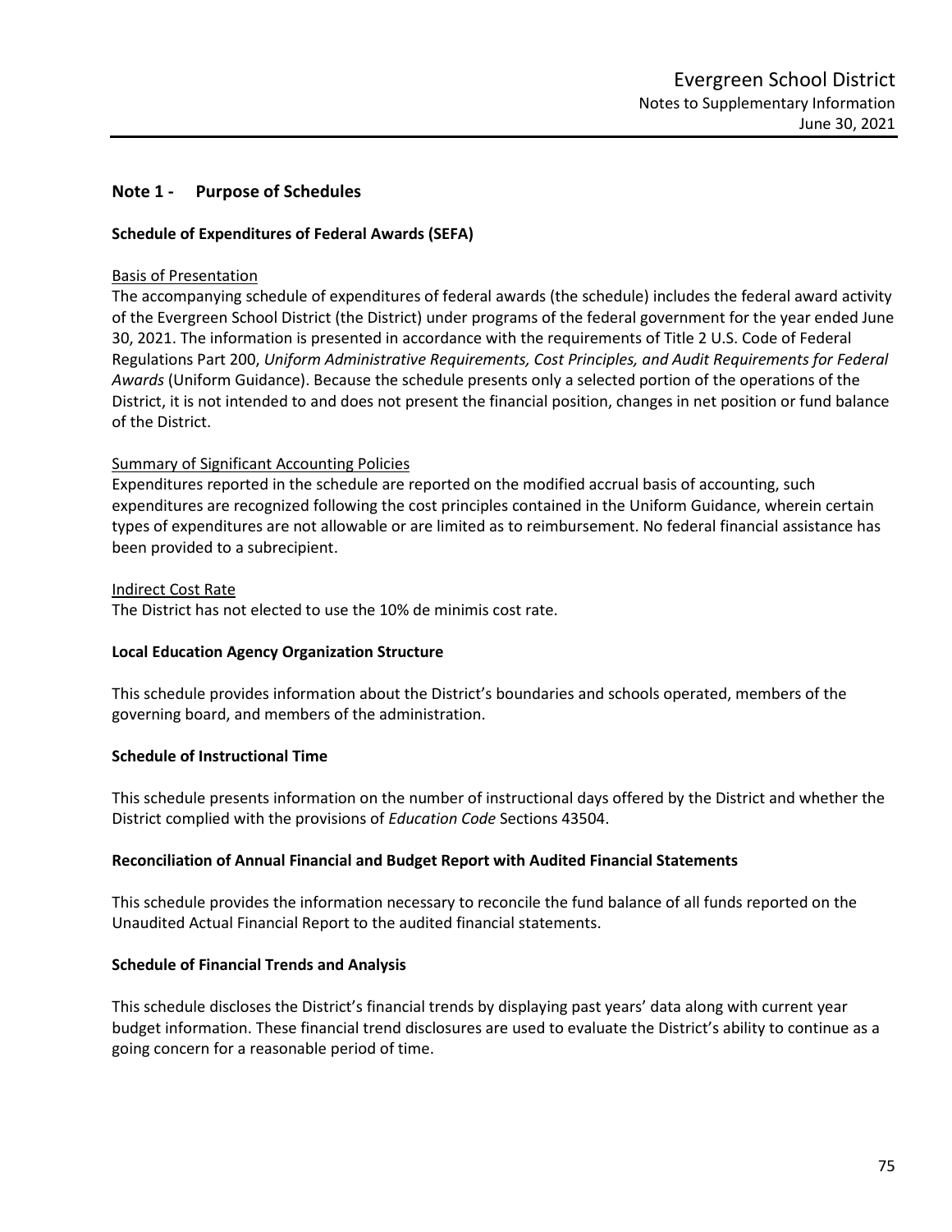## Note 1 - Purpose of Schedules

### Schedule of Expenditures of Federal Awards (SEFA)

Basis of Presentation

The accompanying schedule of expenditures of federal awards (the schedule) includes the federal award activity of the Evergreen School District (the District) under programs of the federal government for the year ended June 30, 2021. The information is presented in accordance with the requirements of Title 2 U.S. Code of Federal Regulations Part 200, *Uniform Administrative Requirements, Cost Principles, and Audit Requirements for Federal Awards* (Uniform Guidance). Because the schedule presents only a selected portion of the operations of the District, it is not intended to and does not present the financial position, changes in net position or fund balance of the District.

Summary of Significant Accounting Policies

Expenditures reported in the schedule are reported on the modified accrual basis of accounting, such expenditures are recognized following the cost principles contained in the Uniform Guidance, wherein certain types of expenditures are not allowable or are limited as to reimbursement. No federal financial assistance has been provided to a subrecipient.

Indirect Cost Rate

The District has not elected to use the 10% de minimis cost rate.

### Local Education Agency Organization Structure

This schedule provides information about the District's boundaries and schools operated, members of the governing board, and members of the administration.

### Schedule of Instructional Time

This schedule presents information on the number of instructional days offered by the District and whether the District complied with the provisions of *Education Code* Sections 43504.

### Reconciliation of Annual Financial and Budget Report with Audited Financial Statements

This schedule provides the information necessary to reconcile the fund balance of all funds reported on the Unaudited Actual Financial Report to the audited financial statements.

### Schedule of Financial Trends and Analysis

This schedule discloses the District's financial trends by displaying past years' data along with current year budget information. These financial trend disclosures are used to evaluate the District's ability to continue as a going concern for a reasonable period of time.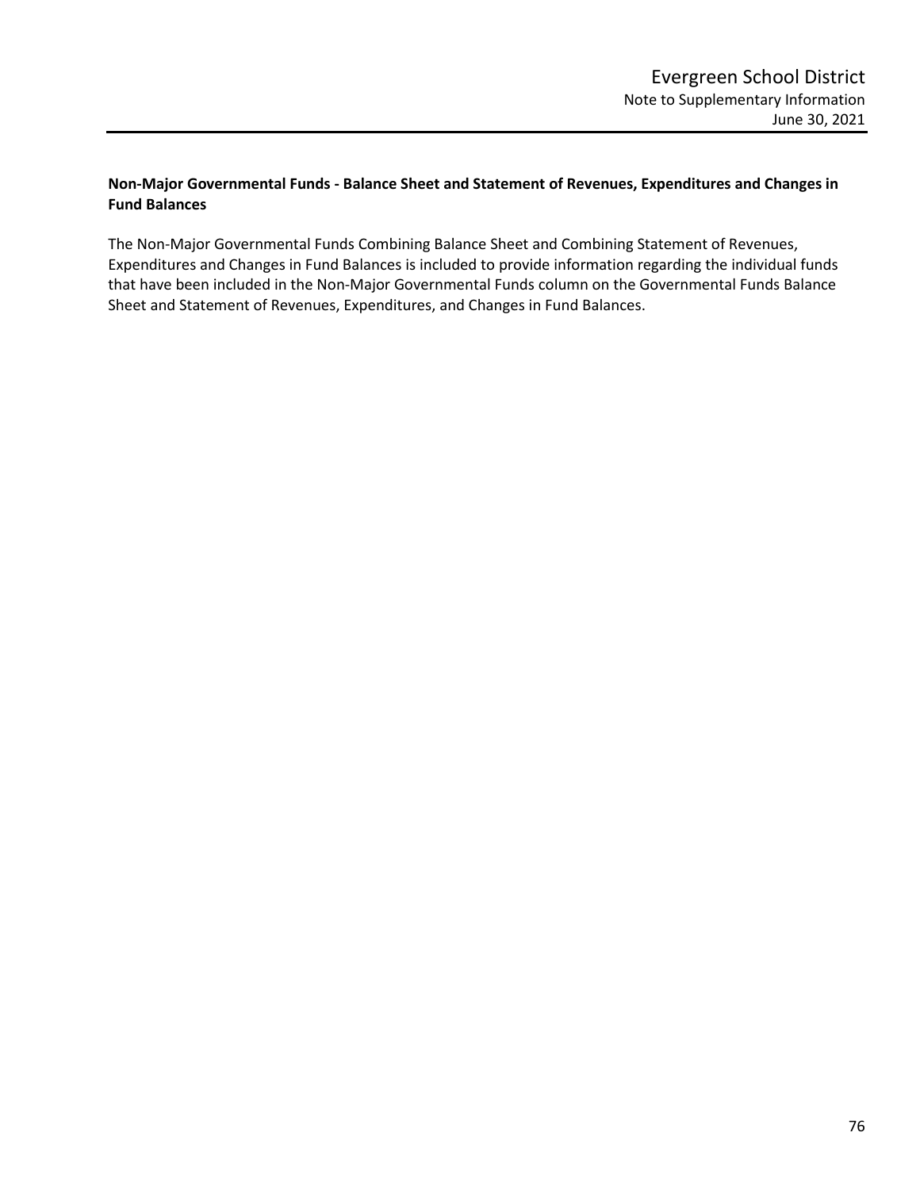**Non-Major Governmental Funds - Balance Sheet and Statement of Revenues, Expenditures and Changes in Fund Balances**

The Non-Major Governmental Funds Combining Balance Sheet and Combining Statement of Revenues, Expenditures and Changes in Fund Balances is included to provide information regarding the individual funds that have been included in the Non-Major Governmental Funds column on the Governmental Funds Balance Sheet and Statement of Revenues, Expenditures, and Changes in Fund Balances.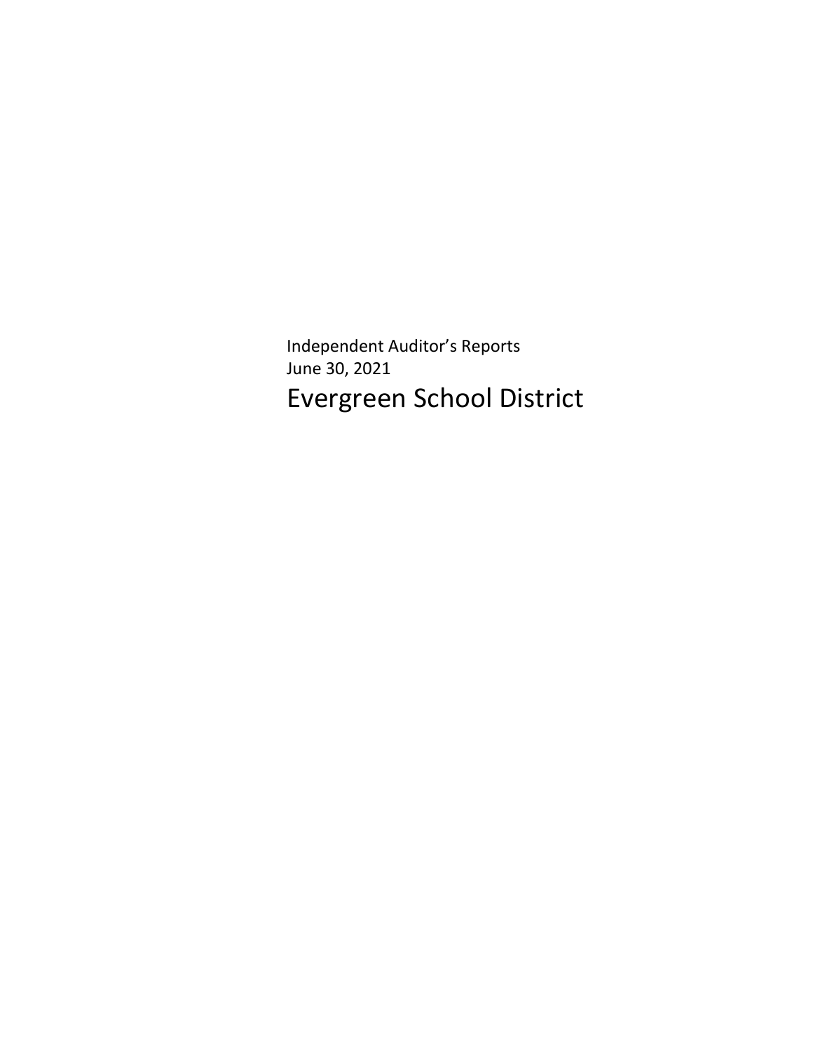Independent Auditor's Reports
June 30, 2021

# Evergreen School District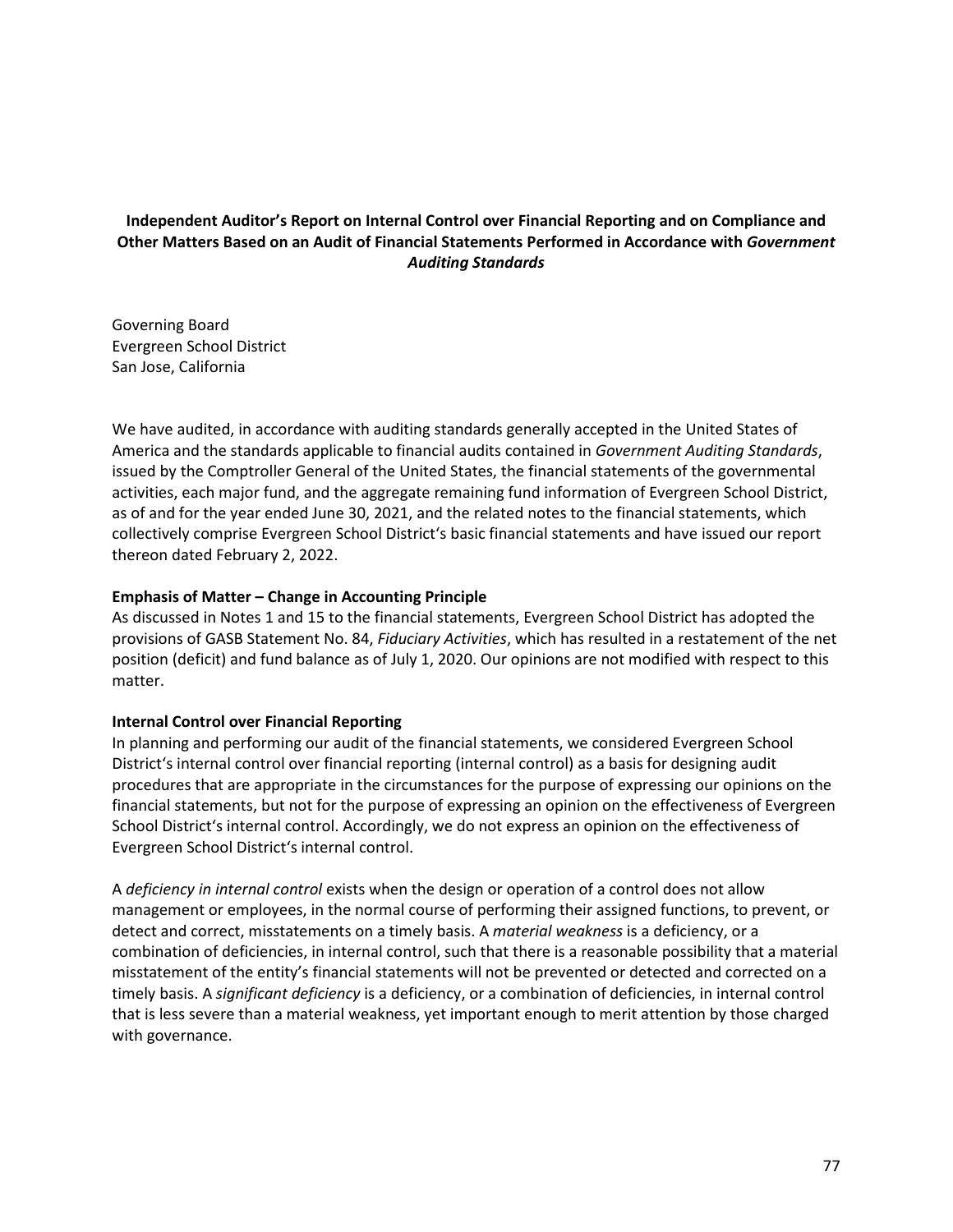**Independent Auditor's Report on Internal Control over Financial Reporting and on Compliance and Other Matters Based on an Audit of Financial Statements Performed in Accordance with *Government Auditing Standards***

Governing Board
Evergreen School District
San Jose, California

We have audited, in accordance with auditing standards generally accepted in the United States of America and the standards applicable to financial audits contained in *Government Auditing Standards*, issued by the Comptroller General of the United States, the financial statements of the governmental activities, each major fund, and the aggregate remaining fund information of Evergreen School District, as of and for the year ended June 30, 2021, and the related notes to the financial statements, which collectively comprise Evergreen School District's basic financial statements and have issued our report thereon dated February 2, 2022.

**Emphasis of Matter – Change in Accounting Principle**

As discussed in Notes 1 and 15 to the financial statements, Evergreen School District has adopted the provisions of GASB Statement No. 84, *Fiduciary Activities*, which has resulted in a restatement of the net position (deficit) and fund balance as of July 1, 2020. Our opinions are not modified with respect to this matter.

**Internal Control over Financial Reporting**

In planning and performing our audit of the financial statements, we considered Evergreen School District's internal control over financial reporting (internal control) as a basis for designing audit procedures that are appropriate in the circumstances for the purpose of expressing our opinions on the financial statements, but not for the purpose of expressing an opinion on the effectiveness of Evergreen School District's internal control. Accordingly, we do not express an opinion on the effectiveness of Evergreen School District's internal control.

A *deficiency in internal control* exists when the design or operation of a control does not allow management or employees, in the normal course of performing their assigned functions, to prevent, or detect and correct, misstatements on a timely basis. A *material weakness* is a deficiency, or a combination of deficiencies, in internal control, such that there is a reasonable possibility that a material misstatement of the entity's financial statements will not be prevented or detected and corrected on a timely basis. A *significant deficiency* is a deficiency, or a combination of deficiencies, in internal control that is less severe than a material weakness, yet important enough to merit attention by those charged with governance.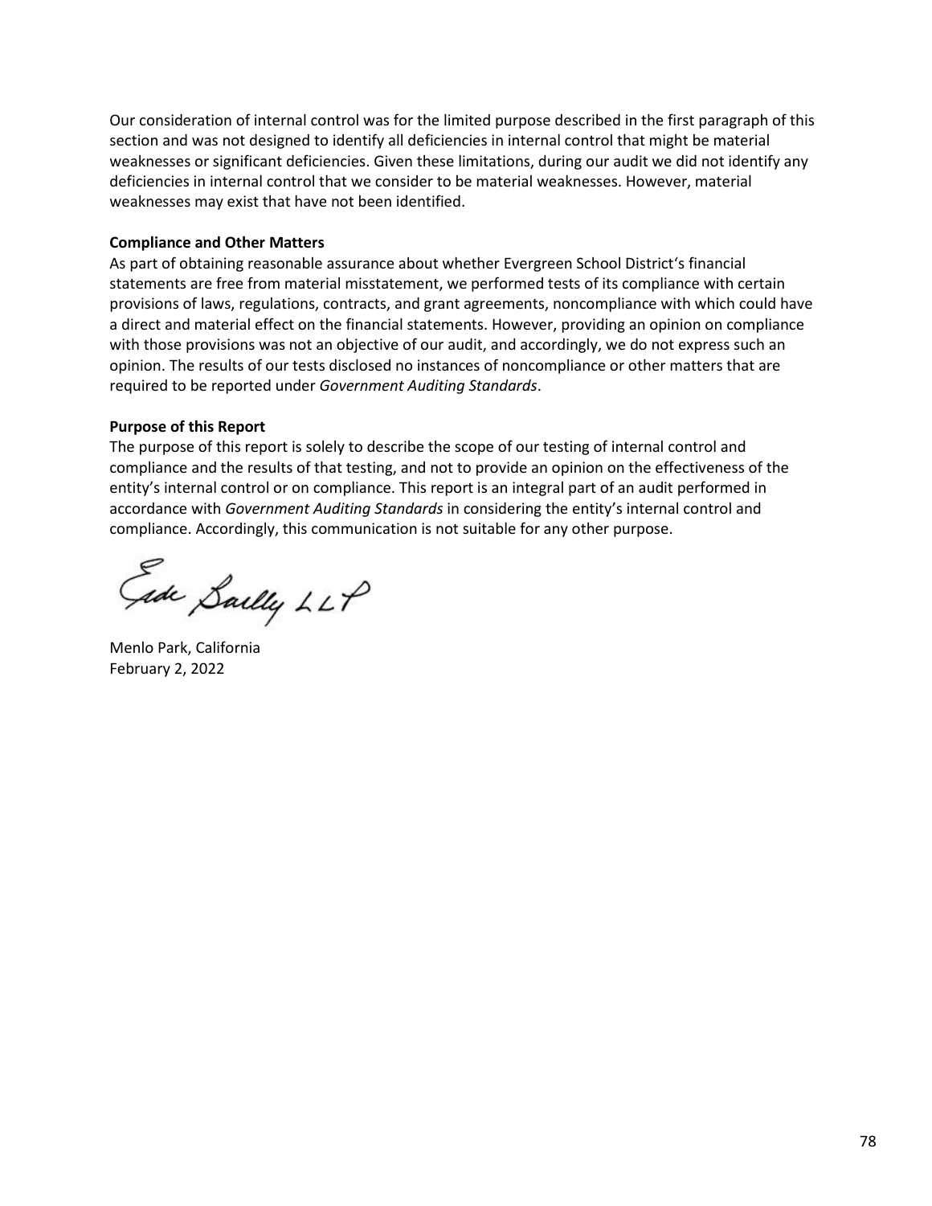Our consideration of internal control was for the limited purpose described in the first paragraph of this section and was not designed to identify all deficiencies in internal control that might be material weaknesses or significant deficiencies. Given these limitations, during our audit we did not identify any deficiencies in internal control that we consider to be material weaknesses. However, material weaknesses may exist that have not been identified.

**Compliance and Other Matters**

As part of obtaining reasonable assurance about whether Evergreen School District's financial statements are free from material misstatement, we performed tests of its compliance with certain provisions of laws, regulations, contracts, and grant agreements, noncompliance with which could have a direct and material effect on the financial statements. However, providing an opinion on compliance with those provisions was not an objective of our audit, and accordingly, we do not express such an opinion. The results of our tests disclosed no instances of noncompliance or other matters that are required to be reported under *Government Auditing Standards*.

**Purpose of this Report**

The purpose of this report is solely to describe the scope of our testing of internal control and compliance and the results of that testing, and not to provide an opinion on the effectiveness of the entity's internal control or on compliance. This report is an integral part of an audit performed in accordance with *Government Auditing Standards* in considering the entity's internal control and compliance. Accordingly, this communication is not suitable for any other purpose.

Eide Bailly LLP

Menlo Park, California
February 2, 2022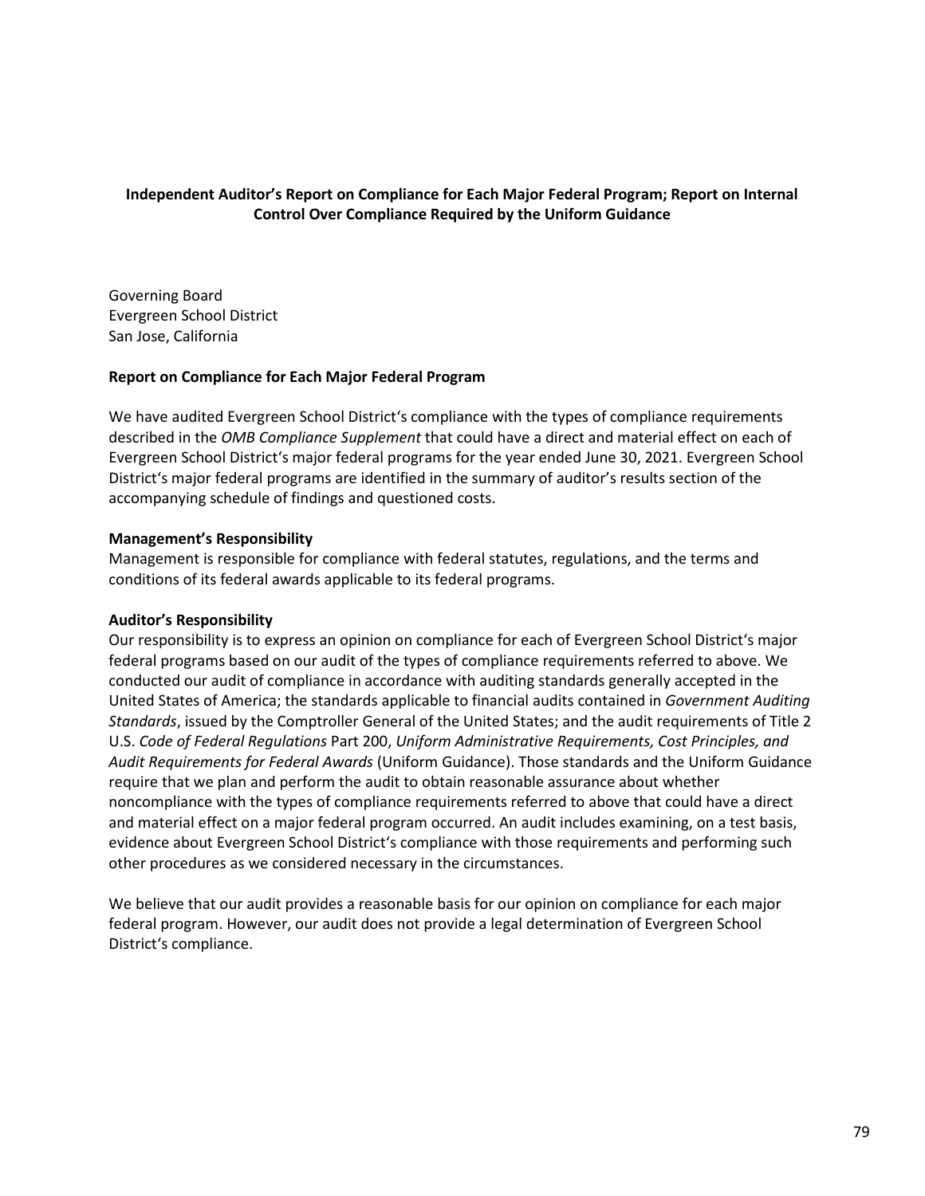# Independent Auditor's Report on Compliance for Each Major Federal Program; Report on Internal Control Over Compliance Required by the Uniform Guidance

Governing Board
Evergreen School District
San Jose, California

## Report on Compliance for Each Major Federal Program

We have audited Evergreen School District's compliance with the types of compliance requirements described in the *OMB Compliance Supplement* that could have a direct and material effect on each of Evergreen School District's major federal programs for the year ended June 30, 2021. Evergreen School District's major federal programs are identified in the summary of auditor's results section of the accompanying schedule of findings and questioned costs.

### Management's Responsibility

Management is responsible for compliance with federal statutes, regulations, and the terms and conditions of its federal awards applicable to its federal programs.

### Auditor's Responsibility

Our responsibility is to express an opinion on compliance for each of Evergreen School District's major federal programs based on our audit of the types of compliance requirements referred to above. We conducted our audit of compliance in accordance with auditing standards generally accepted in the United States of America; the standards applicable to financial audits contained in *Government Auditing Standards*, issued by the Comptroller General of the United States; and the audit requirements of Title 2 U.S. *Code of Federal Regulations* Part 200, *Uniform Administrative Requirements, Cost Principles, and Audit Requirements for Federal Awards* (Uniform Guidance). Those standards and the Uniform Guidance require that we plan and perform the audit to obtain reasonable assurance about whether noncompliance with the types of compliance requirements referred to above that could have a direct and material effect on a major federal program occurred. An audit includes examining, on a test basis, evidence about Evergreen School District's compliance with those requirements and performing such other procedures as we considered necessary in the circumstances.

We believe that our audit provides a reasonable basis for our opinion on compliance for each major federal program. However, our audit does not provide a legal determination of Evergreen School District's compliance.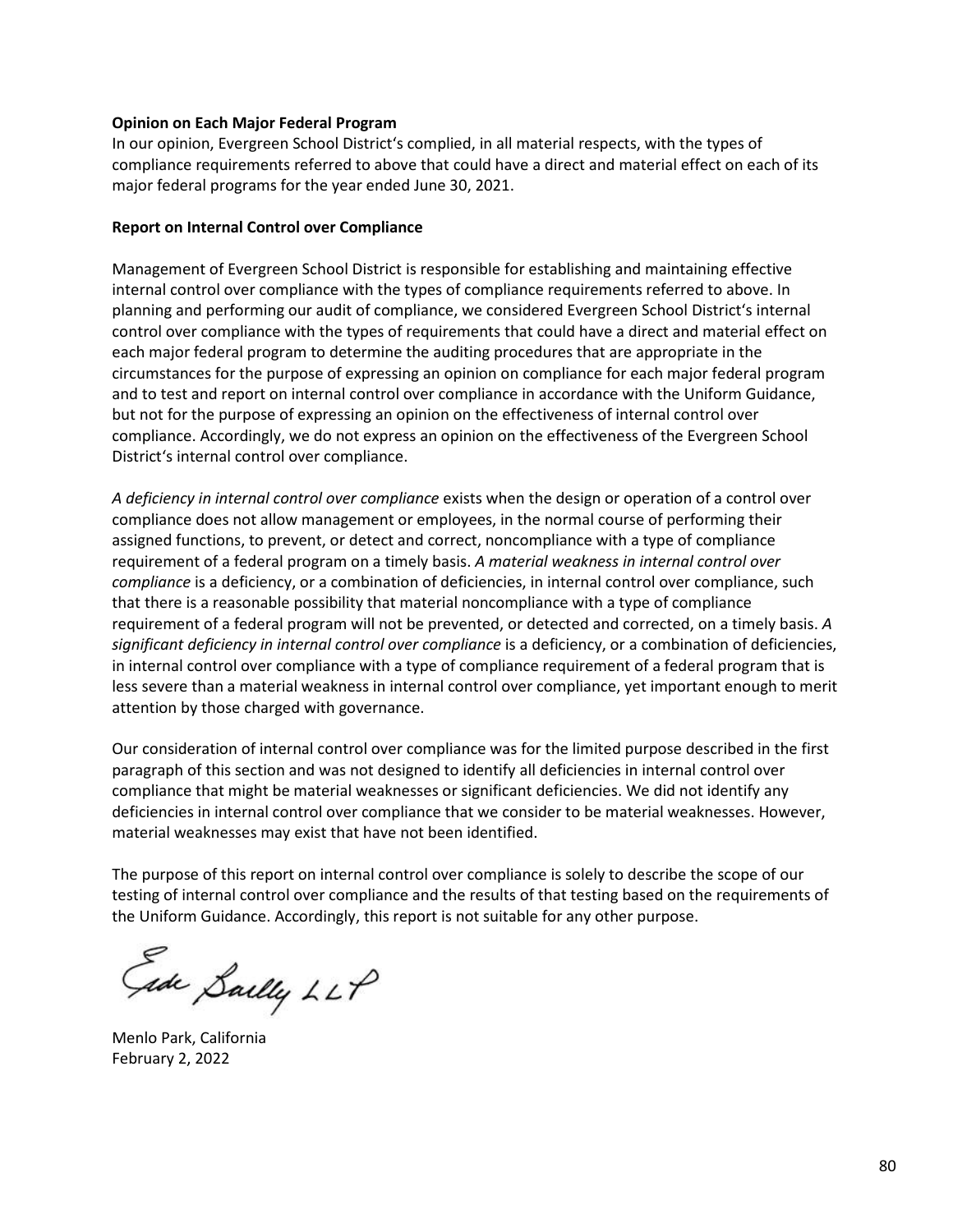**Opinion on Each Major Federal Program**

In our opinion, Evergreen School District's complied, in all material respects, with the types of compliance requirements referred to above that could have a direct and material effect on each of its major federal programs for the year ended June 30, 2021.

**Report on Internal Control over Compliance**

Management of Evergreen School District is responsible for establishing and maintaining effective internal control over compliance with the types of compliance requirements referred to above. In planning and performing our audit of compliance, we considered Evergreen School District's internal control over compliance with the types of requirements that could have a direct and material effect on each major federal program to determine the auditing procedures that are appropriate in the circumstances for the purpose of expressing an opinion on compliance for each major federal program and to test and report on internal control over compliance in accordance with the Uniform Guidance, but not for the purpose of expressing an opinion on the effectiveness of internal control over compliance. Accordingly, we do not express an opinion on the effectiveness of the Evergreen School District's internal control over compliance.

*A deficiency in internal control over compliance* exists when the design or operation of a control over compliance does not allow management or employees, in the normal course of performing their assigned functions, to prevent, or detect and correct, noncompliance with a type of compliance requirement of a federal program on a timely basis. *A material weakness in internal control over compliance* is a deficiency, or a combination of deficiencies, in internal control over compliance, such that there is a reasonable possibility that material noncompliance with a type of compliance requirement of a federal program will not be prevented, or detected and corrected, on a timely basis. *A significant deficiency in internal control over compliance* is a deficiency, or a combination of deficiencies, in internal control over compliance with a type of compliance requirement of a federal program that is less severe than a material weakness in internal control over compliance, yet important enough to merit attention by those charged with governance.

Our consideration of internal control over compliance was for the limited purpose described in the first paragraph of this section and was not designed to identify all deficiencies in internal control over compliance that might be material weaknesses or significant deficiencies. We did not identify any deficiencies in internal control over compliance that we consider to be material weaknesses. However, material weaknesses may exist that have not been identified.

The purpose of this report on internal control over compliance is solely to describe the scope of our testing of internal control over compliance and the results of that testing based on the requirements of the Uniform Guidance. Accordingly, this report is not suitable for any other purpose.

Eide Bailly LLP

Menlo Park, California
February 2, 2022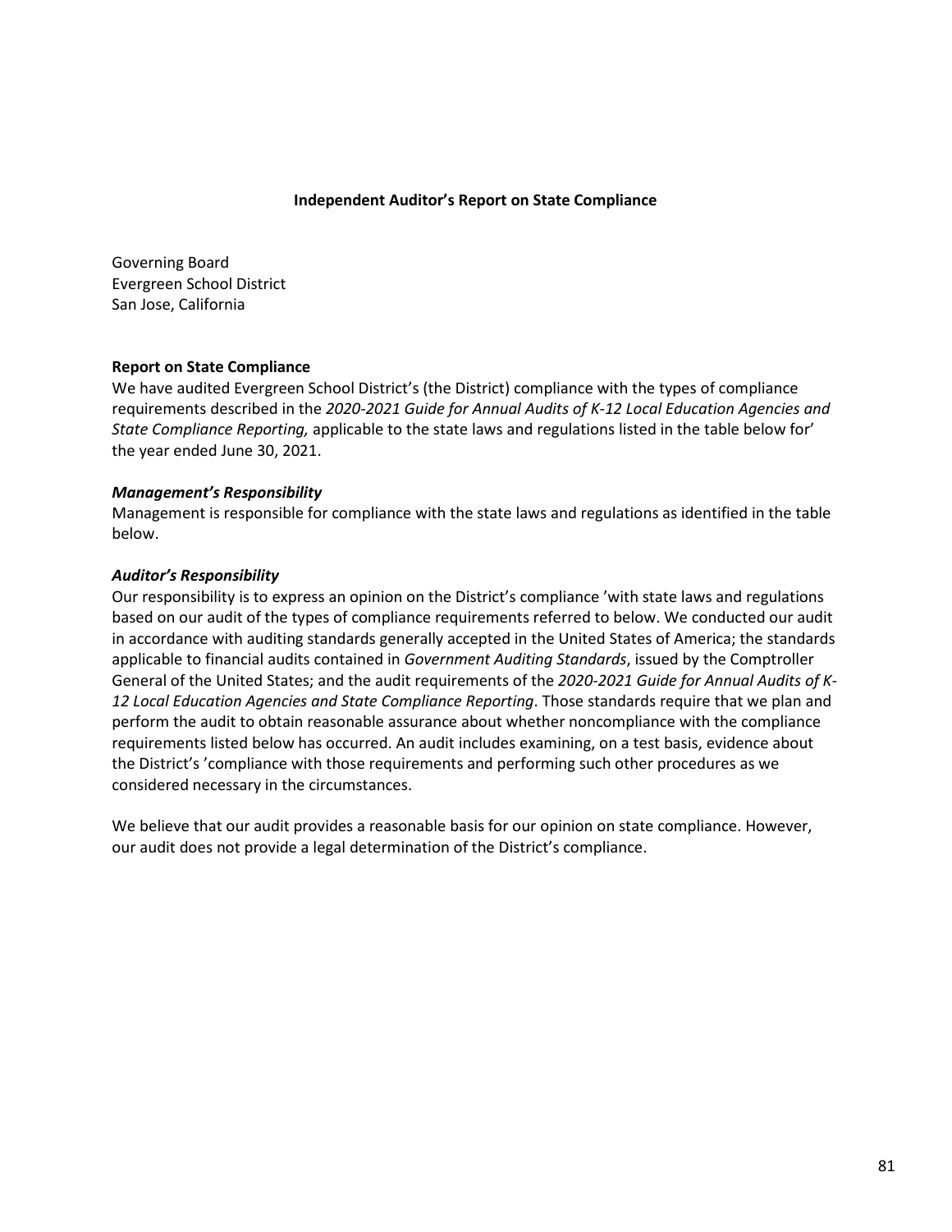**Independent Auditor's Report on State Compliance**

Governing Board
Evergreen School District
San Jose, California

**Report on State Compliance**

We have audited Evergreen School District's (the District) compliance with the types of compliance requirements described in the *2020-2021 Guide for Annual Audits of K-12 Local Education Agencies and State Compliance Reporting,* applicable to the state laws and regulations listed in the table below for' the year ended June 30, 2021.

***Management's Responsibility***

Management is responsible for compliance with the state laws and regulations as identified in the table below.

***Auditor's Responsibility***

Our responsibility is to express an opinion on the District's compliance 'with state laws and regulations based on our audit of the types of compliance requirements referred to below. We conducted our audit in accordance with auditing standards generally accepted in the United States of America; the standards applicable to financial audits contained in *Government Auditing Standards*, issued by the Comptroller General of the United States; and the audit requirements of the *2020-2021 Guide for Annual Audits of K-12 Local Education Agencies and State Compliance Reporting*. Those standards require that we plan and perform the audit to obtain reasonable assurance about whether noncompliance with the compliance requirements listed below has occurred. An audit includes examining, on a test basis, evidence about the District's 'compliance with those requirements and performing such other procedures as we considered necessary in the circumstances.

We believe that our audit provides a reasonable basis for our opinion on state compliance. However, our audit does not provide a legal determination of the District's compliance.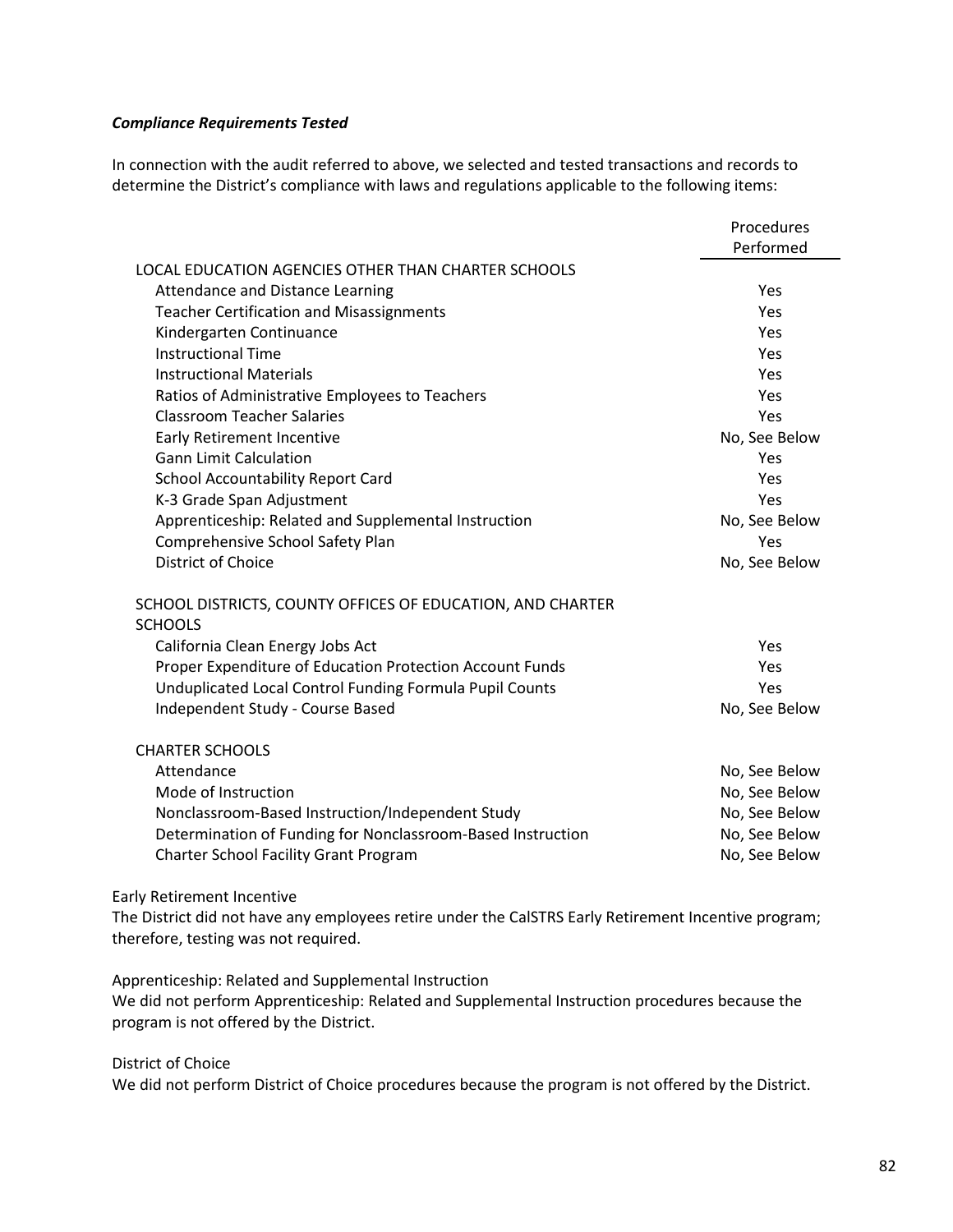***Compliance Requirements Tested***

In connection with the audit referred to above, we selected and tested transactions and records to determine the District's compliance with laws and regulations applicable to the following items:

| | Procedures Performed |
|---|---|
| LOCAL EDUCATION AGENCIES OTHER THAN CHARTER SCHOOLS | |
| Attendance and Distance Learning | Yes |
| Teacher Certification and Misassignments | Yes |
| Kindergarten Continuance | Yes |
| Instructional Time | Yes |
| Instructional Materials | Yes |
| Ratios of Administrative Employees to Teachers | Yes |
| Classroom Teacher Salaries | Yes |
| Early Retirement Incentive | No, See Below |
| Gann Limit Calculation | Yes |
| School Accountability Report Card | Yes |
| K-3 Grade Span Adjustment | Yes |
| Apprenticeship: Related and Supplemental Instruction | No, See Below |
| Comprehensive School Safety Plan | Yes |
| District of Choice | No, See Below |
| SCHOOL DISTRICTS, COUNTY OFFICES OF EDUCATION, AND CHARTER SCHOOLS | |
| California Clean Energy Jobs Act | Yes |
| Proper Expenditure of Education Protection Account Funds | Yes |
| Unduplicated Local Control Funding Formula Pupil Counts | Yes |
| Independent Study - Course Based | No, See Below |
| CHARTER SCHOOLS | |
| Attendance | No, See Below |
| Mode of Instruction | No, See Below |
| Nonclassroom-Based Instruction/Independent Study | No, See Below |
| Determination of Funding for Nonclassroom-Based Instruction | No, See Below |
| Charter School Facility Grant Program | No, See Below |

Early Retirement Incentive
The District did not have any employees retire under the CalSTRS Early Retirement Incentive program; therefore, testing was not required.

Apprenticeship: Related and Supplemental Instruction
We did not perform Apprenticeship: Related and Supplemental Instruction procedures because the program is not offered by the District.

District of Choice
We did not perform District of Choice procedures because the program is not offered by the District.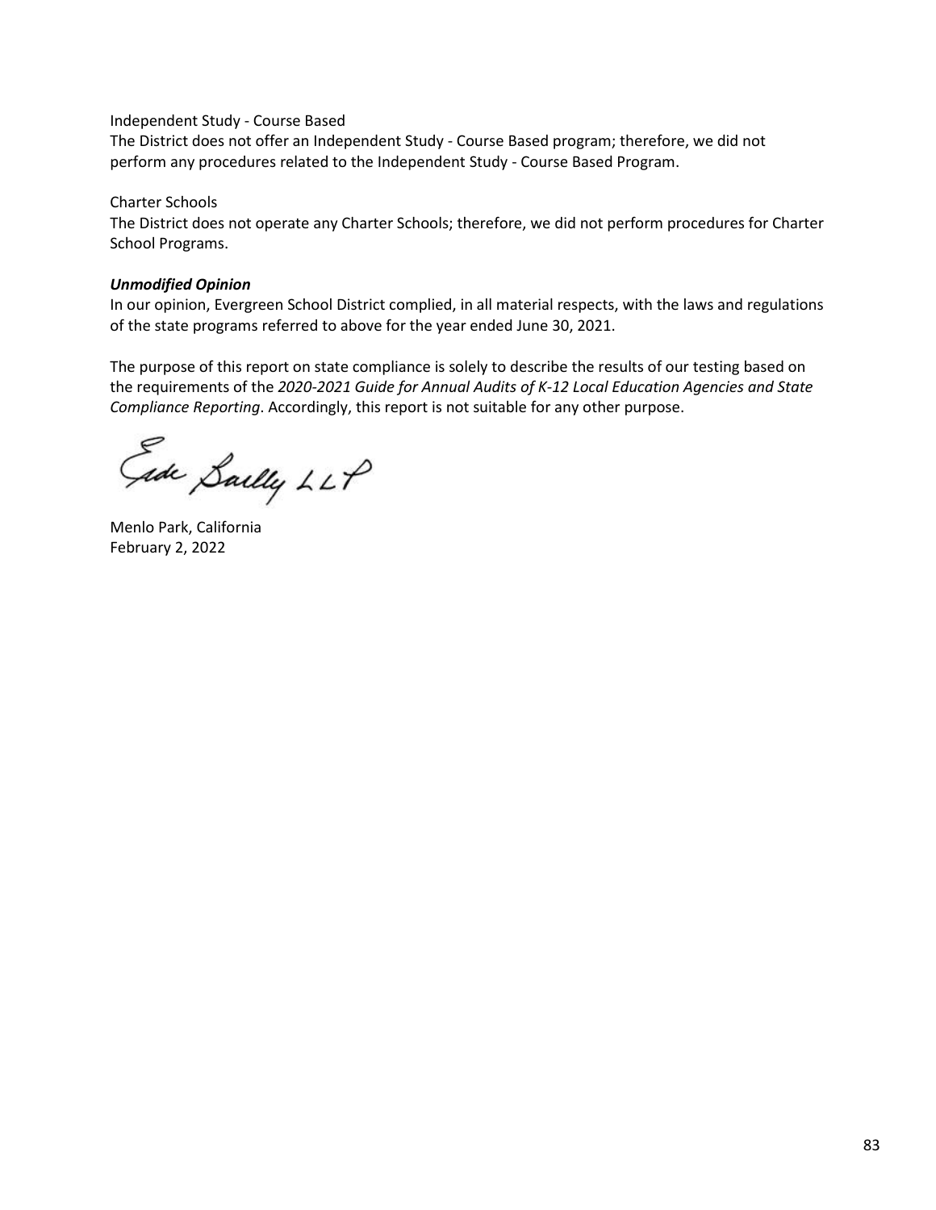Independent Study - Course Based
The District does not offer an Independent Study - Course Based program; therefore, we did not perform any procedures related to the Independent Study - Course Based Program.

Charter Schools
The District does not operate any Charter Schools; therefore, we did not perform procedures for Charter School Programs.

***Unmodified Opinion***
In our opinion, Evergreen School District complied, in all material respects, with the laws and regulations of the state programs referred to above for the year ended June 30, 2021.

The purpose of this report on state compliance is solely to describe the results of our testing based on the requirements of the *2020-2021 Guide for Annual Audits of K-12 Local Education Agencies and State Compliance Reporting*. Accordingly, this report is not suitable for any other purpose.

Eide Bailly LLP

Menlo Park, California
February 2, 2022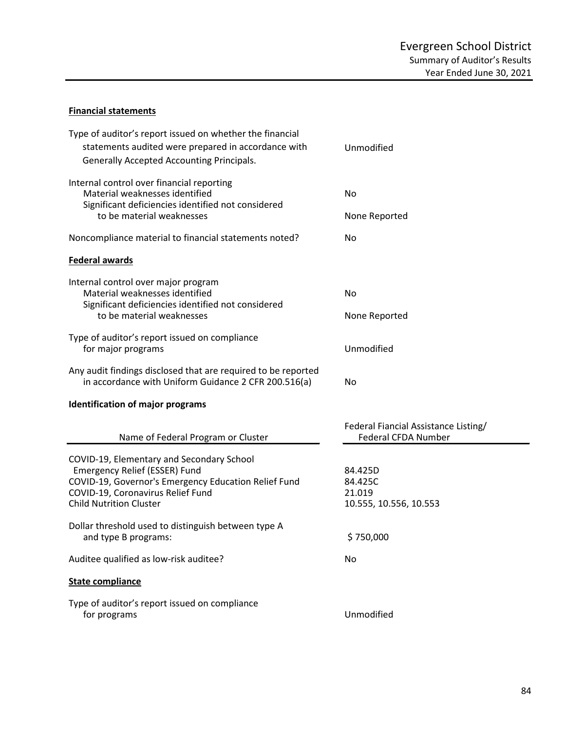# Evergreen School District

## Summary of Auditor's Results

### Year Ended June 30, 2021

**Financial statements**

| | |
|---|---|
| Type of auditor's report issued on whether the financial statements audited were prepared in accordance with Generally Accepted Accounting Principals. | Unmodified |
| Internal control over financial reporting | |
| Material weaknesses identified | No |
| Significant deficiencies identified not considered to be material weaknesses | None Reported |
| Noncompliance material to financial statements noted? | No |

**Federal awards**

| | |
|---|---|
| Internal control over major program | |
| Material weaknesses identified | No |
| Significant deficiencies identified not considered to be material weaknesses | None Reported |
| Type of auditor's report issued on compliance for major programs | Unmodified |
| Any audit findings disclosed that are required to be reported in accordance with Uniform Guidance 2 CFR 200.516(a) | No |

**Identification of major programs**

| Name of Federal Program or Cluster | Federal Fiancial Assistance Listing/ Federal CFDA Number |
|---|---|
| COVID-19, Elementary and Secondary School Emergency Relief (ESSER) Fund | 84.425D |
| COVID-19, Governor's Emergency Education Relief Fund | 84.425C |
| COVID-19, Coronavirus Relief Fund | 21.019 |
| Child Nutrition Cluster | 10.555, 10.556, 10.553 |

| | |
|---|---|
| Dollar threshold used to distinguish between type A and type B programs: | $ 750,000 |
| Auditee qualified as low-risk auditee? | No |

**State compliance**

| | |
|---|---|
| Type of auditor's report issued on compliance for programs | Unmodified |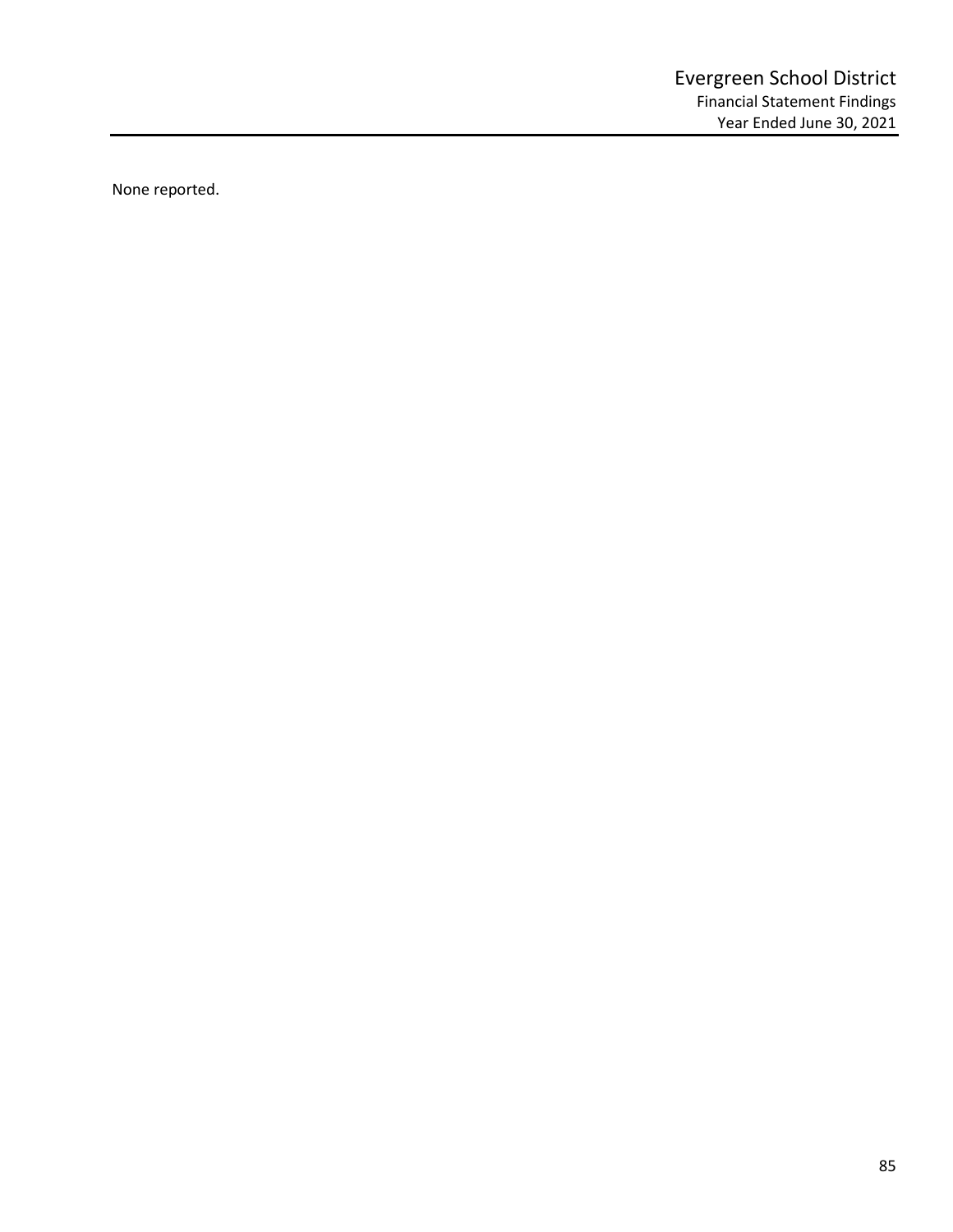# Evergreen School District

## Financial Statement Findings

### Year Ended June 30, 2021

None reported.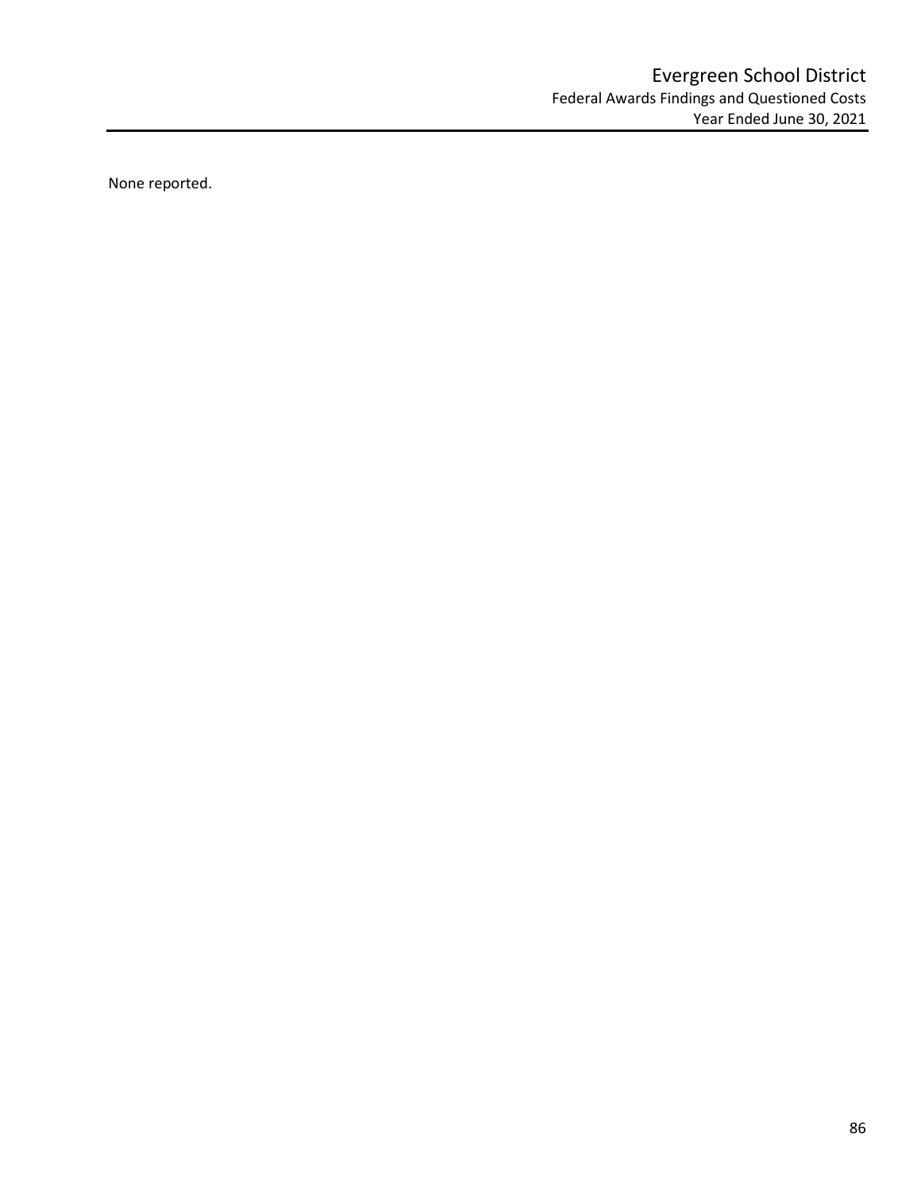None reported.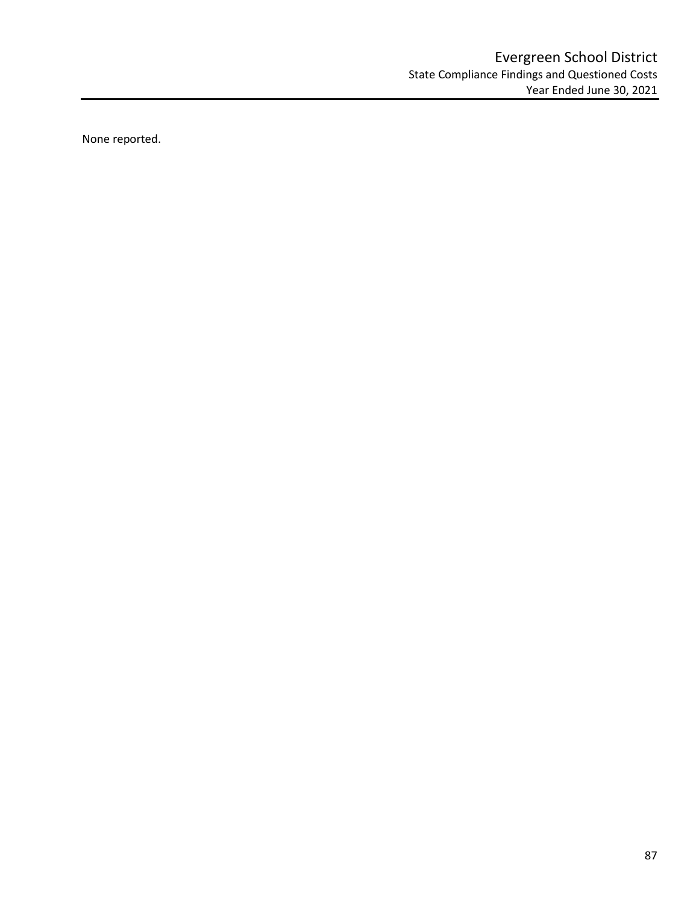# Evergreen School District

## State Compliance Findings and Questioned Costs

### Year Ended June 30, 2021

None reported.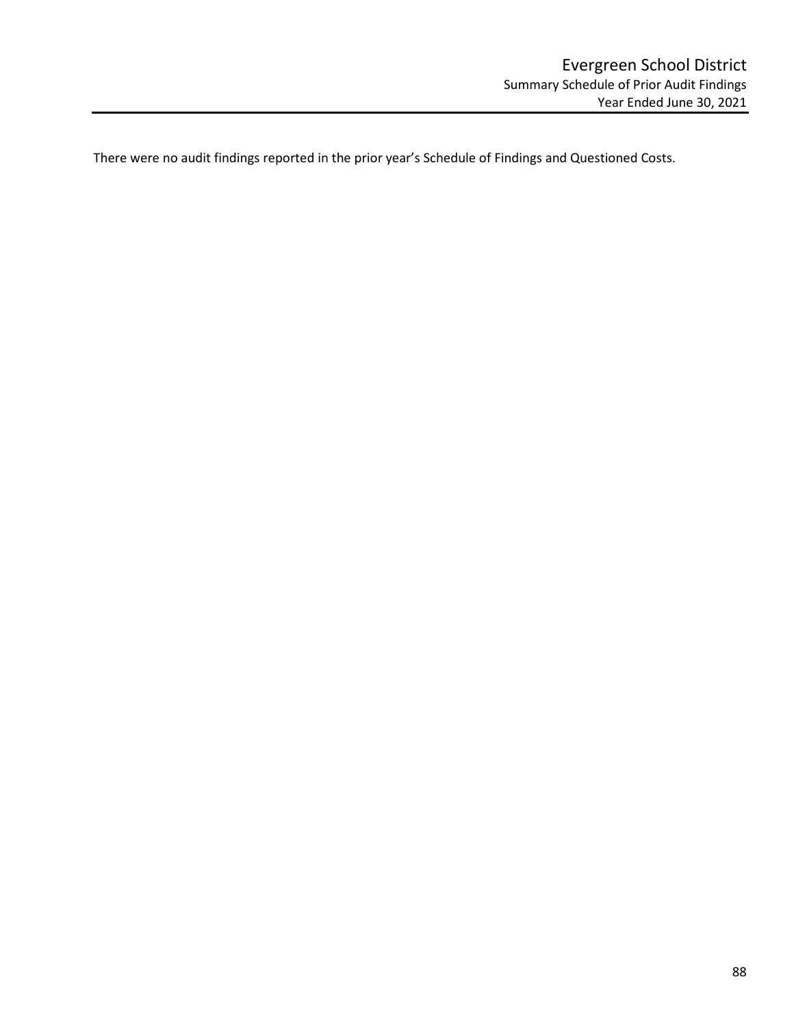# Evergreen School District

## Summary Schedule of Prior Audit Findings

### Year Ended June 30, 2021

There were no audit findings reported in the prior year's Schedule of Findings and Questioned Costs.